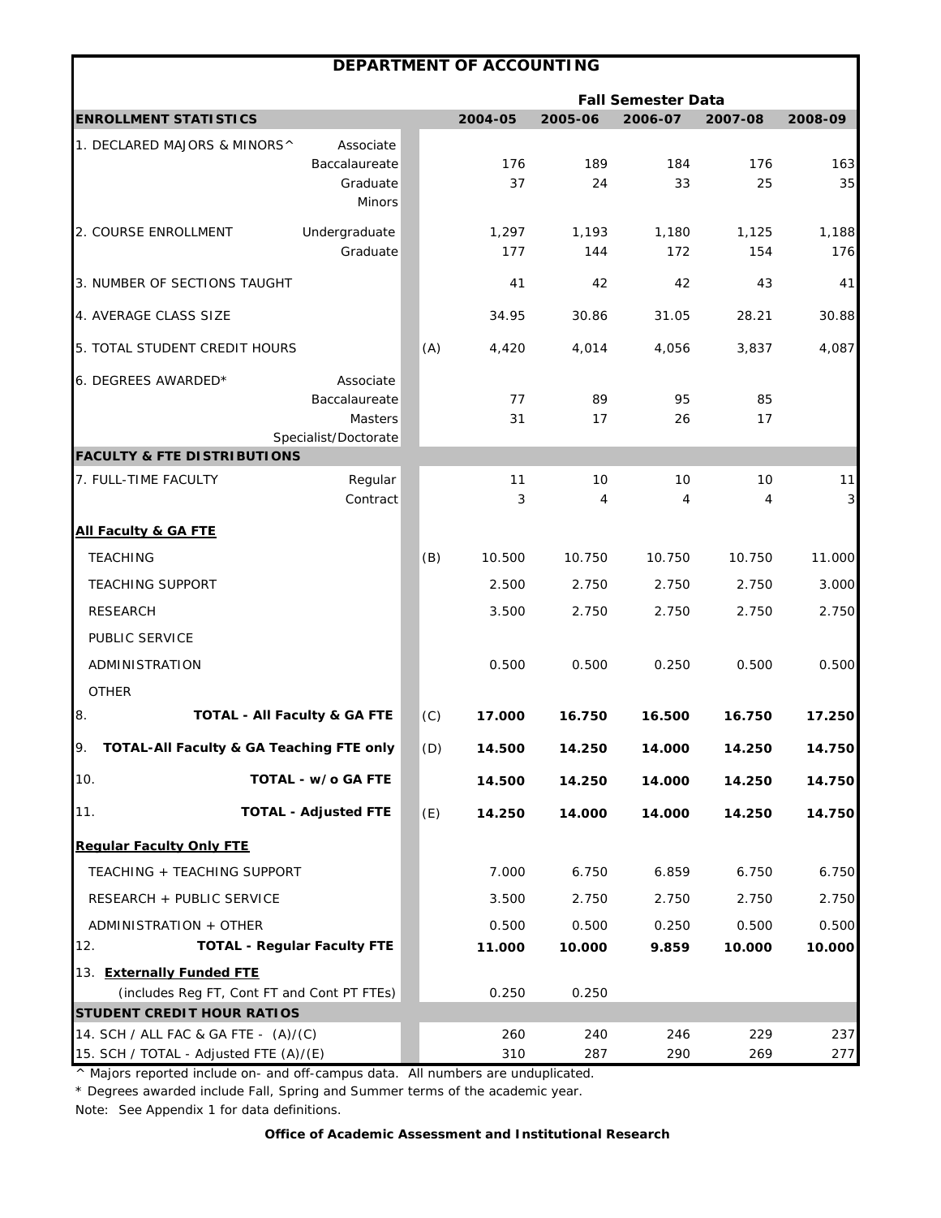# DEPARTMENT OF ACCOUNTING

| ENROLLMENT STATISTICS | | | 2004-05 | 2005-06 | 2006-07 | 2007-08 | 2008-09 |
|---|---|---|---|---|---|---|---|
| | | | **Fall Semester Data** | | | | |
| 1. DECLARED MAJORS & MINORS^ | Associate | | | | | | |
| | Baccalaureate | | 176 | 189 | 184 | 176 | 163 |
| | Graduate | | 37 | 24 | 33 | 25 | 35 |
| | Minors | | | | | | |
| 2. COURSE ENROLLMENT | Undergraduate | | 1,297 | 1,193 | 1,180 | 1,125 | 1,188 |
| | Graduate | | 177 | 144 | 172 | 154 | 176 |
| 3. NUMBER OF SECTIONS TAUGHT | | | 41 | 42 | 42 | 43 | 41 |
| 4. AVERAGE CLASS SIZE | | | 34.95 | 30.86 | 31.05 | 28.21 | 30.88 |
| 5. TOTAL STUDENT CREDIT HOURS | | (A) | 4,420 | 4,014 | 4,056 | 3,837 | 4,087 |
| 6. DEGREES AWARDED* | Associate | | | | | | |
| | Baccalaureate | | 77 | 89 | 95 | 85 | |
| | Masters | | 31 | 17 | 26 | 17 | |
| | Specialist/Doctorate | | | | | | |
| **FACULTY & FTE DISTRIBUTIONS** | | | | | | | |
| 7. FULL-TIME FACULTY | Regular | | 11 | 10 | 10 | 10 | 11 |
| | Contract | | 3 | 4 | 4 | 4 | 3 |
| **All Faculty & GA FTE** | | | | | | | |
| TEACHING | | (B) | 10.500 | 10.750 | 10.750 | 10.750 | 11.000 |
| TEACHING SUPPORT | | | 2.500 | 2.750 | 2.750 | 2.750 | 3.000 |
| RESEARCH | | | 3.500 | 2.750 | 2.750 | 2.750 | 2.750 |
| PUBLIC SERVICE | | | | | | | |
| ADMINISTRATION | | | 0.500 | 0.500 | 0.250 | 0.500 | 0.500 |
| OTHER | | | | | | | |
| 8. **TOTAL - All Faculty & GA FTE** | | (C) | **17.000** | **16.750** | **16.500** | **16.750** | **17.250** |
| 9. **TOTAL-All Faculty & GA Teaching FTE only** | | (D) | **14.500** | **14.250** | **14.000** | **14.250** | **14.750** |
| 10. **TOTAL - w/o GA FTE** | | | **14.500** | **14.250** | **14.000** | **14.250** | **14.750** |
| 11. **TOTAL - Adjusted FTE** | | (E) | **14.250** | **14.000** | **14.000** | **14.250** | **14.750** |
| **Regular Faculty Only FTE** | | | | | | | |
| TEACHING + TEACHING SUPPORT | | | 7.000 | 6.750 | 6.859 | 6.750 | 6.750 |
| RESEARCH + PUBLIC SERVICE | | | 3.500 | 2.750 | 2.750 | 2.750 | 2.750 |
| ADMINISTRATION + OTHER | | | 0.500 | 0.500 | 0.250 | 0.500 | 0.500 |
| 12. **TOTAL - Regular Faculty FTE** | | | **11.000** | **10.000** | **9.859** | **10.000** | **10.000** |
| 13. **Externally Funded FTE** (includes Reg FT, Cont FT and Cont PT FTEs) | | | 0.250 | 0.250 | | | |
| **STUDENT CREDIT HOUR RATIOS** | | | | | | | |
| 14. SCH / ALL FAC & GA FTE - (A)/(C) | | | 260 | 240 | 246 | 229 | 237 |
| 15. SCH / TOTAL - Adjusted FTE (A)/(E) | | | 310 | 287 | 290 | 269 | 277 |

^ Majors reported include on- and off-campus data. All numbers are unduplicated.

* Degrees awarded include Fall, Spring and Summer terms of the academic year.

Note: See Appendix 1 for data definitions.

**Office of Academic Assessment and Institutional Research**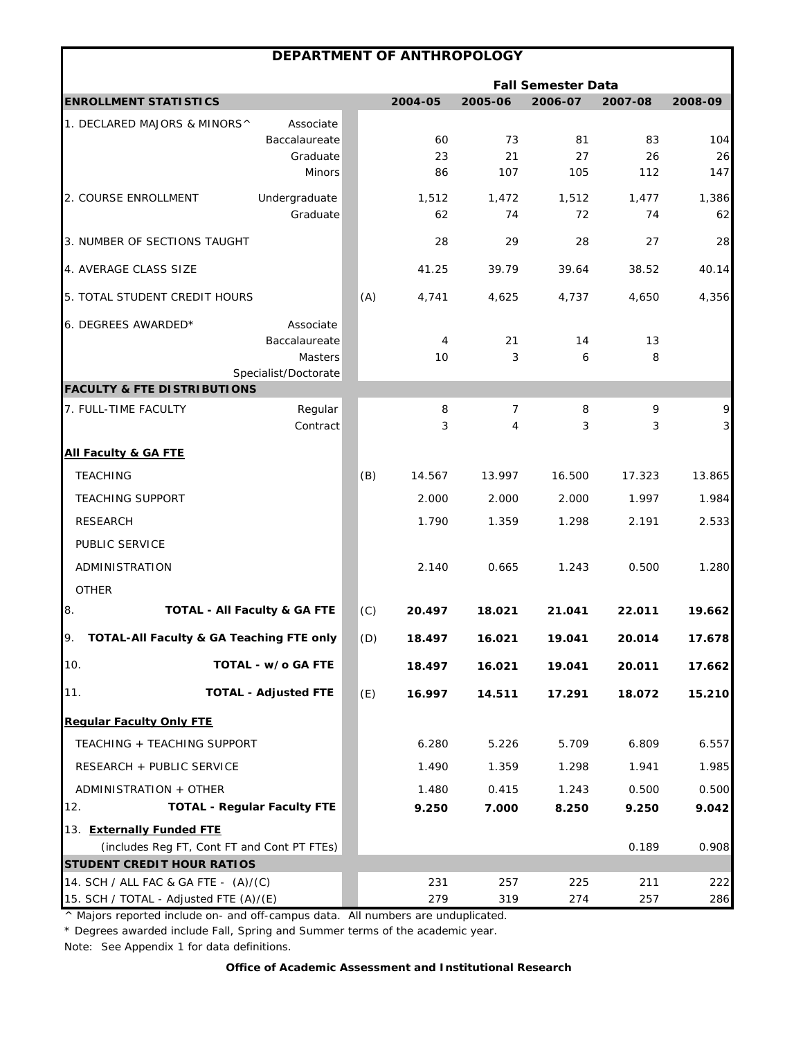# DEPARTMENT OF ANTHROPOLOGY

| ENROLLMENT STATISTICS | | | Fall Semester Data 2004-05 | 2005-06 | 2006-07 | 2007-08 | 2008-09 |
|---|---|---|---|---|---|---|---|
| 1. DECLARED MAJORS & MINORS^ | Associate | | | | | | |
| | Baccalaureate | | 60 | 73 | 81 | 83 | 104 |
| | Graduate | | 23 | 21 | 27 | 26 | 26 |
| | Minors | | 86 | 107 | 105 | 112 | 147 |
| 2. COURSE ENROLLMENT | Undergraduate | | 1,512 | 1,472 | 1,512 | 1,477 | 1,386 |
| | Graduate | | 62 | 74 | 72 | 74 | 62 |
| 3. NUMBER OF SECTIONS TAUGHT | | | 28 | 29 | 28 | 27 | 28 |
| 4. AVERAGE CLASS SIZE | | | 41.25 | 39.79 | 39.64 | 38.52 | 40.14 |
| 5. TOTAL STUDENT CREDIT HOURS | | (A) | 4,741 | 4,625 | 4,737 | 4,650 | 4,356 |
| 6. DEGREES AWARDED* | Associate | | | | | | |
| | Baccalaureate | | 4 | 21 | 14 | 13 | |
| | Masters | | 10 | 3 | 6 | 8 | |
| | Specialist/Doctorate | | | | | | |
| **FACULTY & FTE DISTRIBUTIONS** | | | | | | | |
| 7. FULL-TIME FACULTY | Regular | | 8 | 7 | 8 | 9 | 9 |
| | Contract | | 3 | 4 | 3 | 3 | 3 |
| **All Faculty & GA FTE** | | | | | | | |
| TEACHING | | (B) | 14.567 | 13.997 | 16.500 | 17.323 | 13.865 |
| TEACHING SUPPORT | | | 2.000 | 2.000 | 2.000 | 1.997 | 1.984 |
| RESEARCH | | | 1.790 | 1.359 | 1.298 | 2.191 | 2.533 |
| PUBLIC SERVICE | | | | | | | |
| ADMINISTRATION | | | 2.140 | 0.665 | 1.243 | 0.500 | 1.280 |
| OTHER | | | | | | | |
| 8. **TOTAL - All Faculty & GA FTE** | | (C) | **20.497** | **18.021** | **21.041** | **22.011** | **19.662** |
| 9. **TOTAL-All Faculty & GA Teaching FTE only** | | (D) | **18.497** | **16.021** | **19.041** | **20.014** | **17.678** |
| 10. **TOTAL - w/o GA FTE** | | | **18.497** | **16.021** | **19.041** | **20.011** | **17.662** |
| 11. **TOTAL - Adjusted FTE** | | (E) | **16.997** | **14.511** | **17.291** | **18.072** | **15.210** |
| **Regular Faculty Only FTE** | | | | | | | |
| TEACHING + TEACHING SUPPORT | | | 6.280 | 5.226 | 5.709 | 6.809 | 6.557 |
| RESEARCH + PUBLIC SERVICE | | | 1.490 | 1.359 | 1.298 | 1.941 | 1.985 |
| ADMINISTRATION + OTHER | | | 1.480 | 0.415 | 1.243 | 0.500 | 0.500 |
| 12. **TOTAL - Regular Faculty FTE** | | | **9.250** | **7.000** | **8.250** | **9.250** | **9.042** |
| 13. **Externally Funded FTE** (includes Reg FT, Cont FT and Cont PT FTEs) | | | | | | 0.189 | 0.908 |
| **STUDENT CREDIT HOUR RATIOS** | | | | | | | |
| 14. SCH / ALL FAC & GA FTE - (A)/(C) | | | 231 | 257 | 225 | 211 | 222 |
| 15. SCH / TOTAL - Adjusted FTE (A)/(E) | | | 279 | 319 | 274 | 257 | 286 |

^ Majors reported include on- and off-campus data. All numbers are unduplicated.

* Degrees awarded include Fall, Spring and Summer terms of the academic year.

Note: See Appendix 1 for data definitions.

**Office of Academic Assessment and Institutional Research**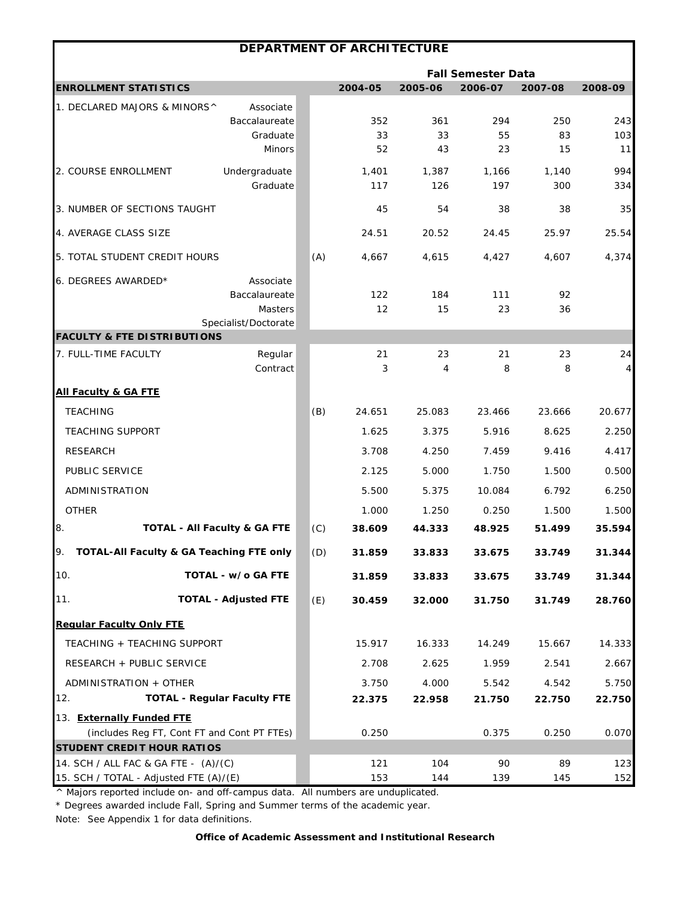# DEPARTMENT OF ARCHITECTURE

| ENROLLMENT STATISTICS | | | 2004-05 | 2005-06 | 2006-07 | 2007-08 | 2008-09 |
|---|---|---|---|---|---|---|---|
| | | | **Fall Semester Data** | | | | |
| 1. DECLARED MAJORS & MINORS^ | Associate | | | | | | |
| | Baccalaureate | | 352 | 361 | 294 | 250 | 243 |
| | Graduate | | 33 | 33 | 55 | 83 | 103 |
| | Minors | | 52 | 43 | 23 | 15 | 11 |
| 2. COURSE ENROLLMENT | Undergraduate | | 1,401 | 1,387 | 1,166 | 1,140 | 994 |
| | Graduate | | 117 | 126 | 197 | 300 | 334 |
| 3. NUMBER OF SECTIONS TAUGHT | | | 45 | 54 | 38 | 38 | 35 |
| 4. AVERAGE CLASS SIZE | | | 24.51 | 20.52 | 24.45 | 25.97 | 25.54 |
| 5. TOTAL STUDENT CREDIT HOURS | | (A) | 4,667 | 4,615 | 4,427 | 4,607 | 4,374 |
| 6. DEGREES AWARDED* | Associate | | | | | | |
| | Baccalaureate | | 122 | 184 | 111 | 92 | |
| | Masters | | 12 | 15 | 23 | 36 | |
| | Specialist/Doctorate | | | | | | |
| **FACULTY & FTE DISTRIBUTIONS** | | | | | | | |
| 7. FULL-TIME FACULTY | Regular | | 21 | 23 | 21 | 23 | 24 |
| | Contract | | 3 | 4 | 8 | 8 | 4 |
| **All Faculty & GA FTE** | | | | | | | |
| TEACHING | | (B) | 24.651 | 25.083 | 23.466 | 23.666 | 20.677 |
| TEACHING SUPPORT | | | 1.625 | 3.375 | 5.916 | 8.625 | 2.250 |
| RESEARCH | | | 3.708 | 4.250 | 7.459 | 9.416 | 4.417 |
| PUBLIC SERVICE | | | 2.125 | 5.000 | 1.750 | 1.500 | 0.500 |
| ADMINISTRATION | | | 5.500 | 5.375 | 10.084 | 6.792 | 6.250 |
| OTHER | | | 1.000 | 1.250 | 0.250 | 1.500 | 1.500 |
| 8. **TOTAL - All Faculty & GA FTE** | | (C) | **38.609** | **44.333** | **48.925** | **51.499** | **35.594** |
| 9. **TOTAL-All Faculty & GA Teaching FTE only** | | (D) | **31.859** | **33.833** | **33.675** | **33.749** | **31.344** |
| 10. **TOTAL - w/o GA FTE** | | | **31.859** | **33.833** | **33.675** | **33.749** | **31.344** |
| 11. **TOTAL - Adjusted FTE** | | (E) | **30.459** | **32.000** | **31.750** | **31.749** | **28.760** |
| **Regular Faculty Only FTE** | | | | | | | |
| TEACHING + TEACHING SUPPORT | | | 15.917 | 16.333 | 14.249 | 15.667 | 14.333 |
| RESEARCH + PUBLIC SERVICE | | | 2.708 | 2.625 | 1.959 | 2.541 | 2.667 |
| ADMINISTRATION + OTHER | | | 3.750 | 4.000 | 5.542 | 4.542 | 5.750 |
| 12. **TOTAL - Regular Faculty FTE** | | | **22.375** | **22.958** | **21.750** | **22.750** | **22.750** |
| 13. **Externally Funded FTE** (includes Reg FT, Cont FT and Cont PT FTEs) | | | 0.250 | | 0.375 | 0.250 | 0.070 |
| **STUDENT CREDIT HOUR RATIOS** | | | | | | | |
| 14. SCH / ALL FAC & GA FTE - (A)/(C) | | | 121 | 104 | 90 | 89 | 123 |
| 15. SCH / TOTAL - Adjusted FTE (A)/(E) | | | 153 | 144 | 139 | 145 | 152 |

^ Majors reported include on- and off-campus data. All numbers are unduplicated.

* Degrees awarded include Fall, Spring and Summer terms of the academic year.

Note: See Appendix 1 for data definitions.

**Office of Academic Assessment and Institutional Research**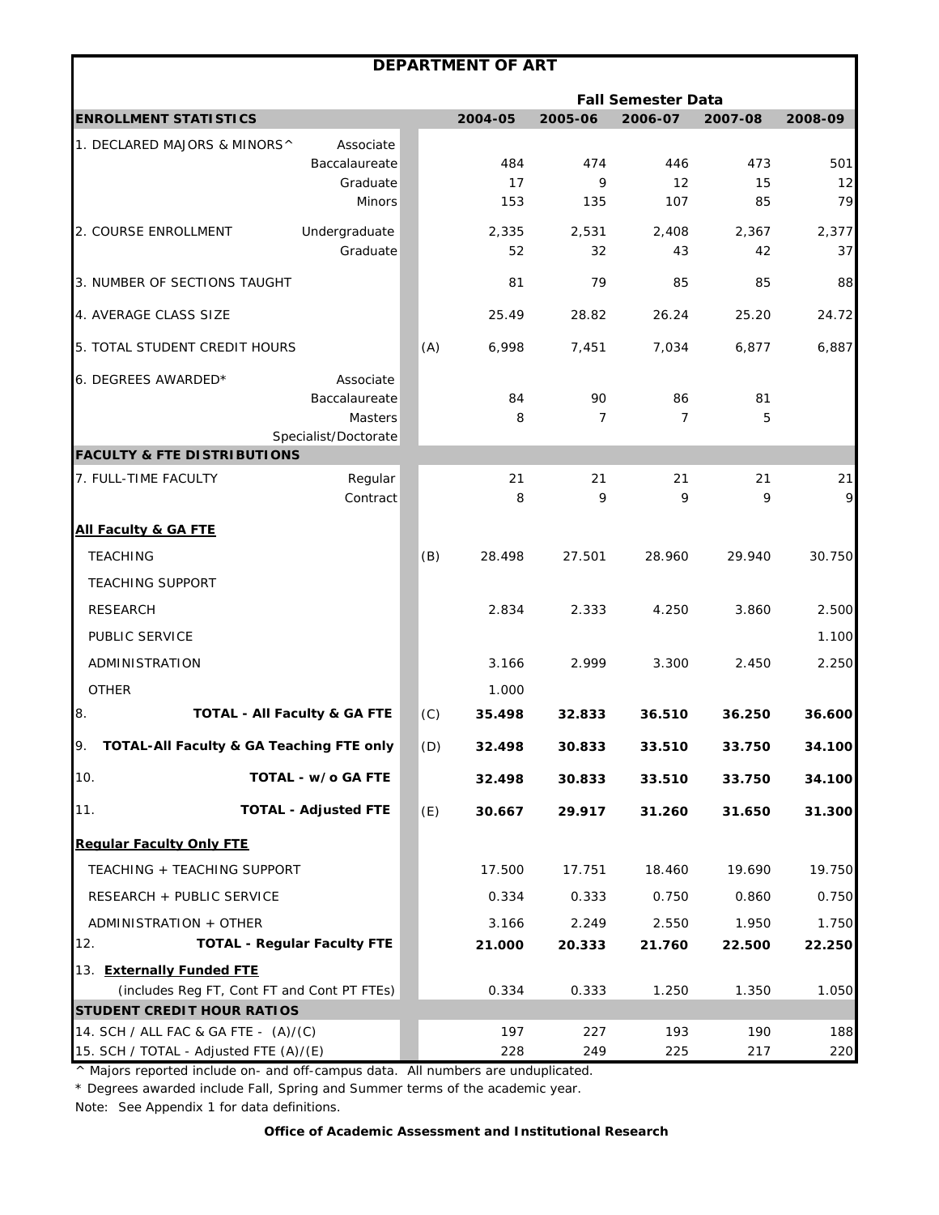# DEPARTMENT OF ART

| ENROLLMENT STATISTICS | | | 2004-05 | 2005-06 | 2006-07 | 2007-08 | 2008-09 |
|---|---|---|---|---|---|---|---|
| | | | **Fall Semester Data** | | | | |
| 1. DECLARED MAJORS & MINORS^ | Associate | | | | | | |
| | Baccalaureate | | 484 | 474 | 446 | 473 | 501 |
| | Graduate | | 17 | 9 | 12 | 15 | 12 |
| | Minors | | 153 | 135 | 107 | 85 | 79 |
| 2. COURSE ENROLLMENT | Undergraduate | | 2,335 | 2,531 | 2,408 | 2,367 | 2,377 |
| | Graduate | | 52 | 32 | 43 | 42 | 37 |
| 3. NUMBER OF SECTIONS TAUGHT | | | 81 | 79 | 85 | 85 | 88 |
| 4. AVERAGE CLASS SIZE | | | 25.49 | 28.82 | 26.24 | 25.20 | 24.72 |
| 5. TOTAL STUDENT CREDIT HOURS | | (A) | 6,998 | 7,451 | 7,034 | 6,877 | 6,887 |
| 6. DEGREES AWARDED* | Associate | | | | | | |
| | Baccalaureate | | 84 | 90 | 86 | 81 | |
| | Masters | | 8 | 7 | 7 | 5 | |
| | Specialist/Doctorate | | | | | | |
| **FACULTY & FTE DISTRIBUTIONS** | | | | | | | |
| 7. FULL-TIME FACULTY | Regular | | 21 | 21 | 21 | 21 | 21 |
| | Contract | | 8 | 9 | 9 | 9 | 9 |
| **All Faculty & GA FTE** | | | | | | | |
| TEACHING | | (B) | 28.498 | 27.501 | 28.960 | 29.940 | 30.750 |
| TEACHING SUPPORT | | | | | | | |
| RESEARCH | | | 2.834 | 2.333 | 4.250 | 3.860 | 2.500 |
| PUBLIC SERVICE | | | | | | | 1.100 |
| ADMINISTRATION | | | 3.166 | 2.999 | 3.300 | 2.450 | 2.250 |
| OTHER | | | 1.000 | | | | |
| 8. **TOTAL - All Faculty & GA FTE** | | (C) | **35.498** | **32.833** | **36.510** | **36.250** | **36.600** |
| 9. **TOTAL-All Faculty & GA Teaching FTE only** | | (D) | **32.498** | **30.833** | **33.510** | **33.750** | **34.100** |
| 10. **TOTAL - w/o GA FTE** | | | **32.498** | **30.833** | **33.510** | **33.750** | **34.100** |
| 11. **TOTAL - Adjusted FTE** | | (E) | **30.667** | **29.917** | **31.260** | **31.650** | **31.300** |
| **Regular Faculty Only FTE** | | | | | | | |
| TEACHING + TEACHING SUPPORT | | | 17.500 | 17.751 | 18.460 | 19.690 | 19.750 |
| RESEARCH + PUBLIC SERVICE | | | 0.334 | 0.333 | 0.750 | 0.860 | 0.750 |
| ADMINISTRATION + OTHER | | | 3.166 | 2.249 | 2.550 | 1.950 | 1.750 |
| 12. **TOTAL - Regular Faculty FTE** | | | **21.000** | **20.333** | **21.760** | **22.500** | **22.250** |
| 13. **Externally Funded FTE** (includes Reg FT, Cont FT and Cont PT FTEs) | | | 0.334 | 0.333 | 1.250 | 1.350 | 1.050 |
| **STUDENT CREDIT HOUR RATIOS** | | | | | | | |
| 14. SCH / ALL FAC & GA FTE - (A)/(C) | | | 197 | 227 | 193 | 190 | 188 |
| 15. SCH / TOTAL - Adjusted FTE (A)/(E) | | | 228 | 249 | 225 | 217 | 220 |

^ Majors reported include on- and off-campus data. All numbers are unduplicated.

* Degrees awarded include Fall, Spring and Summer terms of the academic year.

Note: See Appendix 1 for data definitions.

**Office of Academic Assessment and Institutional Research**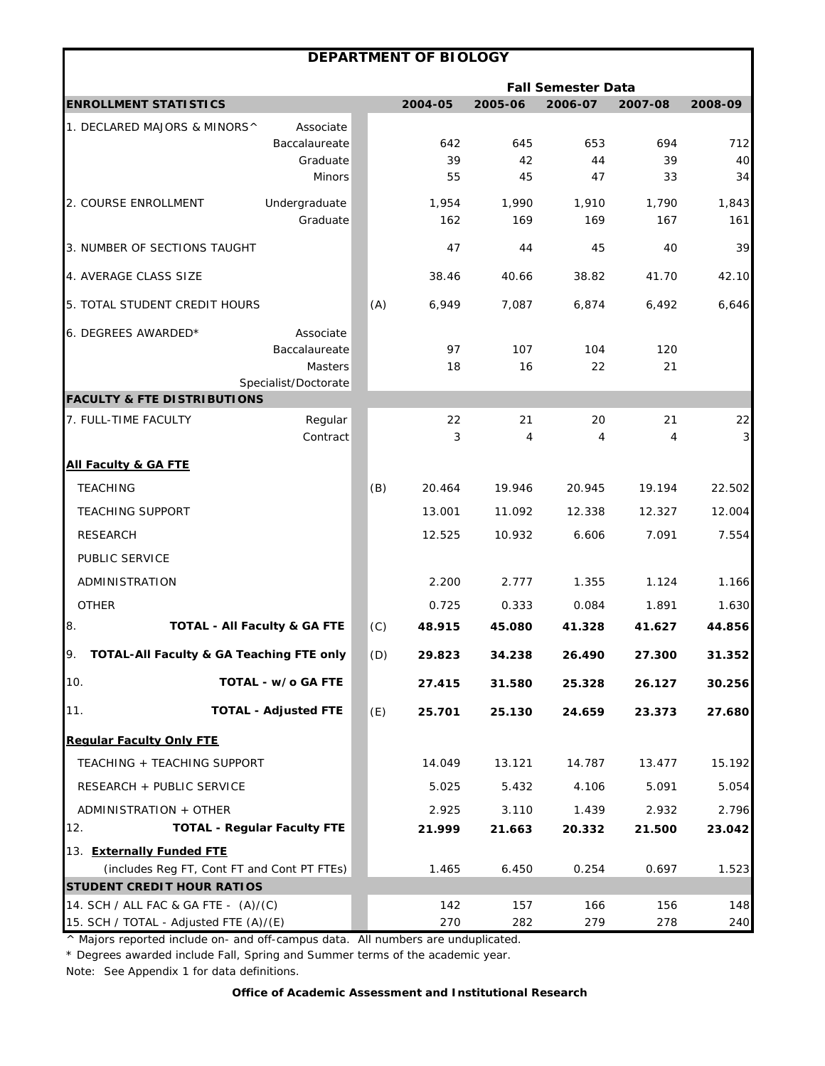# DEPARTMENT OF BIOLOGY

| ENROLLMENT STATISTICS | | | 2004-05 | 2005-06 | 2006-07 | 2007-08 | 2008-09 |
|---|---|---|---|---|---|---|---|
| | | | **Fall Semester Data** | | | | |
| 1. DECLARED MAJORS & MINORS^ | Associate | | | | | | |
| | Baccalaureate | | 642 | 645 | 653 | 694 | 712 |
| | Graduate | | 39 | 42 | 44 | 39 | 40 |
| | Minors | | 55 | 45 | 47 | 33 | 34 |
| 2. COURSE ENROLLMENT | Undergraduate | | 1,954 | 1,990 | 1,910 | 1,790 | 1,843 |
| | Graduate | | 162 | 169 | 169 | 167 | 161 |
| 3. NUMBER OF SECTIONS TAUGHT | | | 47 | 44 | 45 | 40 | 39 |
| 4. AVERAGE CLASS SIZE | | | 38.46 | 40.66 | 38.82 | 41.70 | 42.10 |
| 5. TOTAL STUDENT CREDIT HOURS | | (A) | 6,949 | 7,087 | 6,874 | 6,492 | 6,646 |
| 6. DEGREES AWARDED* | Associate | | | | | | |
| | Baccalaureate | | 97 | 107 | 104 | 120 | |
| | Masters | | 18 | 16 | 22 | 21 | |
| | Specialist/Doctorate | | | | | | |
| **FACULTY & FTE DISTRIBUTIONS** | | | | | | | |
| 7. FULL-TIME FACULTY | Regular | | 22 | 21 | 20 | 21 | 22 |
| | Contract | | 3 | 4 | 4 | 4 | 3 |
| **All Faculty & GA FTE** | | | | | | | |
| TEACHING | | (B) | 20.464 | 19.946 | 20.945 | 19.194 | 22.502 |
| TEACHING SUPPORT | | | 13.001 | 11.092 | 12.338 | 12.327 | 12.004 |
| RESEARCH | | | 12.525 | 10.932 | 6.606 | 7.091 | 7.554 |
| PUBLIC SERVICE | | | | | | | |
| ADMINISTRATION | | | 2.200 | 2.777 | 1.355 | 1.124 | 1.166 |
| OTHER | | | 0.725 | 0.333 | 0.084 | 1.891 | 1.630 |
| 8. **TOTAL - All Faculty & GA FTE** | | (C) | **48.915** | **45.080** | **41.328** | **41.627** | **44.856** |
| 9. **TOTAL-All Faculty & GA Teaching FTE only** | | (D) | **29.823** | **34.238** | **26.490** | **27.300** | **31.352** |
| 10. **TOTAL - w/o GA FTE** | | | **27.415** | **31.580** | **25.328** | **26.127** | **30.256** |
| 11. **TOTAL - Adjusted FTE** | | (E) | **25.701** | **25.130** | **24.659** | **23.373** | **27.680** |
| **Regular Faculty Only FTE** | | | | | | | |
| TEACHING + TEACHING SUPPORT | | | 14.049 | 13.121 | 14.787 | 13.477 | 15.192 |
| RESEARCH + PUBLIC SERVICE | | | 5.025 | 5.432 | 4.106 | 5.091 | 5.054 |
| ADMINISTRATION + OTHER | | | 2.925 | 3.110 | 1.439 | 2.932 | 2.796 |
| 12. **TOTAL - Regular Faculty FTE** | | | **21.999** | **21.663** | **20.332** | **21.500** | **23.042** |
| 13. **Externally Funded FTE** (includes Reg FT, Cont FT and Cont PT FTEs) | | | 1.465 | 6.450 | 0.254 | 0.697 | 1.523 |
| **STUDENT CREDIT HOUR RATIOS** | | | | | | | |
| 14. SCH / ALL FAC & GA FTE - (A)/(C) | | | 142 | 157 | 166 | 156 | 148 |
| 15. SCH / TOTAL - Adjusted FTE (A)/(E) | | | 270 | 282 | 279 | 278 | 240 |

^ Majors reported include on- and off-campus data. All numbers are unduplicated.

* Degrees awarded include Fall, Spring and Summer terms of the academic year.

Note: See Appendix 1 for data definitions.

**Office of Academic Assessment and Institutional Research**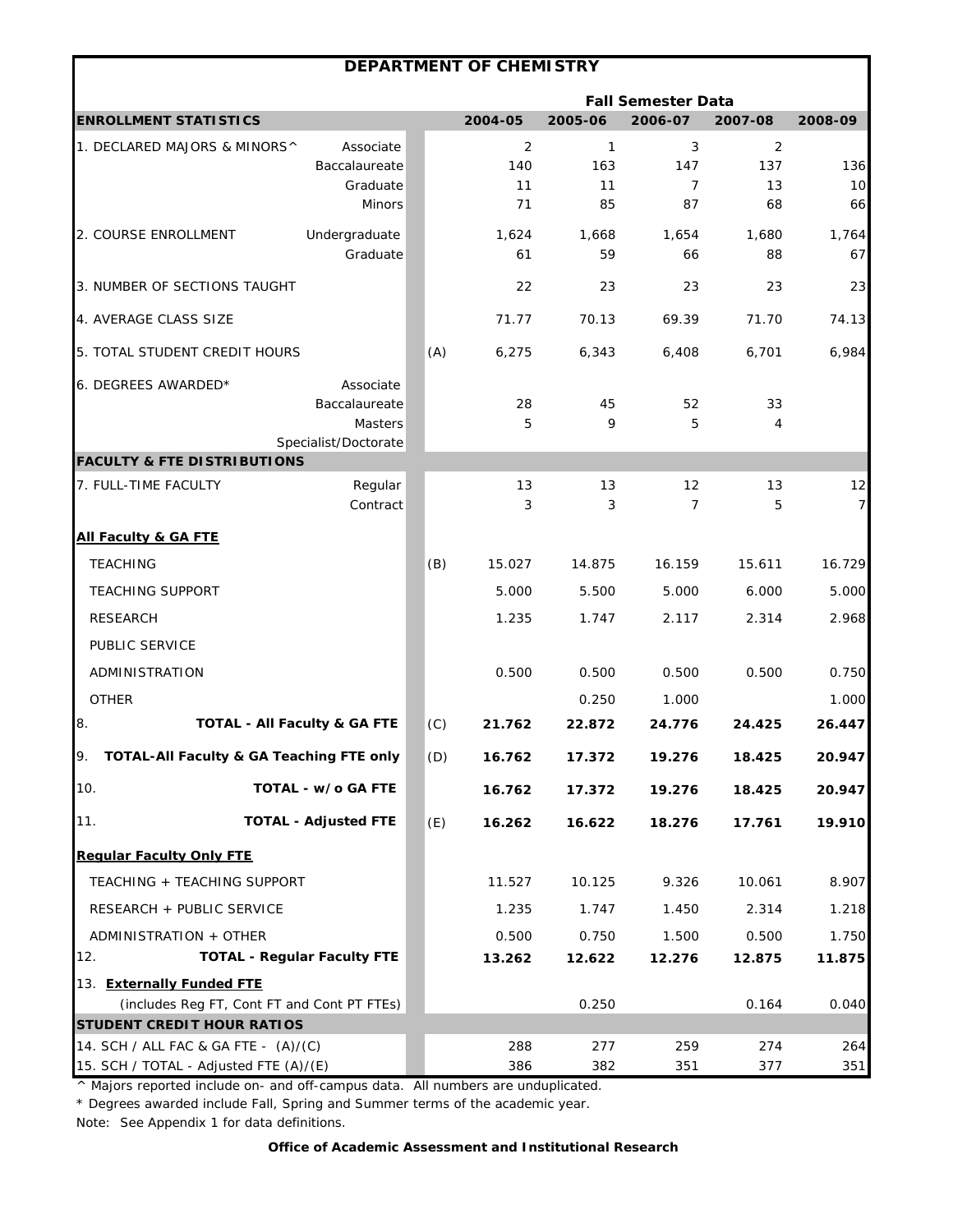# DEPARTMENT OF CHEMISTRY

| ENROLLMENT STATISTICS | | | 2004-05 | 2005-06 | 2006-07 | 2007-08 | 2008-09 |
|---|---|---|---|---|---|---|---|
| | | | **Fall Semester Data** | | | | |
| 1. DECLARED MAJORS & MINORS^ | Associate | | 2 | 1 | 3 | 2 | |
| | Baccalaureate | | 140 | 163 | 147 | 137 | 136 |
| | Graduate | | 11 | 11 | 7 | 13 | 10 |
| | Minors | | 71 | 85 | 87 | 68 | 66 |
| 2. COURSE ENROLLMENT | Undergraduate | | 1,624 | 1,668 | 1,654 | 1,680 | 1,764 |
| | Graduate | | 61 | 59 | 66 | 88 | 67 |
| 3. NUMBER OF SECTIONS TAUGHT | | | 22 | 23 | 23 | 23 | 23 |
| 4. AVERAGE CLASS SIZE | | | 71.77 | 70.13 | 69.39 | 71.70 | 74.13 |
| 5. TOTAL STUDENT CREDIT HOURS | | (A) | 6,275 | 6,343 | 6,408 | 6,701 | 6,984 |
| 6. DEGREES AWARDED* | Associate | | | | | | |
| | Baccalaureate | | 28 | 45 | 52 | 33 | |
| | Masters | | 5 | 9 | 5 | 4 | |
| | Specialist/Doctorate | | | | | | |
| **FACULTY & FTE DISTRIBUTIONS** | | | | | | | |
| 7. FULL-TIME FACULTY | Regular | | 13 | 13 | 12 | 13 | 12 |
| | Contract | | 3 | 3 | 7 | 5 | 7 |
| **All Faculty & GA FTE** | | | | | | | |
| TEACHING | | (B) | 15.027 | 14.875 | 16.159 | 15.611 | 16.729 |
| TEACHING SUPPORT | | | 5.000 | 5.500 | 5.000 | 6.000 | 5.000 |
| RESEARCH | | | 1.235 | 1.747 | 2.117 | 2.314 | 2.968 |
| PUBLIC SERVICE | | | | | | | |
| ADMINISTRATION | | | 0.500 | 0.500 | 0.500 | 0.500 | 0.750 |
| OTHER | | | | 0.250 | 1.000 | | 1.000 |
| 8. **TOTAL - All Faculty & GA FTE** | | (C) | **21.762** | **22.872** | **24.776** | **24.425** | **26.447** |
| 9. **TOTAL-All Faculty & GA Teaching FTE only** | | (D) | **16.762** | **17.372** | **19.276** | **18.425** | **20.947** |
| 10. **TOTAL - w/o GA FTE** | | | **16.762** | **17.372** | **19.276** | **18.425** | **20.947** |
| 11. **TOTAL - Adjusted FTE** | | (E) | **16.262** | **16.622** | **18.276** | **17.761** | **19.910** |
| **Regular Faculty Only FTE** | | | | | | | |
| TEACHING + TEACHING SUPPORT | | | 11.527 | 10.125 | 9.326 | 10.061 | 8.907 |
| RESEARCH + PUBLIC SERVICE | | | 1.235 | 1.747 | 1.450 | 2.314 | 1.218 |
| ADMINISTRATION + OTHER | | | 0.500 | 0.750 | 1.500 | 0.500 | 1.750 |
| 12. **TOTAL - Regular Faculty FTE** | | | **13.262** | **12.622** | **12.276** | **12.875** | **11.875** |
| 13. **Externally Funded FTE** (includes Reg FT, Cont FT and Cont PT FTEs) | | | | 0.250 | | 0.164 | 0.040 |
| **STUDENT CREDIT HOUR RATIOS** | | | | | | | |
| 14. SCH / ALL FAC & GA FTE - (A)/(C) | | | 288 | 277 | 259 | 274 | 264 |
| 15. SCH / TOTAL - Adjusted FTE (A)/(E) | | | 386 | 382 | 351 | 377 | 351 |

^ Majors reported include on- and off-campus data. All numbers are unduplicated.

* Degrees awarded include Fall, Spring and Summer terms of the academic year.

Note: See Appendix 1 for data definitions.

**Office of Academic Assessment and Institutional Research**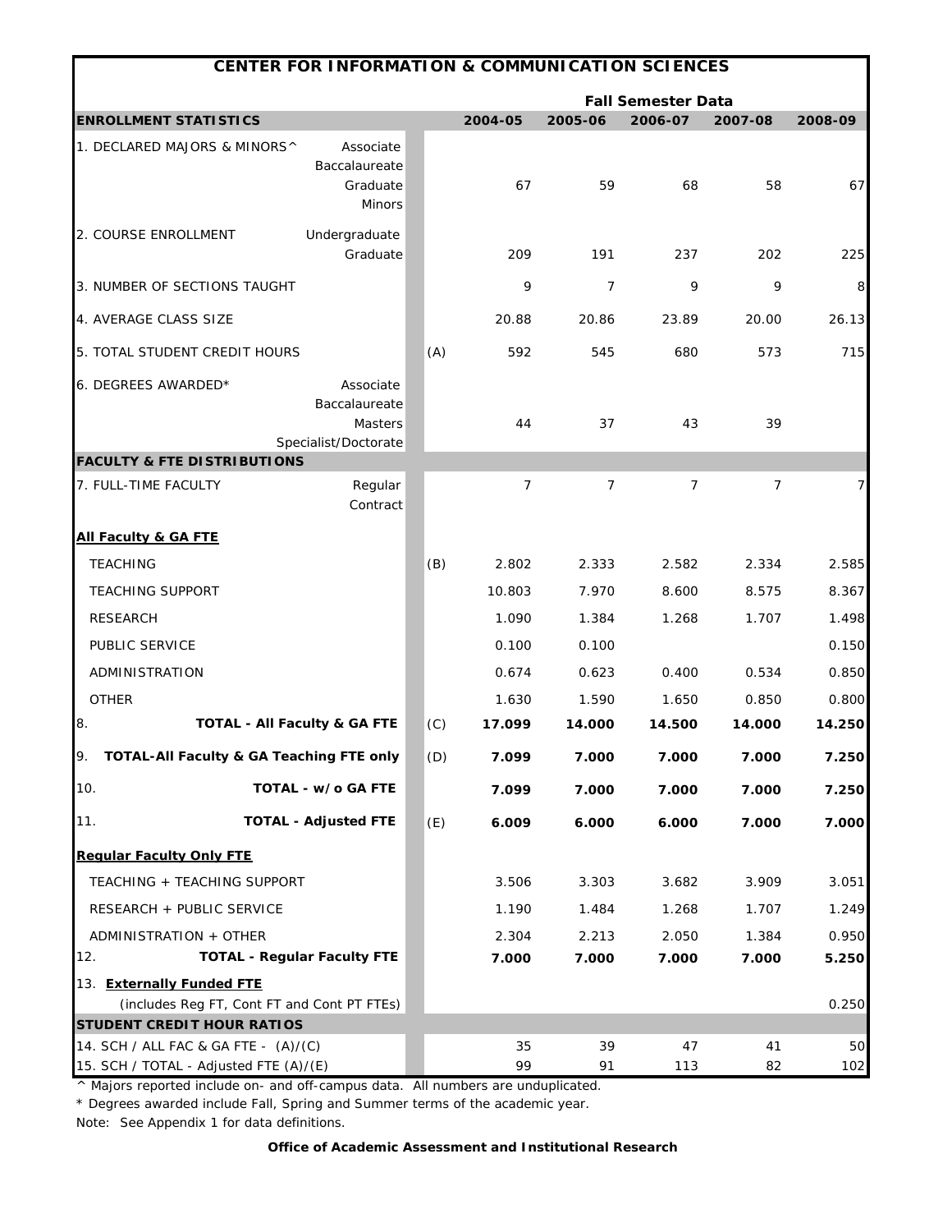# CENTER FOR INFORMATION & COMMUNICATION SCIENCES

| ENROLLMENT STATISTICS | | | 2004-05 | 2005-06 | 2006-07 | 2007-08 | 2008-09 |
|---|---|---|---|---|---|---|---|
| | | | **Fall Semester Data** | | | | |
| 1. DECLARED MAJORS & MINORS^ | Associate | | | | | | |
| | Baccalaureate | | | | | | |
| | Graduate | | 67 | 59 | 68 | 58 | 67 |
| | Minors | | | | | | |
| 2. COURSE ENROLLMENT | Undergraduate | | | | | | |
| | Graduate | | 209 | 191 | 237 | 202 | 225 |
| 3. NUMBER OF SECTIONS TAUGHT | | | 9 | 7 | 9 | 9 | 8 |
| 4. AVERAGE CLASS SIZE | | | 20.88 | 20.86 | 23.89 | 20.00 | 26.13 |
| 5. TOTAL STUDENT CREDIT HOURS | | (A) | 592 | 545 | 680 | 573 | 715 |
| 6. DEGREES AWARDED* | Associate | | | | | | |
| | Baccalaureate | | | | | | |
| | Masters | | 44 | 37 | 43 | 39 | |
| | Specialist/Doctorate | | | | | | |
| **FACULTY & FTE DISTRIBUTIONS** | | | | | | | |
| 7. FULL-TIME FACULTY | Regular | | 7 | 7 | 7 | 7 | 7 |
| | Contract | | | | | | |
| **All Faculty & GA FTE** | | | | | | | |
| TEACHING | | (B) | 2.802 | 2.333 | 2.582 | 2.334 | 2.585 |
| TEACHING SUPPORT | | | 10.803 | 7.970 | 8.600 | 8.575 | 8.367 |
| RESEARCH | | | 1.090 | 1.384 | 1.268 | 1.707 | 1.498 |
| PUBLIC SERVICE | | | 0.100 | 0.100 | | | 0.150 |
| ADMINISTRATION | | | 0.674 | 0.623 | 0.400 | 0.534 | 0.850 |
| OTHER | | | 1.630 | 1.590 | 1.650 | 0.850 | 0.800 |
| 8. **TOTAL - All Faculty & GA FTE** | | (C) | **17.099** | **14.000** | **14.500** | **14.000** | **14.250** |
| 9. **TOTAL-All Faculty & GA Teaching FTE only** | | (D) | **7.099** | **7.000** | **7.000** | **7.000** | **7.250** |
| 10. **TOTAL - w/o GA FTE** | | | **7.099** | **7.000** | **7.000** | **7.000** | **7.250** |
| 11. **TOTAL - Adjusted FTE** | | (E) | **6.009** | **6.000** | **6.000** | **7.000** | **7.000** |
| **Regular Faculty Only FTE** | | | | | | | |
| TEACHING + TEACHING SUPPORT | | | 3.506 | 3.303 | 3.682 | 3.909 | 3.051 |
| RESEARCH + PUBLIC SERVICE | | | 1.190 | 1.484 | 1.268 | 1.707 | 1.249 |
| ADMINISTRATION + OTHER | | | 2.304 | 2.213 | 2.050 | 1.384 | 0.950 |
| 12. **TOTAL - Regular Faculty FTE** | | | **7.000** | **7.000** | **7.000** | **7.000** | **5.250** |
| 13. **Externally Funded FTE** (includes Reg FT, Cont FT and Cont PT FTEs) | | | | | | | 0.250 |
| **STUDENT CREDIT HOUR RATIOS** | | | | | | | |
| 14. SCH / ALL FAC & GA FTE - (A)/(C) | | | 35 | 39 | 47 | 41 | 50 |
| 15. SCH / TOTAL - Adjusted FTE (A)/(E) | | | 99 | 91 | 113 | 82 | 102 |

^ Majors reported include on- and off-campus data. All numbers are unduplicated.

* Degrees awarded include Fall, Spring and Summer terms of the academic year.

Note: See Appendix 1 for data definitions.

**Office of Academic Assessment and Institutional Research**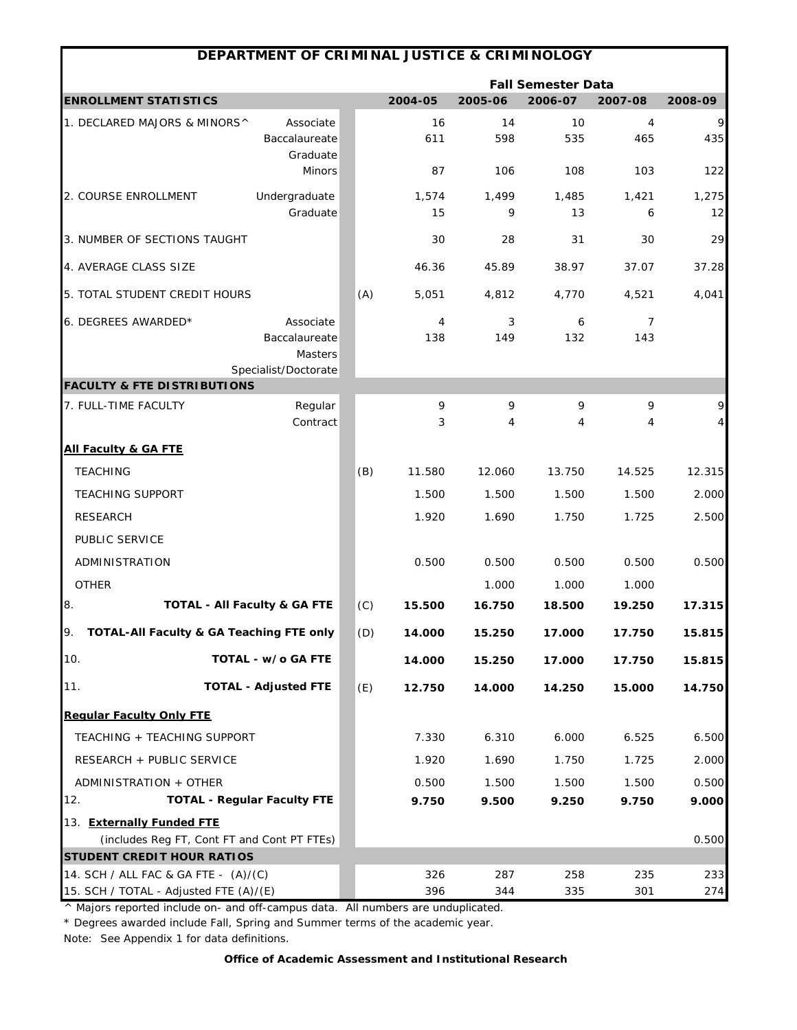# DEPARTMENT OF CRIMINAL JUSTICE & CRIMINOLOGY

| ENROLLMENT STATISTICS | | | 2004-05 | 2005-06 | 2006-07 | 2007-08 | 2008-09 |
|---|---|---|---|---|---|---|---|
| | | | **Fall Semester Data** | | | | |
| 1. DECLARED MAJORS & MINORS^ | Associate | | 16 | 14 | 10 | 4 | 9 |
| | Baccalaureate | | 611 | 598 | 535 | 465 | 435 |
| | Graduate | | | | | | |
| | Minors | | 87 | 106 | 108 | 103 | 122 |
| 2. COURSE ENROLLMENT | Undergraduate | | 1,574 | 1,499 | 1,485 | 1,421 | 1,275 |
| | Graduate | | 15 | 9 | 13 | 6 | 12 |
| 3. NUMBER OF SECTIONS TAUGHT | | | 30 | 28 | 31 | 30 | 29 |
| 4. AVERAGE CLASS SIZE | | | 46.36 | 45.89 | 38.97 | 37.07 | 37.28 |
| 5. TOTAL STUDENT CREDIT HOURS | | (A) | 5,051 | 4,812 | 4,770 | 4,521 | 4,041 |
| 6. DEGREES AWARDED* | Associate | | 4 | 3 | 6 | 7 | |
| | Baccalaureate | | 138 | 149 | 132 | 143 | |
| | Masters | | | | | | |
| | Specialist/Doctorate | | | | | | |
| **FACULTY & FTE DISTRIBUTIONS** | | | | | | | |
| 7. FULL-TIME FACULTY | Regular | | 9 | 9 | 9 | 9 | 9 |
| | Contract | | 3 | 4 | 4 | 4 | 4 |
| **All Faculty & GA FTE** | | | | | | | |
| TEACHING | | (B) | 11.580 | 12.060 | 13.750 | 14.525 | 12.315 |
| TEACHING SUPPORT | | | 1.500 | 1.500 | 1.500 | 1.500 | 2.000 |
| RESEARCH | | | 1.920 | 1.690 | 1.750 | 1.725 | 2.500 |
| PUBLIC SERVICE | | | | | | | |
| ADMINISTRATION | | | 0.500 | 0.500 | 0.500 | 0.500 | 0.500 |
| OTHER | | | | 1.000 | 1.000 | 1.000 | |
| 8. **TOTAL - All Faculty & GA FTE** | | (C) | **15.500** | **16.750** | **18.500** | **19.250** | **17.315** |
| 9. **TOTAL-All Faculty & GA Teaching FTE only** | | (D) | **14.000** | **15.250** | **17.000** | **17.750** | **15.815** |
| 10. **TOTAL - w/o GA FTE** | | | **14.000** | **15.250** | **17.000** | **17.750** | **15.815** |
| 11. **TOTAL - Adjusted FTE** | | (E) | **12.750** | **14.000** | **14.250** | **15.000** | **14.750** |
| **Regular Faculty Only FTE** | | | | | | | |
| TEACHING + TEACHING SUPPORT | | | 7.330 | 6.310 | 6.000 | 6.525 | 6.500 |
| RESEARCH + PUBLIC SERVICE | | | 1.920 | 1.690 | 1.750 | 1.725 | 2.000 |
| ADMINISTRATION + OTHER | | | 0.500 | 1.500 | 1.500 | 1.500 | 0.500 |
| 12. **TOTAL - Regular Faculty FTE** | | | **9.750** | **9.500** | **9.250** | **9.750** | **9.000** |
| 13. **Externally Funded FTE** (includes Reg FT, Cont FT and Cont PT FTEs) | | | | | | | 0.500 |
| **STUDENT CREDIT HOUR RATIOS** | | | | | | | |
| 14. SCH / ALL FAC & GA FTE - (A)/(C) | | | 326 | 287 | 258 | 235 | 233 |
| 15. SCH / TOTAL - Adjusted FTE (A)/(E) | | | 396 | 344 | 335 | 301 | 274 |

^ Majors reported include on- and off-campus data. All numbers are unduplicated.

* Degrees awarded include Fall, Spring and Summer terms of the academic year.

Note: See Appendix 1 for data definitions.

**Office of Academic Assessment and Institutional Research**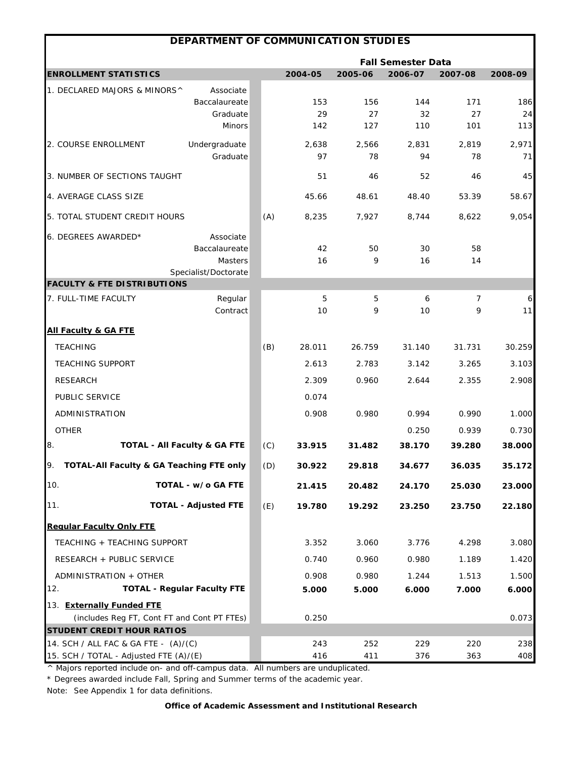# DEPARTMENT OF COMMUNICATION STUDIES

| | | | Fall Semester Data | | | | |
|---|---|---|---|---|---|---|---|
| **ENROLLMENT STATISTICS** | | | **2004-05** | **2005-06** | **2006-07** | **2007-08** | **2008-09** |
| 1. DECLARED MAJORS & MINORS^ | Associate | | | | | | |
| | Baccalaureate | | 153 | 156 | 144 | 171 | 186 |
| | Graduate | | 29 | 27 | 32 | 27 | 24 |
| | Minors | | 142 | 127 | 110 | 101 | 113 |
| 2. COURSE ENROLLMENT | Undergraduate | | 2,638 | 2,566 | 2,831 | 2,819 | 2,971 |
| | Graduate | | 97 | 78 | 94 | 78 | 71 |
| 3. NUMBER OF SECTIONS TAUGHT | | | 51 | 46 | 52 | 46 | 45 |
| 4. AVERAGE CLASS SIZE | | | 45.66 | 48.61 | 48.40 | 53.39 | 58.67 |
| 5. TOTAL STUDENT CREDIT HOURS | | (A) | 8,235 | 7,927 | 8,744 | 8,622 | 9,054 |
| 6. DEGREES AWARDED* | Associate | | | | | | |
| | Baccalaureate | | 42 | 50 | 30 | 58 | |
| | Masters | | 16 | 9 | 16 | 14 | |
| | Specialist/Doctorate | | | | | | |
| **FACULTY & FTE DISTRIBUTIONS** | | | | | | | |
| 7. FULL-TIME FACULTY | Regular | | 5 | 5 | 6 | 7 | 6 |
| | Contract | | 10 | 9 | 10 | 9 | 11 |
| **All Faculty & GA FTE** | | | | | | | |
| TEACHING | | (B) | 28.011 | 26.759 | 31.140 | 31.731 | 30.259 |
| TEACHING SUPPORT | | | 2.613 | 2.783 | 3.142 | 3.265 | 3.103 |
| RESEARCH | | | 2.309 | 0.960 | 2.644 | 2.355 | 2.908 |
| PUBLIC SERVICE | | | 0.074 | | | | |
| ADMINISTRATION | | | 0.908 | 0.980 | 0.994 | 0.990 | 1.000 |
| OTHER | | | | | 0.250 | 0.939 | 0.730 |
| 8. | **TOTAL - All Faculty & GA FTE** | (C) | **33.915** | **31.482** | **38.170** | **39.280** | **38.000** |
| 9. **TOTAL-All Faculty & GA Teaching FTE only** | | (D) | **30.922** | **29.818** | **34.677** | **36.035** | **35.172** |
| 10. | **TOTAL - w/o GA FTE** | | **21.415** | **20.482** | **24.170** | **25.030** | **23.000** |
| 11. | **TOTAL - Adjusted FTE** | (E) | **19.780** | **19.292** | **23.250** | **23.750** | **22.180** |
| **Regular Faculty Only FTE** | | | | | | | |
| TEACHING + TEACHING SUPPORT | | | 3.352 | 3.060 | 3.776 | 4.298 | 3.080 |
| RESEARCH + PUBLIC SERVICE | | | 0.740 | 0.960 | 0.980 | 1.189 | 1.420 |
| ADMINISTRATION + OTHER | | | 0.908 | 0.980 | 1.244 | 1.513 | 1.500 |
| 12. | **TOTAL - Regular Faculty FTE** | | **5.000** | **5.000** | **6.000** | **7.000** | **6.000** |
| 13. **Externally Funded FTE** | | | | | | | |
| (includes Reg FT, Cont FT and Cont PT FTEs) | | | 0.250 | | | | 0.073 |
| **STUDENT CREDIT HOUR RATIOS** | | | | | | | |
| 14. SCH / ALL FAC & GA FTE - (A)/(C) | | | 243 | 252 | 229 | 220 | 238 |
| 15. SCH / TOTAL - Adjusted FTE (A)/(E) | | | 416 | 411 | 376 | 363 | 408 |

^ Majors reported include on- and off-campus data. All numbers are unduplicated.

* Degrees awarded include Fall, Spring and Summer terms of the academic year.

Note: See Appendix 1 for data definitions.

**Office of Academic Assessment and Institutional Research**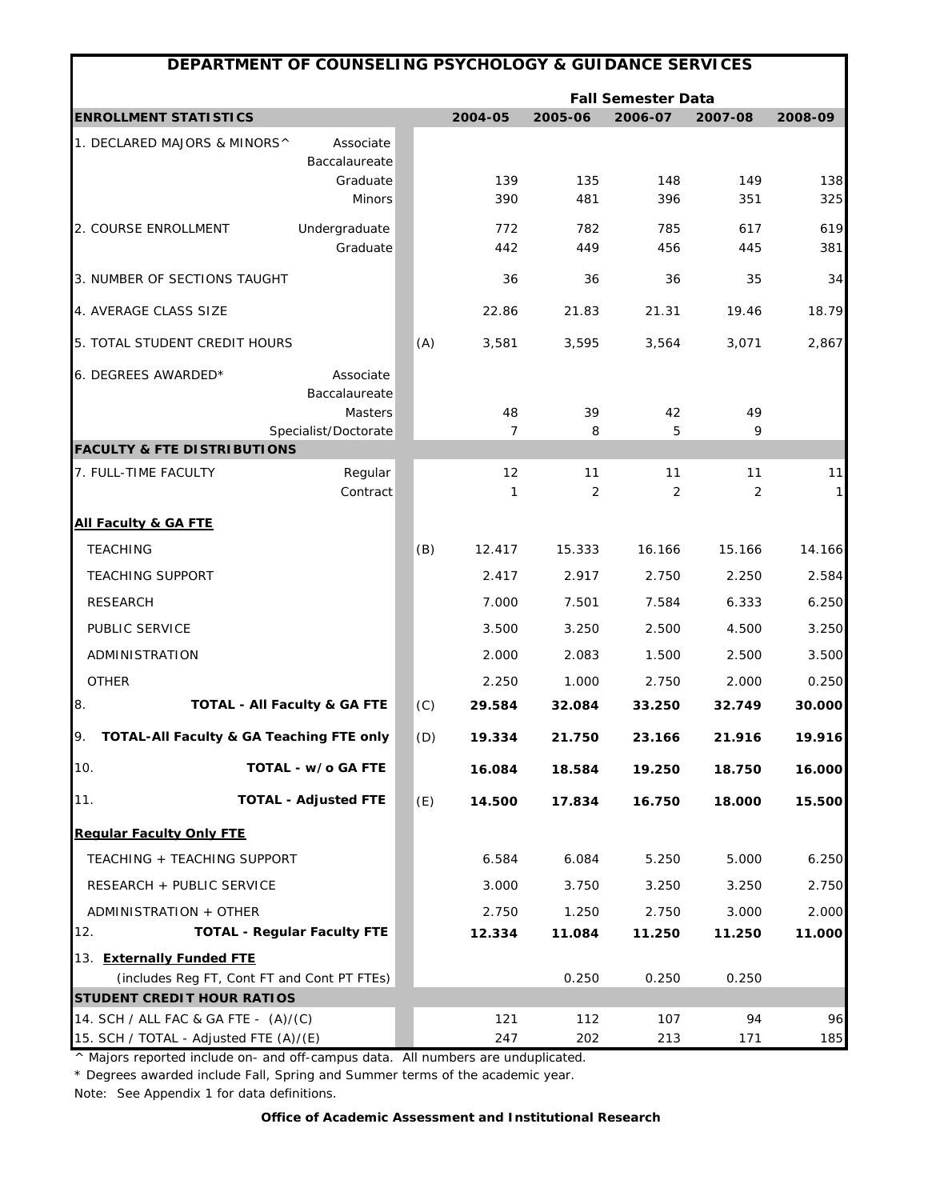# DEPARTMENT OF COUNSELING PSYCHOLOGY & GUIDANCE SERVICES

| | | | Fall Semester Data | | | | |
|---|---|---|---|---|---|---|---|
| **ENROLLMENT STATISTICS** | | | **2004-05** | **2005-06** | **2006-07** | **2007-08** | **2008-09** |
| 1. DECLARED MAJORS & MINORS^ | Associate | | | | | | |
| | Baccalaureate | | | | | | |
| | Graduate | | 139 | 135 | 148 | 149 | 138 |
| | Minors | | 390 | 481 | 396 | 351 | 325 |
| 2. COURSE ENROLLMENT | Undergraduate | | 772 | 782 | 785 | 617 | 619 |
| | Graduate | | 442 | 449 | 456 | 445 | 381 |
| 3. NUMBER OF SECTIONS TAUGHT | | | 36 | 36 | 36 | 35 | 34 |
| 4. AVERAGE CLASS SIZE | | | 22.86 | 21.83 | 21.31 | 19.46 | 18.79 |
| 5. TOTAL STUDENT CREDIT HOURS | | (A) | 3,581 | 3,595 | 3,564 | 3,071 | 2,867 |
| 6. DEGREES AWARDED* | Associate | | | | | | |
| | Baccalaureate | | | | | | |
| | Masters | | 48 | 39 | 42 | 49 | |
| | Specialist/Doctorate | | 7 | 8 | 5 | 9 | |
| **FACULTY & FTE DISTRIBUTIONS** | | | | | | | |
| 7. FULL-TIME FACULTY | Regular | | 12 | 11 | 11 | 11 | 11 |
| | Contract | | 1 | 2 | 2 | 2 | 1 |
| **All Faculty & GA FTE** | | | | | | | |
| TEACHING | | (B) | 12.417 | 15.333 | 16.166 | 15.166 | 14.166 |
| TEACHING SUPPORT | | | 2.417 | 2.917 | 2.750 | 2.250 | 2.584 |
| RESEARCH | | | 7.000 | 7.501 | 7.584 | 6.333 | 6.250 |
| PUBLIC SERVICE | | | 3.500 | 3.250 | 2.500 | 4.500 | 3.250 |
| ADMINISTRATION | | | 2.000 | 2.083 | 1.500 | 2.500 | 3.500 |
| OTHER | | | 2.250 | 1.000 | 2.750 | 2.000 | 0.250 |
| 8. **TOTAL - All Faculty & GA FTE** | | (C) | **29.584** | **32.084** | **33.250** | **32.749** | **30.000** |
| 9. **TOTAL-All Faculty & GA Teaching FTE only** | | (D) | **19.334** | **21.750** | **23.166** | **21.916** | **19.916** |
| 10. **TOTAL - w/o GA FTE** | | | **16.084** | **18.584** | **19.250** | **18.750** | **16.000** |
| 11. **TOTAL - Adjusted FTE** | | (E) | **14.500** | **17.834** | **16.750** | **18.000** | **15.500** |
| **Regular Faculty Only FTE** | | | | | | | |
| TEACHING + TEACHING SUPPORT | | | 6.584 | 6.084 | 5.250 | 5.000 | 6.250 |
| RESEARCH + PUBLIC SERVICE | | | 3.000 | 3.750 | 3.250 | 3.250 | 2.750 |
| ADMINISTRATION + OTHER | | | 2.750 | 1.250 | 2.750 | 3.000 | 2.000 |
| 12. **TOTAL - Regular Faculty FTE** | | | **12.334** | **11.084** | **11.250** | **11.250** | **11.000** |
| 13. **Externally Funded FTE** (includes Reg FT, Cont FT and Cont PT FTEs) | | | | 0.250 | 0.250 | 0.250 | |
| **STUDENT CREDIT HOUR RATIOS** | | | | | | | |
| 14. SCH / ALL FAC & GA FTE - (A)/(C) | | | 121 | 112 | 107 | 94 | 96 |
| 15. SCH / TOTAL - Adjusted FTE (A)/(E) | | | 247 | 202 | 213 | 171 | 185 |

^ Majors reported include on- and off-campus data. All numbers are unduplicated.

* Degrees awarded include Fall, Spring and Summer terms of the academic year.

Note: See Appendix 1 for data definitions.

**Office of Academic Assessment and Institutional Research**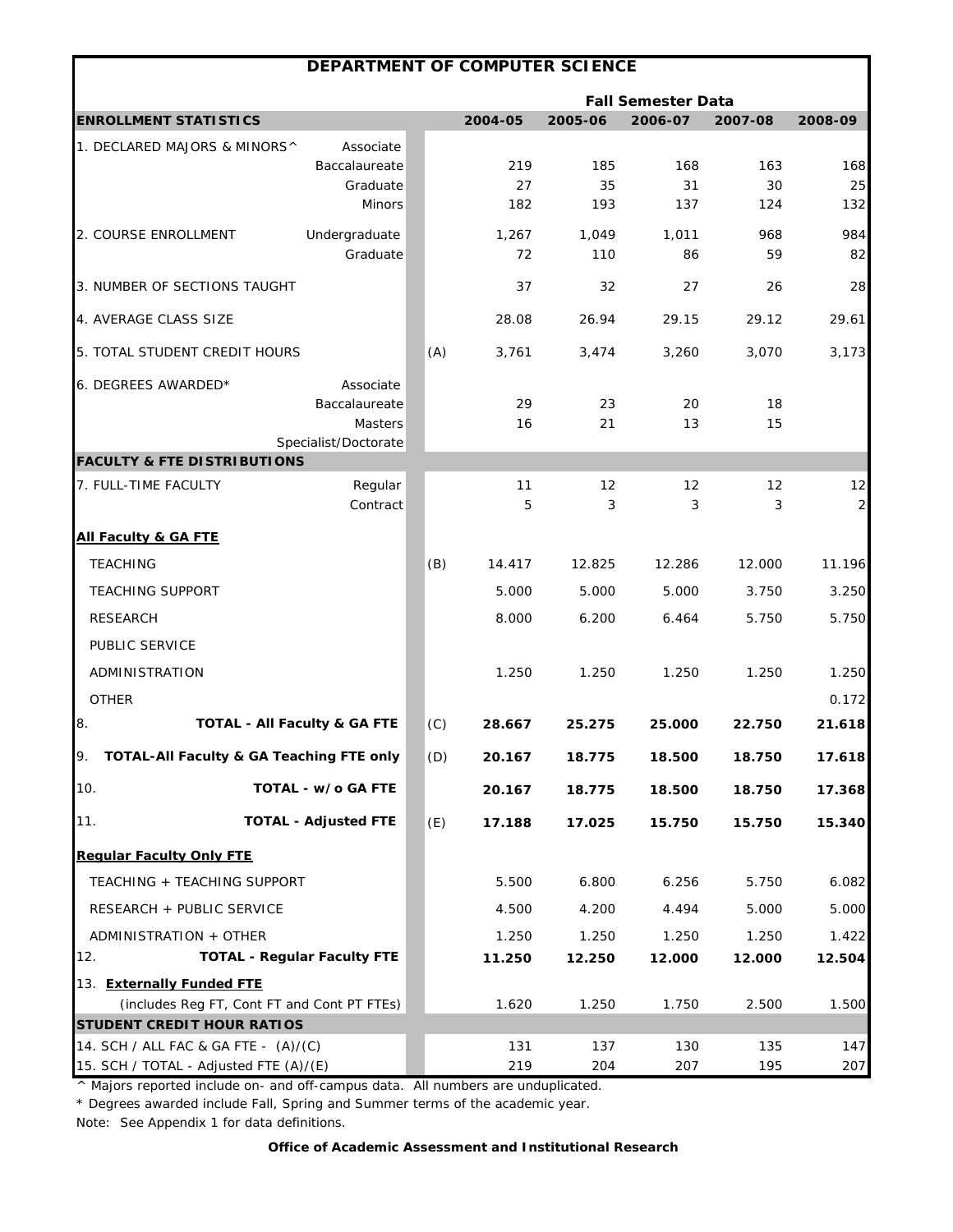# DEPARTMENT OF COMPUTER SCIENCE

| ENROLLMENT STATISTICS | | | Fall Semester Data 2004-05 | 2005-06 | 2006-07 | 2007-08 | 2008-09 |
|---|---|---|---|---|---|---|---|
| 1. DECLARED MAJORS & MINORS^ | Associate | | | | | | |
| | Baccalaureate | | 219 | 185 | 168 | 163 | 168 |
| | Graduate | | 27 | 35 | 31 | 30 | 25 |
| | Minors | | 182 | 193 | 137 | 124 | 132 |
| 2. COURSE ENROLLMENT | Undergraduate | | 1,267 | 1,049 | 1,011 | 968 | 984 |
| | Graduate | | 72 | 110 | 86 | 59 | 82 |
| 3. NUMBER OF SECTIONS TAUGHT | | | 37 | 32 | 27 | 26 | 28 |
| 4. AVERAGE CLASS SIZE | | | 28.08 | 26.94 | 29.15 | 29.12 | 29.61 |
| 5. TOTAL STUDENT CREDIT HOURS | | (A) | 3,761 | 3,474 | 3,260 | 3,070 | 3,173 |
| 6. DEGREES AWARDED* | Associate | | | | | | |
| | Baccalaureate | | 29 | 23 | 20 | 18 | |
| | Masters | | 16 | 21 | 13 | 15 | |
| | Specialist/Doctorate | | | | | | |
| **FACULTY & FTE DISTRIBUTIONS** | | | | | | | |
| 7. FULL-TIME FACULTY | Regular | | 11 | 12 | 12 | 12 | 12 |
| | Contract | | 5 | 3 | 3 | 3 | 2 |
| **All Faculty & GA FTE** | | | | | | | |
| TEACHING | | (B) | 14.417 | 12.825 | 12.286 | 12.000 | 11.196 |
| TEACHING SUPPORT | | | 5.000 | 5.000 | 5.000 | 3.750 | 3.250 |
| RESEARCH | | | 8.000 | 6.200 | 6.464 | 5.750 | 5.750 |
| PUBLIC SERVICE | | | | | | | |
| ADMINISTRATION | | | 1.250 | 1.250 | 1.250 | 1.250 | 1.250 |
| OTHER | | | | | | | 0.172 |
| 8. **TOTAL - All Faculty & GA FTE** | | (C) | **28.667** | **25.275** | **25.000** | **22.750** | **21.618** |
| 9. **TOTAL-All Faculty & GA Teaching FTE only** | | (D) | **20.167** | **18.775** | **18.500** | **18.750** | **17.618** |
| 10. **TOTAL - w/o GA FTE** | | | **20.167** | **18.775** | **18.500** | **18.750** | **17.368** |
| 11. **TOTAL - Adjusted FTE** | | (E) | **17.188** | **17.025** | **15.750** | **15.750** | **15.340** |
| **Regular Faculty Only FTE** | | | | | | | |
| TEACHING + TEACHING SUPPORT | | | 5.500 | 6.800 | 6.256 | 5.750 | 6.082 |
| RESEARCH + PUBLIC SERVICE | | | 4.500 | 4.200 | 4.494 | 5.000 | 5.000 |
| ADMINISTRATION + OTHER | | | 1.250 | 1.250 | 1.250 | 1.250 | 1.422 |
| 12. **TOTAL - Regular Faculty FTE** | | | **11.250** | **12.250** | **12.000** | **12.000** | **12.504** |
| 13. **Externally Funded FTE** (includes Reg FT, Cont FT and Cont PT FTEs) | | | 1.620 | 1.250 | 1.750 | 2.500 | 1.500 |
| **STUDENT CREDIT HOUR RATIOS** | | | | | | | |
| 14. SCH / ALL FAC & GA FTE - (A)/(C) | | | 131 | 137 | 130 | 135 | 147 |
| 15. SCH / TOTAL - Adjusted FTE (A)/(E) | | | 219 | 204 | 207 | 195 | 207 |

^ Majors reported include on- and off-campus data. All numbers are unduplicated.

* Degrees awarded include Fall, Spring and Summer terms of the academic year.

Note: See Appendix 1 for data definitions.

**Office of Academic Assessment and Institutional Research**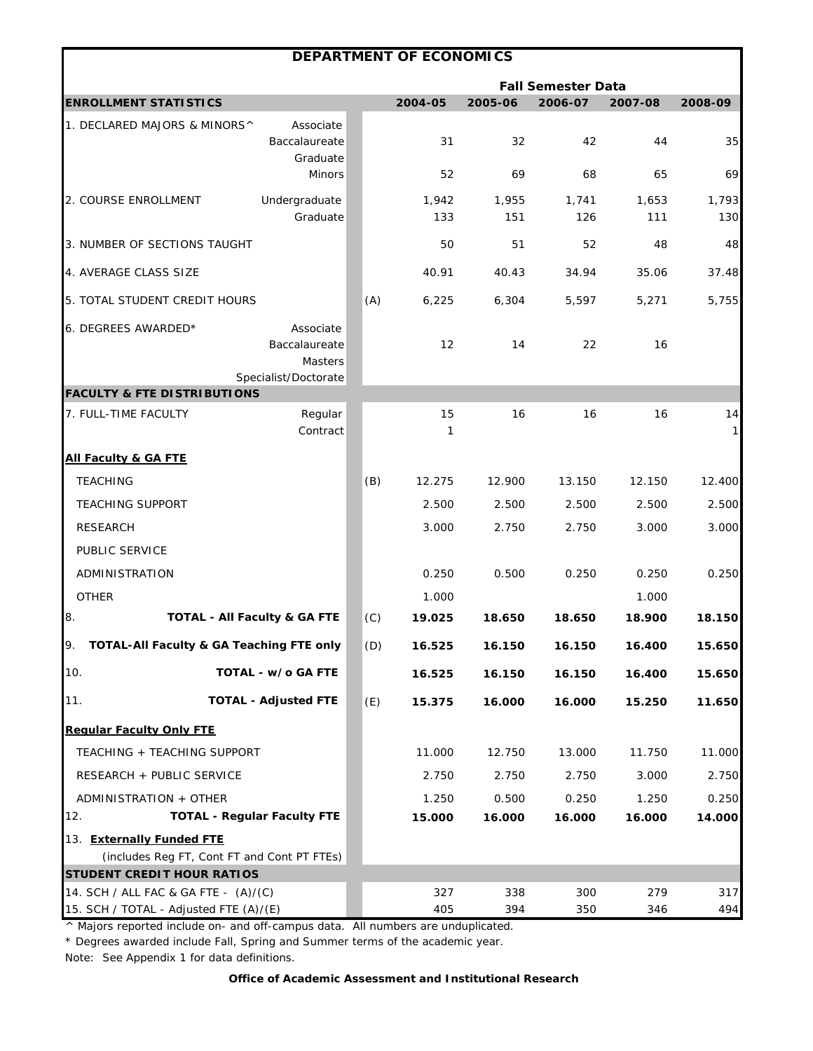# DEPARTMENT OF ECONOMICS

| ENROLLMENT STATISTICS | | | 2004-05 | 2005-06 | 2006-07 | 2007-08 | 2008-09 |
|---|---|---|---|---|---|---|---|
| | | | **Fall Semester Data** | | | | |
| 1. DECLARED MAJORS & MINORS^ | Associate | | | | | | |
| | Baccalaureate | | 31 | 32 | 42 | 44 | 35 |
| | Graduate | | | | | | |
| | Minors | | 52 | 69 | 68 | 65 | 69 |
| 2. COURSE ENROLLMENT | Undergraduate | | 1,942 | 1,955 | 1,741 | 1,653 | 1,793 |
| | Graduate | | 133 | 151 | 126 | 111 | 130 |
| 3. NUMBER OF SECTIONS TAUGHT | | | 50 | 51 | 52 | 48 | 48 |
| 4. AVERAGE CLASS SIZE | | | 40.91 | 40.43 | 34.94 | 35.06 | 37.48 |
| 5. TOTAL STUDENT CREDIT HOURS | | (A) | 6,225 | 6,304 | 5,597 | 5,271 | 5,755 |
| 6. DEGREES AWARDED* | Associate | | | | | | |
| | Baccalaureate | | 12 | 14 | 22 | 16 | |
| | Masters | | | | | | |
| | Specialist/Doctorate | | | | | | |
| **FACULTY & FTE DISTRIBUTIONS** | | | | | | | |
| 7. FULL-TIME FACULTY | Regular | | 15 | 16 | 16 | 16 | 14 |
| | Contract | | 1 | | | | 1 |
| **All Faculty & GA FTE** | | | | | | | |
| TEACHING | | (B) | 12.275 | 12.900 | 13.150 | 12.150 | 12.400 |
| TEACHING SUPPORT | | | 2.500 | 2.500 | 2.500 | 2.500 | 2.500 |
| RESEARCH | | | 3.000 | 2.750 | 2.750 | 3.000 | 3.000 |
| PUBLIC SERVICE | | | | | | | |
| ADMINISTRATION | | | 0.250 | 0.500 | 0.250 | 0.250 | 0.250 |
| OTHER | | | 1.000 | | | 1.000 | |
| 8. **TOTAL - All Faculty & GA FTE** | | (C) | **19.025** | **18.650** | **18.650** | **18.900** | **18.150** |
| 9. **TOTAL-All Faculty & GA Teaching FTE only** | | (D) | **16.525** | **16.150** | **16.150** | **16.400** | **15.650** |
| 10. **TOTAL - w/o GA FTE** | | | **16.525** | **16.150** | **16.150** | **16.400** | **15.650** |
| 11. **TOTAL - Adjusted FTE** | | (E) | **15.375** | **16.000** | **16.000** | **15.250** | **11.650** |
| **Regular Faculty Only FTE** | | | | | | | |
| TEACHING + TEACHING SUPPORT | | | 11.000 | 12.750 | 13.000 | 11.750 | 11.000 |
| RESEARCH + PUBLIC SERVICE | | | 2.750 | 2.750 | 2.750 | 3.000 | 2.750 |
| ADMINISTRATION + OTHER | | | 1.250 | 0.500 | 0.250 | 1.250 | 0.250 |
| 12. **TOTAL - Regular Faculty FTE** | | | **15.000** | **16.000** | **16.000** | **16.000** | **14.000** |
| 13. **Externally Funded FTE** (includes Reg FT, Cont FT and Cont PT FTEs) | | | | | | | |
| **STUDENT CREDIT HOUR RATIOS** | | | | | | | |
| 14. SCH / ALL FAC & GA FTE - (A)/(C) | | | 327 | 338 | 300 | 279 | 317 |
| 15. SCH / TOTAL - Adjusted FTE (A)/(E) | | | 405 | 394 | 350 | 346 | 494 |

^ Majors reported include on- and off-campus data. All numbers are unduplicated.

* Degrees awarded include Fall, Spring and Summer terms of the academic year.

Note: See Appendix 1 for data definitions.

**Office of Academic Assessment and Institutional Research**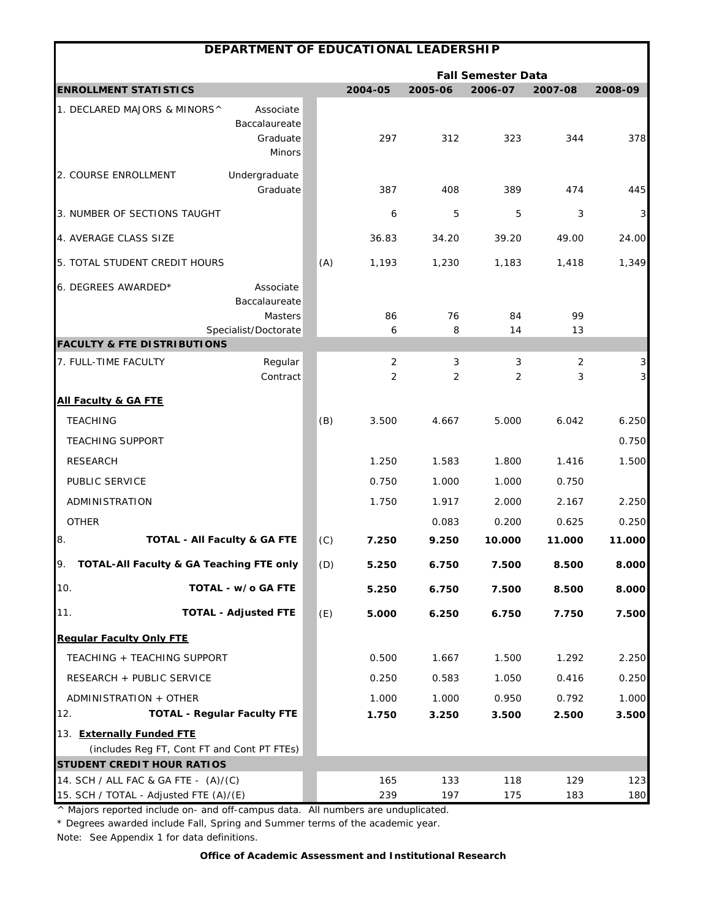# DEPARTMENT OF EDUCATIONAL LEADERSHIP

| | | | Fall Semester Data | | | | |
|---|---|---|---|---|---|---|---|
| **ENROLLMENT STATISTICS** | | | **2004-05** | **2005-06** | **2006-07** | **2007-08** | **2008-09** |
| 1. DECLARED MAJORS & MINORS^ | Associate | | | | | | |
| | Baccalaureate | | | | | | |
| | Graduate | | 297 | 312 | 323 | 344 | 378 |
| | Minors | | | | | | |
| 2. COURSE ENROLLMENT | Undergraduate | | | | | | |
| | Graduate | | 387 | 408 | 389 | 474 | 445 |
| 3. NUMBER OF SECTIONS TAUGHT | | | 6 | 5 | 5 | 3 | 3 |
| 4. AVERAGE CLASS SIZE | | | 36.83 | 34.20 | 39.20 | 49.00 | 24.00 |
| 5. TOTAL STUDENT CREDIT HOURS | | (A) | 1,193 | 1,230 | 1,183 | 1,418 | 1,349 |
| 6. DEGREES AWARDED* | Associate | | | | | | |
| | Baccalaureate | | | | | | |
| | Masters | | 86 | 76 | 84 | 99 | |
| | Specialist/Doctorate | | 6 | 8 | 14 | 13 | |
| **FACULTY & FTE DISTRIBUTIONS** | | | | | | | |
| 7. FULL-TIME FACULTY | Regular | | 2 | 3 | 3 | 2 | 3 |
| | Contract | | 2 | 2 | 2 | 3 | 3 |
| **All Faculty & GA FTE** | | | | | | | |
| TEACHING | | (B) | 3.500 | 4.667 | 5.000 | 6.042 | 6.250 |
| TEACHING SUPPORT | | | | | | | 0.750 |
| RESEARCH | | | 1.250 | 1.583 | 1.800 | 1.416 | 1.500 |
| PUBLIC SERVICE | | | 0.750 | 1.000 | 1.000 | 0.750 | |
| ADMINISTRATION | | | 1.750 | 1.917 | 2.000 | 2.167 | 2.250 |
| OTHER | | | | 0.083 | 0.200 | 0.625 | 0.250 |
| 8. **TOTAL - All Faculty & GA FTE** | | (C) | **7.250** | **9.250** | **10.000** | **11.000** | **11.000** |
| 9. **TOTAL-All Faculty & GA Teaching FTE only** | | (D) | **5.250** | **6.750** | **7.500** | **8.500** | **8.000** |
| 10. **TOTAL - w/o GA FTE** | | | **5.250** | **6.750** | **7.500** | **8.500** | **8.000** |
| 11. **TOTAL - Adjusted FTE** | | (E) | **5.000** | **6.250** | **6.750** | **7.750** | **7.500** |
| **Regular Faculty Only FTE** | | | | | | | |
| TEACHING + TEACHING SUPPORT | | | 0.500 | 1.667 | 1.500 | 1.292 | 2.250 |
| RESEARCH + PUBLIC SERVICE | | | 0.250 | 0.583 | 1.050 | 0.416 | 0.250 |
| ADMINISTRATION + OTHER | | | 1.000 | 1.000 | 0.950 | 0.792 | 1.000 |
| 12. **TOTAL - Regular Faculty FTE** | | | **1.750** | **3.250** | **3.500** | **2.500** | **3.500** |
| 13. **Externally Funded FTE** (includes Reg FT, Cont FT and Cont PT FTEs) | | | | | | | |
| **STUDENT CREDIT HOUR RATIOS** | | | | | | | |
| 14. SCH / ALL FAC & GA FTE - (A)/(C) | | | 165 | 133 | 118 | 129 | 123 |
| 15. SCH / TOTAL - Adjusted FTE (A)/(E) | | | 239 | 197 | 175 | 183 | 180 |

^ Majors reported include on- and off-campus data. All numbers are unduplicated.

* Degrees awarded include Fall, Spring and Summer terms of the academic year.

Note: See Appendix 1 for data definitions.

**Office of Academic Assessment and Institutional Research**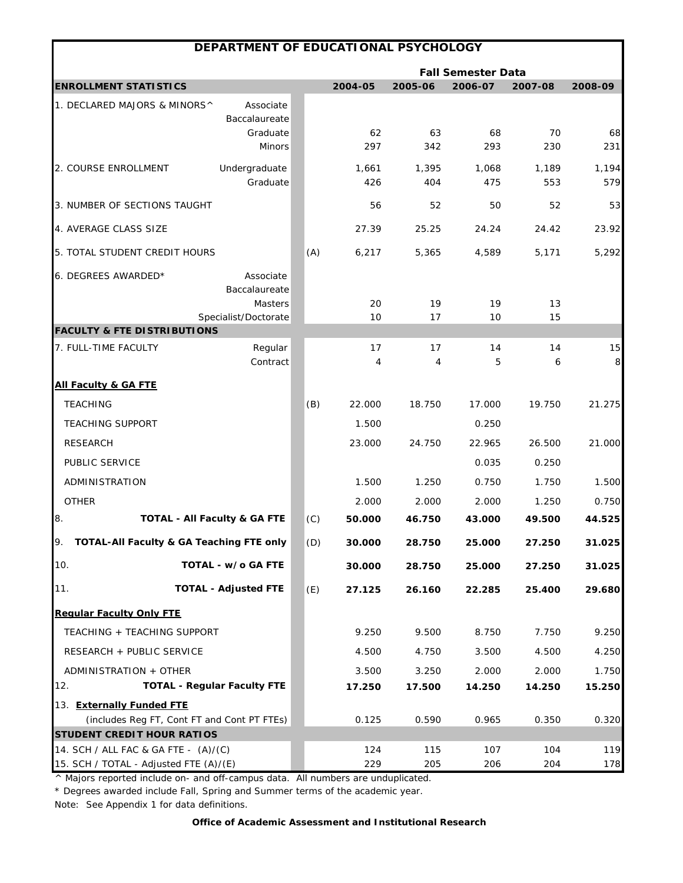# DEPARTMENT OF EDUCATIONAL PSYCHOLOGY

| ENROLLMENT STATISTICS | | | 2004-05 | 2005-06 | 2006-07 | 2007-08 | 2008-09 |
|---|---|---|---|---|---|---|---|
| | | | **Fall Semester Data** | | | | |
| 1. DECLARED MAJORS & MINORS^ | Associate | | | | | | |
| | Baccalaureate | | | | | | |
| | Graduate | | 62 | 63 | 68 | 70 | 68 |
| | Minors | | 297 | 342 | 293 | 230 | 231 |
| 2. COURSE ENROLLMENT | Undergraduate | | 1,661 | 1,395 | 1,068 | 1,189 | 1,194 |
| | Graduate | | 426 | 404 | 475 | 553 | 579 |
| 3. NUMBER OF SECTIONS TAUGHT | | | 56 | 52 | 50 | 52 | 53 |
| 4. AVERAGE CLASS SIZE | | | 27.39 | 25.25 | 24.24 | 24.42 | 23.92 |
| 5. TOTAL STUDENT CREDIT HOURS | | (A) | 6,217 | 5,365 | 4,589 | 5,171 | 5,292 |
| 6. DEGREES AWARDED* | Associate | | | | | | |
| | Baccalaureate | | | | | | |
| | Masters | | 20 | 19 | 19 | 13 | |
| | Specialist/Doctorate | | 10 | 17 | 10 | 15 | |
| **FACULTY & FTE DISTRIBUTIONS** | | | | | | | |
| 7. FULL-TIME FACULTY | Regular | | 17 | 17 | 14 | 14 | 15 |
| | Contract | | 4 | 4 | 5 | 6 | 8 |
| **All Faculty & GA FTE** | | | | | | | |
| TEACHING | | (B) | 22.000 | 18.750 | 17.000 | 19.750 | 21.275 |
| TEACHING SUPPORT | | | 1.500 | | 0.250 | | |
| RESEARCH | | | 23.000 | 24.750 | 22.965 | 26.500 | 21.000 |
| PUBLIC SERVICE | | | | | 0.035 | 0.250 | |
| ADMINISTRATION | | | 1.500 | 1.250 | 0.750 | 1.750 | 1.500 |
| OTHER | | | 2.000 | 2.000 | 2.000 | 1.250 | 0.750 |
| 8. | **TOTAL - All Faculty & GA FTE** | (C) | **50.000** | **46.750** | **43.000** | **49.500** | **44.525** |
| 9. **TOTAL-All Faculty & GA Teaching FTE only** | | (D) | **30.000** | **28.750** | **25.000** | **27.250** | **31.025** |
| 10. | **TOTAL - w/o GA FTE** | | **30.000** | **28.750** | **25.000** | **27.250** | **31.025** |
| 11. | **TOTAL - Adjusted FTE** | (E) | **27.125** | **26.160** | **22.285** | **25.400** | **29.680** |
| **Regular Faculty Only FTE** | | | | | | | |
| TEACHING + TEACHING SUPPORT | | | 9.250 | 9.500 | 8.750 | 7.750 | 9.250 |
| RESEARCH + PUBLIC SERVICE | | | 4.500 | 4.750 | 3.500 | 4.500 | 4.250 |
| ADMINISTRATION + OTHER | | | 3.500 | 3.250 | 2.000 | 2.000 | 1.750 |
| 12. | **TOTAL - Regular Faculty FTE** | | **17.250** | **17.500** | **14.250** | **14.250** | **15.250** |
| 13. **Externally Funded FTE** (includes Reg FT, Cont FT and Cont PT FTEs) | | | 0.125 | 0.590 | 0.965 | 0.350 | 0.320 |
| **STUDENT CREDIT HOUR RATIOS** | | | | | | | |
| 14. SCH / ALL FAC & GA FTE - (A)/(C) | | | 124 | 115 | 107 | 104 | 119 |
| 15. SCH / TOTAL - Adjusted FTE (A)/(E) | | | 229 | 205 | 206 | 204 | 178 |

^ Majors reported include on- and off-campus data. All numbers are unduplicated.

* Degrees awarded include Fall, Spring and Summer terms of the academic year.

Note: See Appendix 1 for data definitions.

**Office of Academic Assessment and Institutional Research**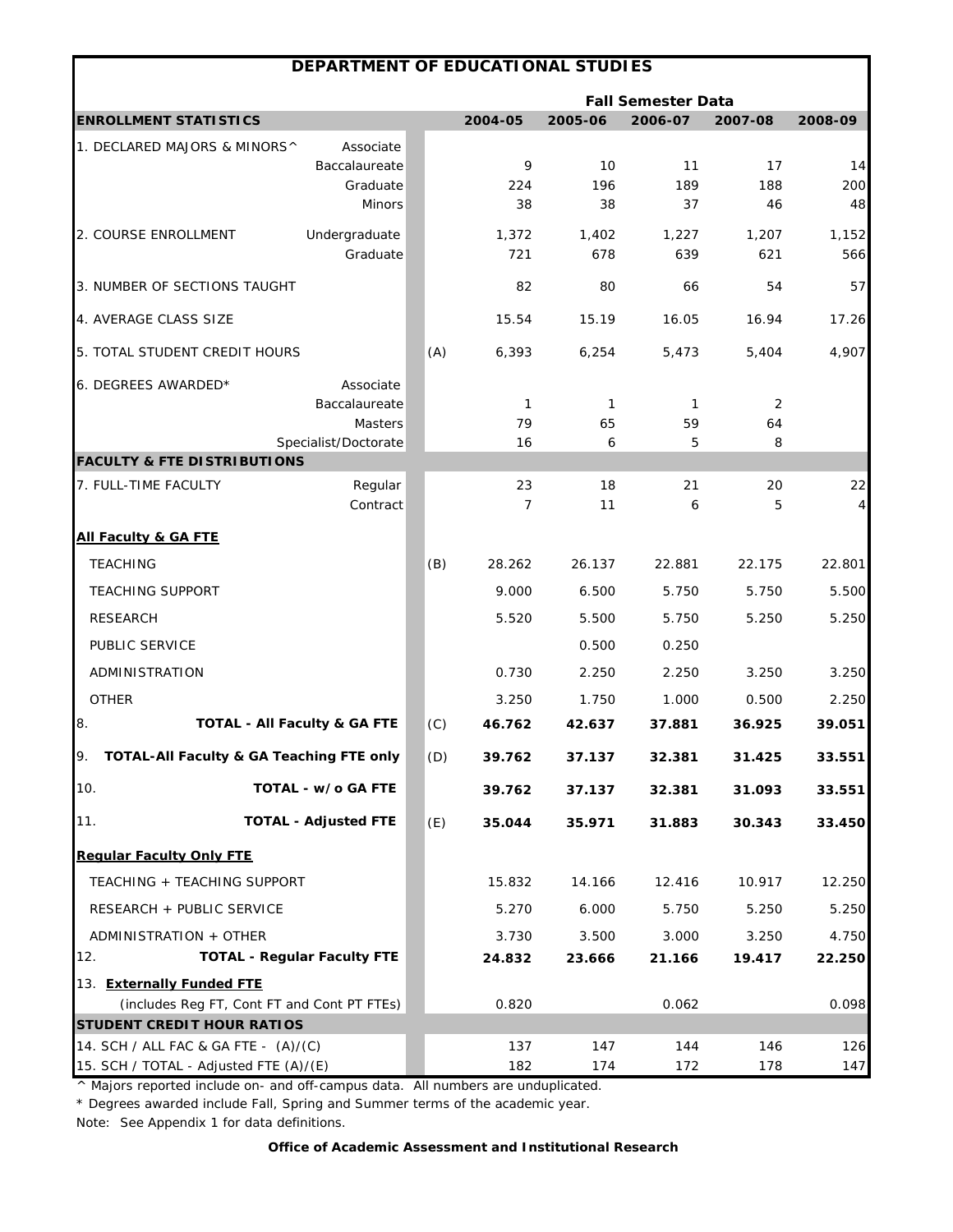# DEPARTMENT OF EDUCATIONAL STUDIES

| ENROLLMENT STATISTICS | | | 2004-05 | 2005-06 | 2006-07 | 2007-08 | 2008-09 |
|---|---|---|---|---|---|---|---|
| | | | **Fall Semester Data** | | | | |
| 1. DECLARED MAJORS & MINORS^ | Associate | | | | | | |
| | Baccalaureate | | 9 | 10 | 11 | 17 | 14 |
| | Graduate | | 224 | 196 | 189 | 188 | 200 |
| | Minors | | 38 | 38 | 37 | 46 | 48 |
| 2. COURSE ENROLLMENT | Undergraduate | | 1,372 | 1,402 | 1,227 | 1,207 | 1,152 |
| | Graduate | | 721 | 678 | 639 | 621 | 566 |
| 3. NUMBER OF SECTIONS TAUGHT | | | 82 | 80 | 66 | 54 | 57 |
| 4. AVERAGE CLASS SIZE | | | 15.54 | 15.19 | 16.05 | 16.94 | 17.26 |
| 5. TOTAL STUDENT CREDIT HOURS | | (A) | 6,393 | 6,254 | 5,473 | 5,404 | 4,907 |
| 6. DEGREES AWARDED* | Associate | | | | | | |
| | Baccalaureate | | 1 | 1 | 1 | 2 | |
| | Masters | | 79 | 65 | 59 | 64 | |
| | Specialist/Doctorate | | 16 | 6 | 5 | 8 | |
| **FACULTY & FTE DISTRIBUTIONS** | | | | | | | |
| 7. FULL-TIME FACULTY | Regular | | 23 | 18 | 21 | 20 | 22 |
| | Contract | | 7 | 11 | 6 | 5 | 4 |
| **All Faculty & GA FTE** | | | | | | | |
| TEACHING | | (B) | 28.262 | 26.137 | 22.881 | 22.175 | 22.801 |
| TEACHING SUPPORT | | | 9.000 | 6.500 | 5.750 | 5.750 | 5.500 |
| RESEARCH | | | 5.520 | 5.500 | 5.750 | 5.250 | 5.250 |
| PUBLIC SERVICE | | | | 0.500 | 0.250 | | |
| ADMINISTRATION | | | 0.730 | 2.250 | 2.250 | 3.250 | 3.250 |
| OTHER | | | 3.250 | 1.750 | 1.000 | 0.500 | 2.250 |
| 8. | **TOTAL - All Faculty & GA FTE** | (C) | **46.762** | **42.637** | **37.881** | **36.925** | **39.051** |
| 9. | **TOTAL-All Faculty & GA Teaching FTE only** | (D) | **39.762** | **37.137** | **32.381** | **31.425** | **33.551** |
| 10. | **TOTAL - w/o GA FTE** | | **39.762** | **37.137** | **32.381** | **31.093** | **33.551** |
| 11. | **TOTAL - Adjusted FTE** | (E) | **35.044** | **35.971** | **31.883** | **30.343** | **33.450** |
| **Regular Faculty Only FTE** | | | | | | | |
| TEACHING + TEACHING SUPPORT | | | 15.832 | 14.166 | 12.416 | 10.917 | 12.250 |
| RESEARCH + PUBLIC SERVICE | | | 5.270 | 6.000 | 5.750 | 5.250 | 5.250 |
| ADMINISTRATION + OTHER | | | 3.730 | 3.500 | 3.000 | 3.250 | 4.750 |
| 12. | **TOTAL - Regular Faculty FTE** | | **24.832** | **23.666** | **21.166** | **19.417** | **22.250** |
| 13. **Externally Funded FTE** (includes Reg FT, Cont FT and Cont PT FTEs) | | | 0.820 | | 0.062 | | 0.098 |
| **STUDENT CREDIT HOUR RATIOS** | | | | | | | |
| 14. SCH / ALL FAC & GA FTE - (A)/(C) | | | 137 | 147 | 144 | 146 | 126 |
| 15. SCH / TOTAL - Adjusted FTE (A)/(E) | | | 182 | 174 | 172 | 178 | 147 |

^ Majors reported include on- and off-campus data. All numbers are unduplicated.

* Degrees awarded include Fall, Spring and Summer terms of the academic year.

Note: See Appendix 1 for data definitions.

**Office of Academic Assessment and Institutional Research**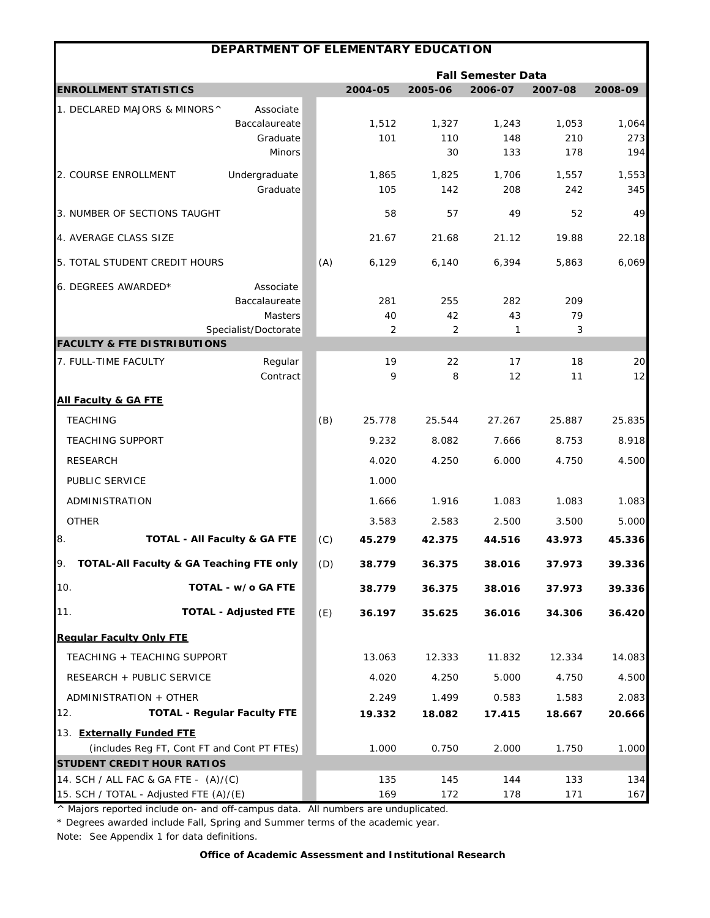# DEPARTMENT OF ELEMENTARY EDUCATION

| ENROLLMENT STATISTICS | | | 2004-05 | 2005-06 | 2006-07 | 2007-08 | 2008-09 |
|---|---|---|---|---|---|---|---|
| | | | Fall Semester Data | | | | |
| 1. DECLARED MAJORS & MINORS^ | Associate | | | | | | |
| | Baccalaureate | | 1,512 | 1,327 | 1,243 | 1,053 | 1,064 |
| | Graduate | | 101 | 110 | 148 | 210 | 273 |
| | Minors | | | 30 | 133 | 178 | 194 |
| 2. COURSE ENROLLMENT | Undergraduate | | 1,865 | 1,825 | 1,706 | 1,557 | 1,553 |
| | Graduate | | 105 | 142 | 208 | 242 | 345 |
| 3. NUMBER OF SECTIONS TAUGHT | | | 58 | 57 | 49 | 52 | 49 |
| 4. AVERAGE CLASS SIZE | | | 21.67 | 21.68 | 21.12 | 19.88 | 22.18 |
| 5. TOTAL STUDENT CREDIT HOURS | | (A) | 6,129 | 6,140 | 6,394 | 5,863 | 6,069 |
| 6. DEGREES AWARDED* | Associate | | | | | | |
| | Baccalaureate | | 281 | 255 | 282 | 209 | |
| | Masters | | 40 | 42 | 43 | 79 | |
| | Specialist/Doctorate | | 2 | 2 | 1 | 3 | |
| **FACULTY & FTE DISTRIBUTIONS** | | | | | | | |
| 7. FULL-TIME FACULTY | Regular | | 19 | 22 | 17 | 18 | 20 |
| | Contract | | 9 | 8 | 12 | 11 | 12 |
| **All Faculty & GA FTE** | | | | | | | |
| TEACHING | | (B) | 25.778 | 25.544 | 27.267 | 25.887 | 25.835 |
| TEACHING SUPPORT | | | 9.232 | 8.082 | 7.666 | 8.753 | 8.918 |
| RESEARCH | | | 4.020 | 4.250 | 6.000 | 4.750 | 4.500 |
| PUBLIC SERVICE | | | 1.000 | | | | |
| ADMINISTRATION | | | 1.666 | 1.916 | 1.083 | 1.083 | 1.083 |
| OTHER | | | 3.583 | 2.583 | 2.500 | 3.500 | 5.000 |
| 8. **TOTAL - All Faculty & GA FTE** | | (C) | **45.279** | **42.375** | **44.516** | **43.973** | **45.336** |
| 9. **TOTAL-All Faculty & GA Teaching FTE only** | | (D) | **38.779** | **36.375** | **38.016** | **37.973** | **39.336** |
| 10. **TOTAL - w/o GA FTE** | | | **38.779** | **36.375** | **38.016** | **37.973** | **39.336** |
| 11. **TOTAL - Adjusted FTE** | | (E) | **36.197** | **35.625** | **36.016** | **34.306** | **36.420** |
| **Regular Faculty Only FTE** | | | | | | | |
| TEACHING + TEACHING SUPPORT | | | 13.063 | 12.333 | 11.832 | 12.334 | 14.083 |
| RESEARCH + PUBLIC SERVICE | | | 4.020 | 4.250 | 5.000 | 4.750 | 4.500 |
| ADMINISTRATION + OTHER | | | 2.249 | 1.499 | 0.583 | 1.583 | 2.083 |
| 12. **TOTAL - Regular Faculty FTE** | | | **19.332** | **18.082** | **17.415** | **18.667** | **20.666** |
| 13. **Externally Funded FTE** (includes Reg FT, Cont FT and Cont PT FTEs) | | | 1.000 | 0.750 | 2.000 | 1.750 | 1.000 |
| **STUDENT CREDIT HOUR RATIOS** | | | | | | | |
| 14. SCH / ALL FAC & GA FTE - (A)/(C) | | | 135 | 145 | 144 | 133 | 134 |
| 15. SCH / TOTAL - Adjusted FTE (A)/(E) | | | 169 | 172 | 178 | 171 | 167 |

^ Majors reported include on- and off-campus data. All numbers are unduplicated.

* Degrees awarded include Fall, Spring and Summer terms of the academic year.

Note: See Appendix 1 for data definitions.

**Office of Academic Assessment and Institutional Research**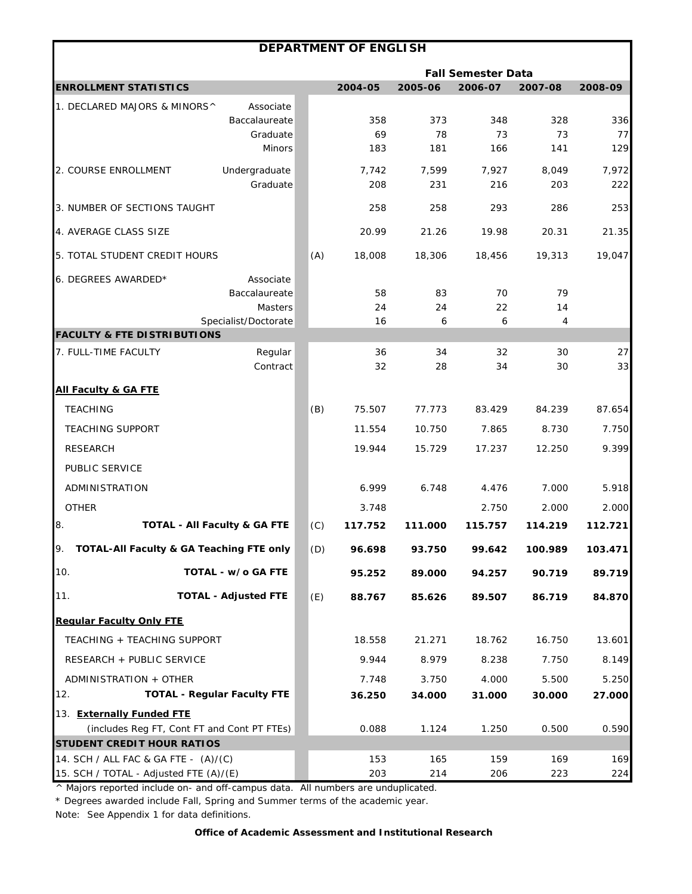# DEPARTMENT OF ENGLISH

| ENROLLMENT STATISTICS | | | 2004-05 | 2005-06 | 2006-07 | 2007-08 | 2008-09 |
|---|---|---|---|---|---|---|---|
| | | | **Fall Semester Data** | | | | |
| 1. DECLARED MAJORS & MINORS^ | Associate | | | | | | |
| | Baccalaureate | | 358 | 373 | 348 | 328 | 336 |
| | Graduate | | 69 | 78 | 73 | 73 | 77 |
| | Minors | | 183 | 181 | 166 | 141 | 129 |
| 2. COURSE ENROLLMENT | Undergraduate | | 7,742 | 7,599 | 7,927 | 8,049 | 7,972 |
| | Graduate | | 208 | 231 | 216 | 203 | 222 |
| 3. NUMBER OF SECTIONS TAUGHT | | | 258 | 258 | 293 | 286 | 253 |
| 4. AVERAGE CLASS SIZE | | | 20.99 | 21.26 | 19.98 | 20.31 | 21.35 |
| 5. TOTAL STUDENT CREDIT HOURS | | (A) | 18,008 | 18,306 | 18,456 | 19,313 | 19,047 |
| 6. DEGREES AWARDED* | Associate | | | | | | |
| | Baccalaureate | | 58 | 83 | 70 | 79 | |
| | Masters | | 24 | 24 | 22 | 14 | |
| | Specialist/Doctorate | | 16 | 6 | 6 | 4 | |
| **FACULTY & FTE DISTRIBUTIONS** | | | | | | | |
| 7. FULL-TIME FACULTY | Regular | | 36 | 34 | 32 | 30 | 27 |
| | Contract | | 32 | 28 | 34 | 30 | 33 |
| **All Faculty & GA FTE** | | | | | | | |
| TEACHING | | (B) | 75.507 | 77.773 | 83.429 | 84.239 | 87.654 |
| TEACHING SUPPORT | | | 11.554 | 10.750 | 7.865 | 8.730 | 7.750 |
| RESEARCH | | | 19.944 | 15.729 | 17.237 | 12.250 | 9.399 |
| PUBLIC SERVICE | | | | | | | |
| ADMINISTRATION | | | 6.999 | 6.748 | 4.476 | 7.000 | 5.918 |
| OTHER | | | 3.748 | | 2.750 | 2.000 | 2.000 |
| 8. | **TOTAL - All Faculty & GA FTE** | (C) | **117.752** | **111.000** | **115.757** | **114.219** | **112.721** |
| 9. | **TOTAL-All Faculty & GA Teaching FTE only** | (D) | **96.698** | **93.750** | **99.642** | **100.989** | **103.471** |
| 10. | **TOTAL - w/o GA FTE** | | **95.252** | **89.000** | **94.257** | **90.719** | **89.719** |
| 11. | **TOTAL - Adjusted FTE** | (E) | **88.767** | **85.626** | **89.507** | **86.719** | **84.870** |
| **Regular Faculty Only FTE** | | | | | | | |
| TEACHING + TEACHING SUPPORT | | | 18.558 | 21.271 | 18.762 | 16.750 | 13.601 |
| RESEARCH + PUBLIC SERVICE | | | 9.944 | 8.979 | 8.238 | 7.750 | 8.149 |
| ADMINISTRATION + OTHER | | | 7.748 | 3.750 | 4.000 | 5.500 | 5.250 |
| 12. | **TOTAL - Regular Faculty FTE** | | **36.250** | **34.000** | **31.000** | **30.000** | **27.000** |
| 13. **Externally Funded FTE** (includes Reg FT, Cont FT and Cont PT FTEs) | | | 0.088 | 1.124 | 1.250 | 0.500 | 0.590 |
| **STUDENT CREDIT HOUR RATIOS** | | | | | | | |
| 14. SCH / ALL FAC & GA FTE - (A)/(C) | | | 153 | 165 | 159 | 169 | 169 |
| 15. SCH / TOTAL - Adjusted FTE (A)/(E) | | | 203 | 214 | 206 | 223 | 224 |

^ Majors reported include on- and off-campus data. All numbers are unduplicated.

* Degrees awarded include Fall, Spring and Summer terms of the academic year.

Note: See Appendix 1 for data definitions.

**Office of Academic Assessment and Institutional Research**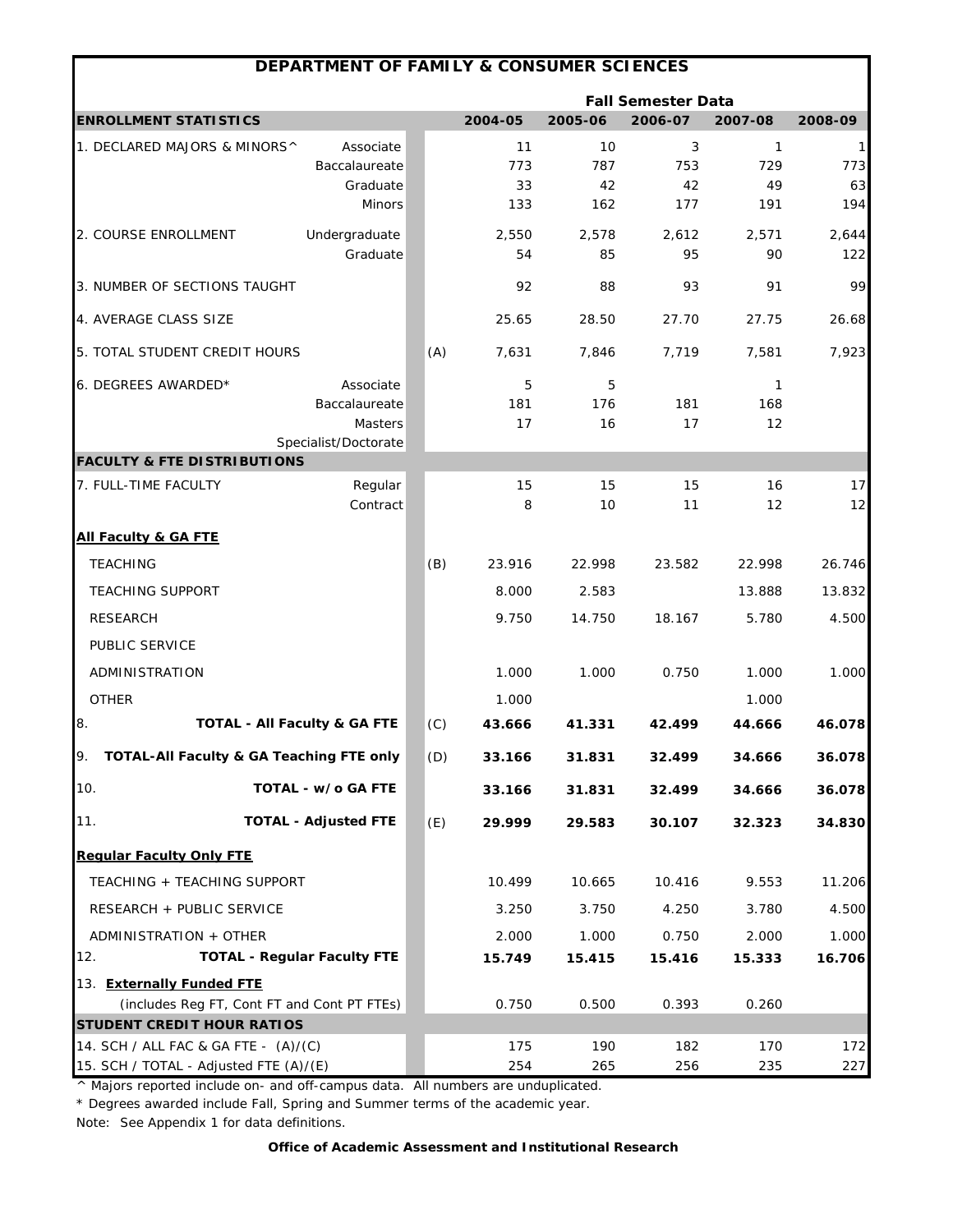# DEPARTMENT OF FAMILY & CONSUMER SCIENCES

| | | | Fall Semester Data | | | | |
|---|---|---|---|---|---|---|---|
| **ENROLLMENT STATISTICS** | | | **2004-05** | **2005-06** | **2006-07** | **2007-08** | **2008-09** |
| 1. DECLARED MAJORS & MINORS^ | Associate | | 11 | 10 | 3 | 1 | 1 |
| | Baccalaureate | | 773 | 787 | 753 | 729 | 773 |
| | Graduate | | 33 | 42 | 42 | 49 | 63 |
| | Minors | | 133 | 162 | 177 | 191 | 194 |
| 2. COURSE ENROLLMENT | Undergraduate | | 2,550 | 2,578 | 2,612 | 2,571 | 2,644 |
| | Graduate | | 54 | 85 | 95 | 90 | 122 |
| 3. NUMBER OF SECTIONS TAUGHT | | | 92 | 88 | 93 | 91 | 99 |
| 4. AVERAGE CLASS SIZE | | | 25.65 | 28.50 | 27.70 | 27.75 | 26.68 |
| 5. TOTAL STUDENT CREDIT HOURS | | (A) | 7,631 | 7,846 | 7,719 | 7,581 | 7,923 |
| 6. DEGREES AWARDED* | Associate | | 5 | 5 | | 1 | |
| | Baccalaureate | | 181 | 176 | 181 | 168 | |
| | Masters | | 17 | 16 | 17 | 12 | |
| | Specialist/Doctorate | | | | | | |
| **FACULTY & FTE DISTRIBUTIONS** | | | | | | | |
| 7. FULL-TIME FACULTY | Regular | | 15 | 15 | 15 | 16 | 17 |
| | Contract | | 8 | 10 | 11 | 12 | 12 |
| **All Faculty & GA FTE** | | | | | | | |
| TEACHING | | (B) | 23.916 | 22.998 | 23.582 | 22.998 | 26.746 |
| TEACHING SUPPORT | | | 8.000 | 2.583 | | 13.888 | 13.832 |
| RESEARCH | | | 9.750 | 14.750 | 18.167 | 5.780 | 4.500 |
| PUBLIC SERVICE | | | | | | | |
| ADMINISTRATION | | | 1.000 | 1.000 | 0.750 | 1.000 | 1.000 |
| OTHER | | | 1.000 | | | 1.000 | |
| 8. **TOTAL - All Faculty & GA FTE** | | (C) | **43.666** | **41.331** | **42.499** | **44.666** | **46.078** |
| 9. **TOTAL-All Faculty & GA Teaching FTE only** | | (D) | **33.166** | **31.831** | **32.499** | **34.666** | **36.078** |
| 10. **TOTAL - w/o GA FTE** | | | **33.166** | **31.831** | **32.499** | **34.666** | **36.078** |
| 11. **TOTAL - Adjusted FTE** | | (E) | **29.999** | **29.583** | **30.107** | **32.323** | **34.830** |
| **Regular Faculty Only FTE** | | | | | | | |
| TEACHING + TEACHING SUPPORT | | | 10.499 | 10.665 | 10.416 | 9.553 | 11.206 |
| RESEARCH + PUBLIC SERVICE | | | 3.250 | 3.750 | 4.250 | 3.780 | 4.500 |
| ADMINISTRATION + OTHER | | | 2.000 | 1.000 | 0.750 | 2.000 | 1.000 |
| 12. **TOTAL - Regular Faculty FTE** | | | **15.749** | **15.415** | **15.416** | **15.333** | **16.706** |
| 13. **Externally Funded FTE** (includes Reg FT, Cont FT and Cont PT FTEs) | | | 0.750 | 0.500 | 0.393 | 0.260 | |
| **STUDENT CREDIT HOUR RATIOS** | | | | | | | |
| 14. SCH / ALL FAC & GA FTE - (A)/(C) | | | 175 | 190 | 182 | 170 | 172 |
| 15. SCH / TOTAL - Adjusted FTE (A)/(E) | | | 254 | 265 | 256 | 235 | 227 |

^ Majors reported include on- and off-campus data. All numbers are unduplicated.

* Degrees awarded include Fall, Spring and Summer terms of the academic year.

Note: See Appendix 1 for data definitions.

**Office of Academic Assessment and Institutional Research**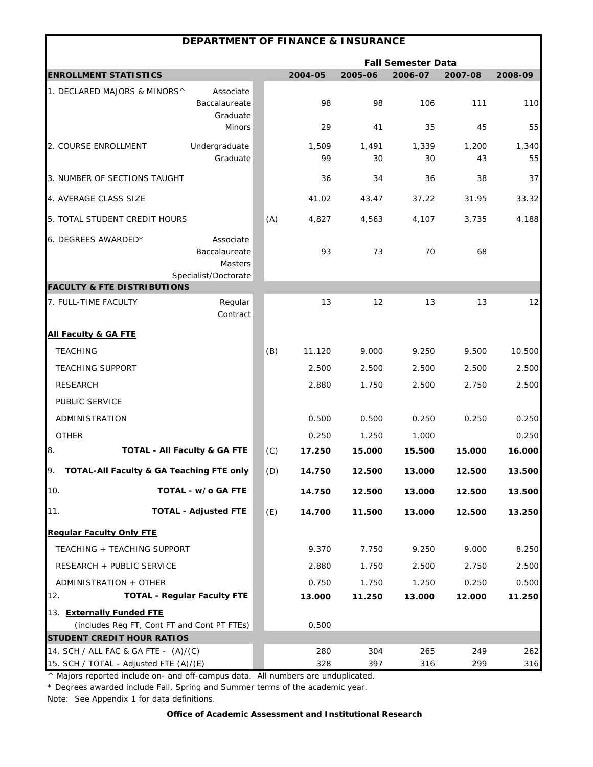# DEPARTMENT OF FINANCE & INSURANCE

| ENROLLMENT STATISTICS | | | 2004-05 | 2005-06 | 2006-07 | 2007-08 | 2008-09 |
|---|---|---|---|---|---|---|---|
| | | | **Fall Semester Data** | | | | |
| 1. DECLARED MAJORS & MINORS^ | Associate | | | | | | |
| | Baccalaureate | | 98 | 98 | 106 | 111 | 110 |
| | Graduate | | | | | | |
| | Minors | | 29 | 41 | 35 | 45 | 55 |
| 2. COURSE ENROLLMENT | Undergraduate | | 1,509 | 1,491 | 1,339 | 1,200 | 1,340 |
| | Graduate | | 99 | 30 | 30 | 43 | 55 |
| 3. NUMBER OF SECTIONS TAUGHT | | | 36 | 34 | 36 | 38 | 37 |
| 4. AVERAGE CLASS SIZE | | | 41.02 | 43.47 | 37.22 | 31.95 | 33.32 |
| 5. TOTAL STUDENT CREDIT HOURS | | (A) | 4,827 | 4,563 | 4,107 | 3,735 | 4,188 |
| 6. DEGREES AWARDED* | Associate | | | | | | |
| | Baccalaureate | | 93 | 73 | 70 | 68 | |
| | Masters | | | | | | |
| | Specialist/Doctorate | | | | | | |
| **FACULTY & FTE DISTRIBUTIONS** | | | | | | | |
| 7. FULL-TIME FACULTY | Regular | | 13 | 12 | 13 | 13 | 12 |
| | Contract | | | | | | |
| **All Faculty & GA FTE** | | | | | | | |
| TEACHING | | (B) | 11.120 | 9.000 | 9.250 | 9.500 | 10.500 |
| TEACHING SUPPORT | | | 2.500 | 2.500 | 2.500 | 2.500 | 2.500 |
| RESEARCH | | | 2.880 | 1.750 | 2.500 | 2.750 | 2.500 |
| PUBLIC SERVICE | | | | | | | |
| ADMINISTRATION | | | 0.500 | 0.500 | 0.250 | 0.250 | 0.250 |
| OTHER | | | 0.250 | 1.250 | 1.000 | | 0.250 |
| 8. **TOTAL - All Faculty & GA FTE** | | (C) | **17.250** | **15.000** | **15.500** | **15.000** | **16.000** |
| 9. **TOTAL-All Faculty & GA Teaching FTE only** | | (D) | **14.750** | **12.500** | **13.000** | **12.500** | **13.500** |
| 10. **TOTAL - w/o GA FTE** | | | **14.750** | **12.500** | **13.000** | **12.500** | **13.500** |
| 11. **TOTAL - Adjusted FTE** | | (E) | **14.700** | **11.500** | **13.000** | **12.500** | **13.250** |
| **Regular Faculty Only FTE** | | | | | | | |
| TEACHING + TEACHING SUPPORT | | | 9.370 | 7.750 | 9.250 | 9.000 | 8.250 |
| RESEARCH + PUBLIC SERVICE | | | 2.880 | 1.750 | 2.500 | 2.750 | 2.500 |
| ADMINISTRATION + OTHER | | | 0.750 | 1.750 | 1.250 | 0.250 | 0.500 |
| 12. **TOTAL - Regular Faculty FTE** | | | **13.000** | **11.250** | **13.000** | **12.000** | **11.250** |
| 13. **Externally Funded FTE** (includes Reg FT, Cont FT and Cont PT FTEs) | | | 0.500 | | | | |
| **STUDENT CREDIT HOUR RATIOS** | | | | | | | |
| 14. SCH / ALL FAC & GA FTE - (A)/(C) | | | 280 | 304 | 265 | 249 | 262 |
| 15. SCH / TOTAL - Adjusted FTE (A)/(E) | | | 328 | 397 | 316 | 299 | 316 |

^ Majors reported include on- and off-campus data. All numbers are unduplicated.

* Degrees awarded include Fall, Spring and Summer terms of the academic year.

Note: See Appendix 1 for data definitions.

**Office of Academic Assessment and Institutional Research**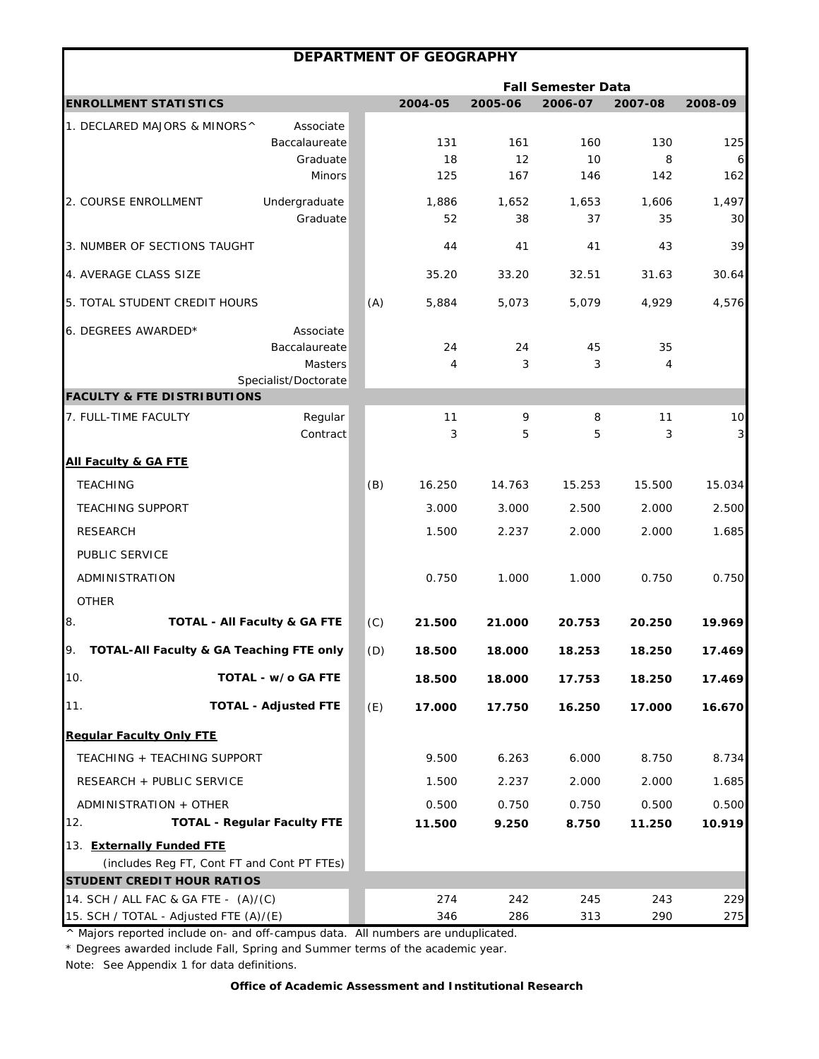# DEPARTMENT OF GEOGRAPHY

| | | | Fall Semester Data | | | | |
|---|---|---|---|---|---|---|---|
| **ENROLLMENT STATISTICS** | | | 2004-05 | 2005-06 | 2006-07 | 2007-08 | 2008-09 |
| 1. DECLARED MAJORS & MINORS^ | Associate | | | | | | |
| | Baccalaureate | | 131 | 161 | 160 | 130 | 125 |
| | Graduate | | 18 | 12 | 10 | 8 | 6 |
| | Minors | | 125 | 167 | 146 | 142 | 162 |
| 2. COURSE ENROLLMENT | Undergraduate | | 1,886 | 1,652 | 1,653 | 1,606 | 1,497 |
| | Graduate | | 52 | 38 | 37 | 35 | 30 |
| 3. NUMBER OF SECTIONS TAUGHT | | | 44 | 41 | 41 | 43 | 39 |
| 4. AVERAGE CLASS SIZE | | | 35.20 | 33.20 | 32.51 | 31.63 | 30.64 |
| 5. TOTAL STUDENT CREDIT HOURS | | (A) | 5,884 | 5,073 | 5,079 | 4,929 | 4,576 |
| 6. DEGREES AWARDED* | Associate | | | | | | |
| | Baccalaureate | | 24 | 24 | 45 | 35 | |
| | Masters | | 4 | 3 | 3 | 4 | |
| | Specialist/Doctorate | | | | | | |
| **FACULTY & FTE DISTRIBUTIONS** | | | | | | | |
| 7. FULL-TIME FACULTY | Regular | | 11 | 9 | 8 | 11 | 10 |
| | Contract | | 3 | 5 | 5 | 3 | 3 |
| **All Faculty & GA FTE** | | | | | | | |
| TEACHING | | (B) | 16.250 | 14.763 | 15.253 | 15.500 | 15.034 |
| TEACHING SUPPORT | | | 3.000 | 3.000 | 2.500 | 2.000 | 2.500 |
| RESEARCH | | | 1.500 | 2.237 | 2.000 | 2.000 | 1.685 |
| PUBLIC SERVICE | | | | | | | |
| ADMINISTRATION | | | 0.750 | 1.000 | 1.000 | 0.750 | 0.750 |
| OTHER | | | | | | | |
| 8. **TOTAL - All Faculty & GA FTE** | | (C) | **21.500** | **21.000** | **20.753** | **20.250** | **19.969** |
| 9. **TOTAL-All Faculty & GA Teaching FTE only** | | (D) | **18.500** | **18.000** | **18.253** | **18.250** | **17.469** |
| 10. **TOTAL - w/o GA FTE** | | | **18.500** | **18.000** | **17.753** | **18.250** | **17.469** |
| 11. **TOTAL - Adjusted FTE** | | (E) | **17.000** | **17.750** | **16.250** | **17.000** | **16.670** |
| **Regular Faculty Only FTE** | | | | | | | |
| TEACHING + TEACHING SUPPORT | | | 9.500 | 6.263 | 6.000 | 8.750 | 8.734 |
| RESEARCH + PUBLIC SERVICE | | | 1.500 | 2.237 | 2.000 | 2.000 | 1.685 |
| ADMINISTRATION + OTHER | | | 0.500 | 0.750 | 0.750 | 0.500 | 0.500 |
| 12. **TOTAL - Regular Faculty FTE** | | | **11.500** | **9.250** | **8.750** | **11.250** | **10.919** |
| 13. **Externally Funded FTE** (includes Reg FT, Cont FT and Cont PT FTEs) | | | | | | | |
| **STUDENT CREDIT HOUR RATIOS** | | | | | | | |
| 14. SCH / ALL FAC & GA FTE - (A)/(C) | | | 274 | 242 | 245 | 243 | 229 |
| 15. SCH / TOTAL - Adjusted FTE (A)/(E) | | | 346 | 286 | 313 | 290 | 275 |

^ Majors reported include on- and off-campus data. All numbers are unduplicated.

* Degrees awarded include Fall, Spring and Summer terms of the academic year.

Note: See Appendix 1 for data definitions.

**Office of Academic Assessment and Institutional Research**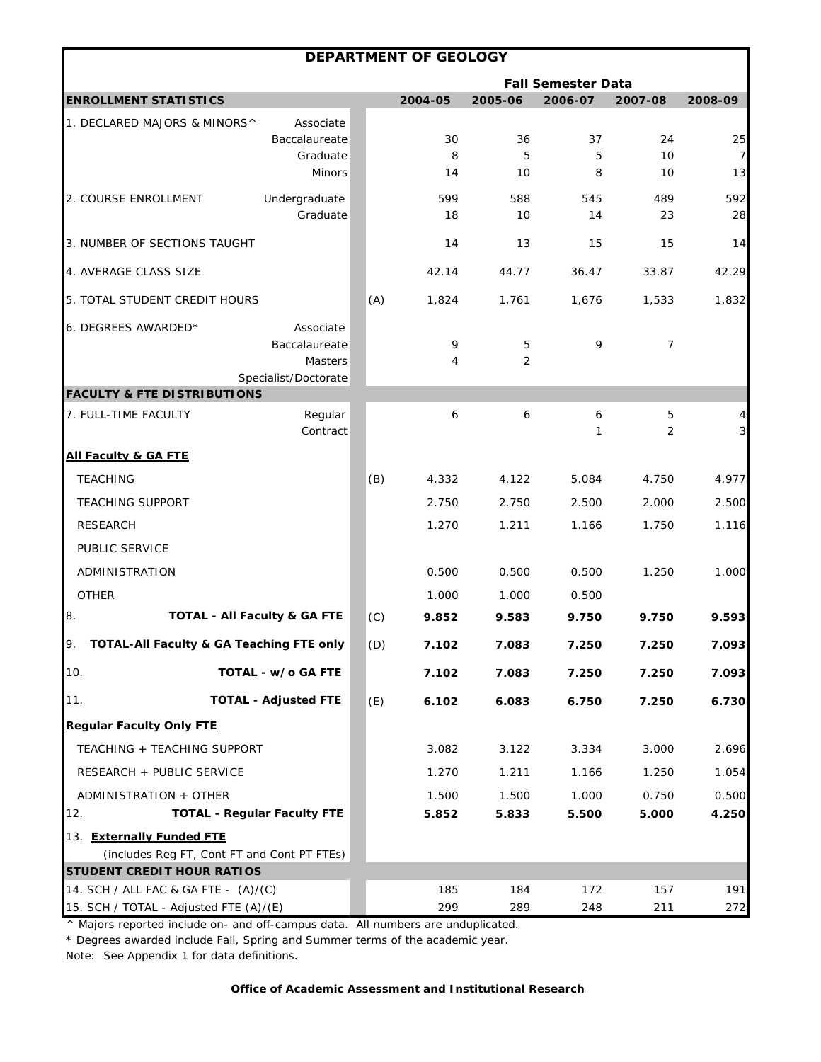# DEPARTMENT OF GEOLOGY

| ENROLLMENT STATISTICS | | | Fall Semester Data 2004-05 | 2005-06 | 2006-07 | 2007-08 | 2008-09 |
|---|---|---|---|---|---|---|---|
| 1. DECLARED MAJORS & MINORS^ | Associate | | | | | | |
| | Baccalaureate | | 30 | 36 | 37 | 24 | 25 |
| | Graduate | | 8 | 5 | 5 | 10 | 7 |
| | Minors | | 14 | 10 | 8 | 10 | 13 |
| 2. COURSE ENROLLMENT | Undergraduate | | 599 | 588 | 545 | 489 | 592 |
| | Graduate | | 18 | 10 | 14 | 23 | 28 |
| 3. NUMBER OF SECTIONS TAUGHT | | | 14 | 13 | 15 | 15 | 14 |
| 4. AVERAGE CLASS SIZE | | | 42.14 | 44.77 | 36.47 | 33.87 | 42.29 |
| 5. TOTAL STUDENT CREDIT HOURS | | (A) | 1,824 | 1,761 | 1,676 | 1,533 | 1,832 |
| 6. DEGREES AWARDED* | Associate | | | | | | |
| | Baccalaureate | | 9 | 5 | 9 | 7 | |
| | Masters | | 4 | 2 | | | |
| | Specialist/Doctorate | | | | | | |
| **FACULTY & FTE DISTRIBUTIONS** | | | | | | | |
| 7. FULL-TIME FACULTY | Regular | | 6 | 6 | 6 | 5 | 4 |
| | Contract | | | | 1 | 2 | 3 |
| **All Faculty & GA FTE** | | | | | | | |
| TEACHING | | (B) | 4.332 | 4.122 | 5.084 | 4.750 | 4.977 |
| TEACHING SUPPORT | | | 2.750 | 2.750 | 2.500 | 2.000 | 2.500 |
| RESEARCH | | | 1.270 | 1.211 | 1.166 | 1.750 | 1.116 |
| PUBLIC SERVICE | | | | | | | |
| ADMINISTRATION | | | 0.500 | 0.500 | 0.500 | 1.250 | 1.000 |
| OTHER | | | 1.000 | 1.000 | 0.500 | | |
| 8. **TOTAL - All Faculty & GA FTE** | | (C) | **9.852** | **9.583** | **9.750** | **9.750** | **9.593** |
| 9. **TOTAL-All Faculty & GA Teaching FTE only** | | (D) | **7.102** | **7.083** | **7.250** | **7.250** | **7.093** |
| 10. **TOTAL - w/o GA FTE** | | | **7.102** | **7.083** | **7.250** | **7.250** | **7.093** |
| 11. **TOTAL - Adjusted FTE** | | (E) | **6.102** | **6.083** | **6.750** | **7.250** | **6.730** |
| **Regular Faculty Only FTE** | | | | | | | |
| TEACHING + TEACHING SUPPORT | | | 3.082 | 3.122 | 3.334 | 3.000 | 2.696 |
| RESEARCH + PUBLIC SERVICE | | | 1.270 | 1.211 | 1.166 | 1.250 | 1.054 |
| ADMINISTRATION + OTHER | | | 1.500 | 1.500 | 1.000 | 0.750 | 0.500 |
| 12. **TOTAL - Regular Faculty FTE** | | | **5.852** | **5.833** | **5.500** | **5.000** | **4.250** |
| 13. **Externally Funded FTE** (includes Reg FT, Cont FT and Cont PT FTEs) | | | | | | | |
| **STUDENT CREDIT HOUR RATIOS** | | | | | | | |
| 14. SCH / ALL FAC & GA FTE - (A)/(C) | | | 185 | 184 | 172 | 157 | 191 |
| 15. SCH / TOTAL - Adjusted FTE (A)/(E) | | | 299 | 289 | 248 | 211 | 272 |

^ Majors reported include on- and off-campus data. All numbers are unduplicated.

* Degrees awarded include Fall, Spring and Summer terms of the academic year.

Note: See Appendix 1 for data definitions.

**Office of Academic Assessment and Institutional Research**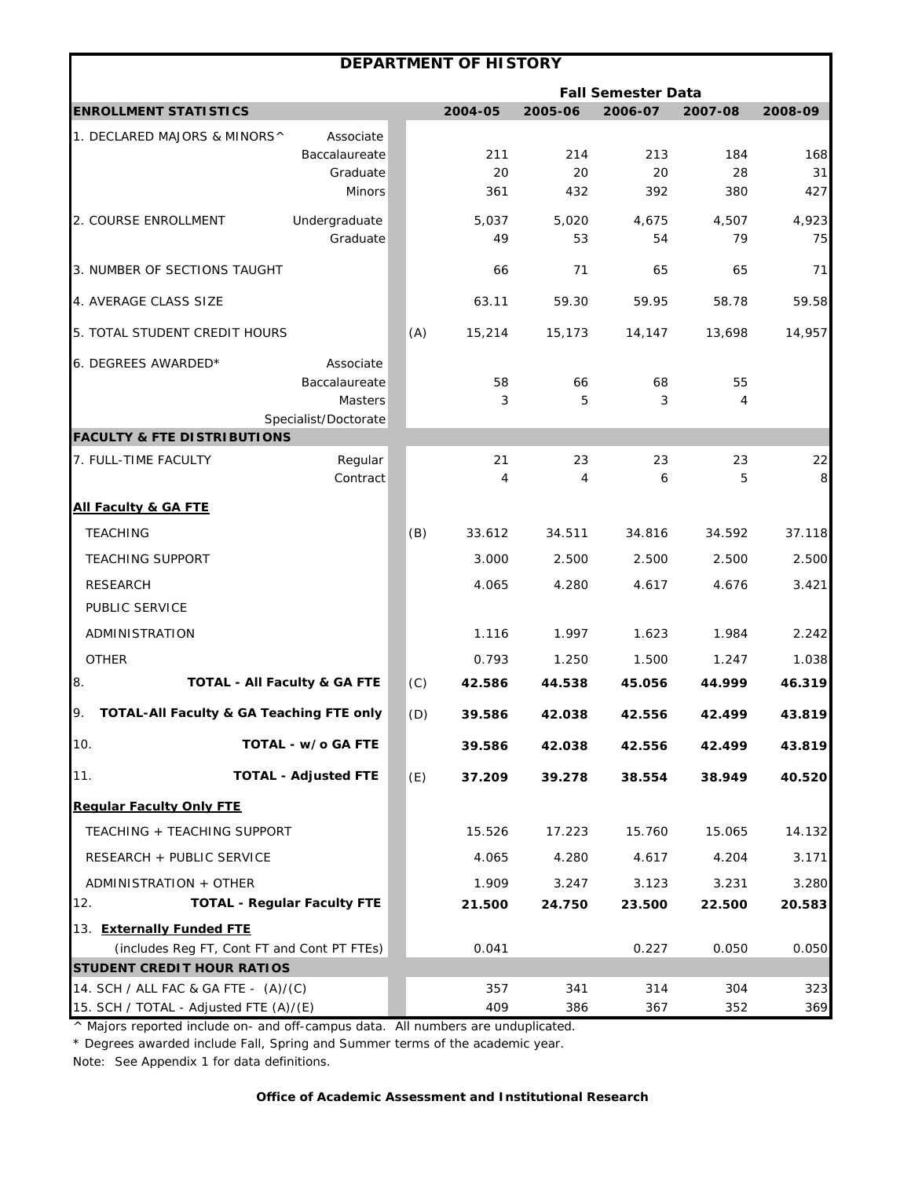# DEPARTMENT OF HISTORY

| ENROLLMENT STATISTICS | | | Fall Semester Data 2004-05 | 2005-06 | 2006-07 | 2007-08 | 2008-09 |
|---|---|---|---|---|---|---|---|
| 1. DECLARED MAJORS & MINORS^ | Associate | | | | | | |
| | Baccalaureate | | 211 | 214 | 213 | 184 | 168 |
| | Graduate | | 20 | 20 | 20 | 28 | 31 |
| | Minors | | 361 | 432 | 392 | 380 | 427 |
| 2. COURSE ENROLLMENT | Undergraduate | | 5,037 | 5,020 | 4,675 | 4,507 | 4,923 |
| | Graduate | | 49 | 53 | 54 | 79 | 75 |
| 3. NUMBER OF SECTIONS TAUGHT | | | 66 | 71 | 65 | 65 | 71 |
| 4. AVERAGE CLASS SIZE | | | 63.11 | 59.30 | 59.95 | 58.78 | 59.58 |
| 5. TOTAL STUDENT CREDIT HOURS | | (A) | 15,214 | 15,173 | 14,147 | 13,698 | 14,957 |
| 6. DEGREES AWARDED* | Associate | | | | | | |
| | Baccalaureate | | 58 | 66 | 68 | 55 | |
| | Masters | | 3 | 5 | 3 | 4 | |
| | Specialist/Doctorate | | | | | | |
| **FACULTY & FTE DISTRIBUTIONS** | | | | | | | |
| 7. FULL-TIME FACULTY | Regular | | 21 | 23 | 23 | 23 | 22 |
| | Contract | | 4 | 4 | 6 | 5 | 8 |
| **All Faculty & GA FTE** | | | | | | | |
| TEACHING | | (B) | 33.612 | 34.511 | 34.816 | 34.592 | 37.118 |
| TEACHING SUPPORT | | | 3.000 | 2.500 | 2.500 | 2.500 | 2.500 |
| RESEARCH | | | 4.065 | 4.280 | 4.617 | 4.676 | 3.421 |
| PUBLIC SERVICE | | | | | | | |
| ADMINISTRATION | | | 1.116 | 1.997 | 1.623 | 1.984 | 2.242 |
| OTHER | | | 0.793 | 1.250 | 1.500 | 1.247 | 1.038 |
| 8. **TOTAL - All Faculty & GA FTE** | | (C) | **42.586** | **44.538** | **45.056** | **44.999** | **46.319** |
| 9. **TOTAL-All Faculty & GA Teaching FTE only** | | (D) | **39.586** | **42.038** | **42.556** | **42.499** | **43.819** |
| 10. **TOTAL - w/o GA FTE** | | | **39.586** | **42.038** | **42.556** | **42.499** | **43.819** |
| 11. **TOTAL - Adjusted FTE** | | (E) | **37.209** | **39.278** | **38.554** | **38.949** | **40.520** |
| **Regular Faculty Only FTE** | | | | | | | |
| TEACHING + TEACHING SUPPORT | | | 15.526 | 17.223 | 15.760 | 15.065 | 14.132 |
| RESEARCH + PUBLIC SERVICE | | | 4.065 | 4.280 | 4.617 | 4.204 | 3.171 |
| ADMINISTRATION + OTHER | | | 1.909 | 3.247 | 3.123 | 3.231 | 3.280 |
| 12. **TOTAL - Regular Faculty FTE** | | | **21.500** | **24.750** | **23.500** | **22.500** | **20.583** |
| 13. **Externally Funded FTE** (includes Reg FT, Cont FT and Cont PT FTEs) | | | 0.041 | | 0.227 | 0.050 | 0.050 |
| **STUDENT CREDIT HOUR RATIOS** | | | | | | | |
| 14. SCH / ALL FAC & GA FTE - (A)/(C) | | | 357 | 341 | 314 | 304 | 323 |
| 15. SCH / TOTAL - Adjusted FTE (A)/(E) | | | 409 | 386 | 367 | 352 | 369 |

^ Majors reported include on- and off-campus data. All numbers are unduplicated.

* Degrees awarded include Fall, Spring and Summer terms of the academic year.

Note: See Appendix 1 for data definitions.

**Office of Academic Assessment and Institutional Research**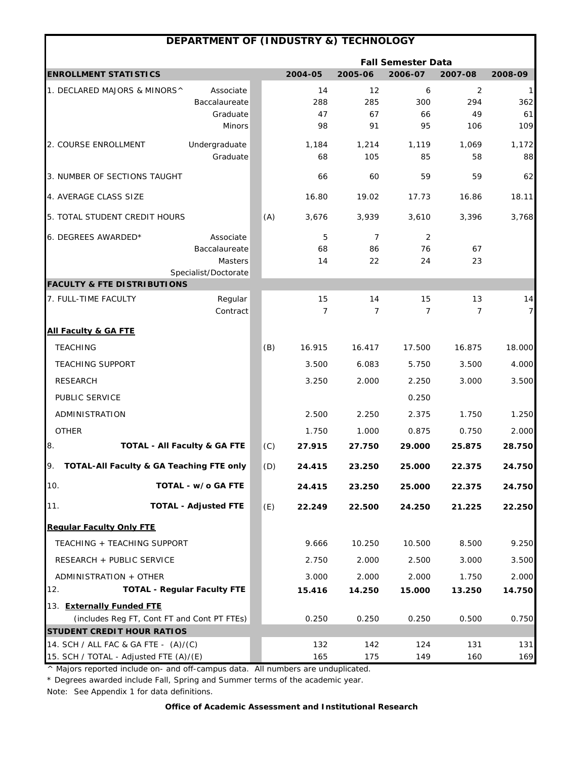## DEPARTMENT OF (INDUSTRY &) TECHNOLOGY

| ENROLLMENT STATISTICS | | | 2004-05 | 2005-06 | 2006-07 | 2007-08 | 2008-09 |
|---|---|---|---|---|---|---|---|
| | | | **Fall Semester Data** | | | | |
| 1. DECLARED MAJORS & MINORS^ | Associate | | 14 | 12 | 6 | 2 | 1 |
| | Baccalaureate | | 288 | 285 | 300 | 294 | 362 |
| | Graduate | | 47 | 67 | 66 | 49 | 61 |
| | Minors | | 98 | 91 | 95 | 106 | 109 |
| 2. COURSE ENROLLMENT | Undergraduate | | 1,184 | 1,214 | 1,119 | 1,069 | 1,172 |
| | Graduate | | 68 | 105 | 85 | 58 | 88 |
| 3. NUMBER OF SECTIONS TAUGHT | | | 66 | 60 | 59 | 59 | 62 |
| 4. AVERAGE CLASS SIZE | | | 16.80 | 19.02 | 17.73 | 16.86 | 18.11 |
| 5. TOTAL STUDENT CREDIT HOURS | | (A) | 3,676 | 3,939 | 3,610 | 3,396 | 3,768 |
| 6. DEGREES AWARDED* | Associate | | 5 | 7 | 2 | | |
| | Baccalaureate | | 68 | 86 | 76 | 67 | |
| | Masters | | 14 | 22 | 24 | 23 | |
| | Specialist/Doctorate | | | | | | |
| **FACULTY & FTE DISTRIBUTIONS** | | | | | | | |
| 7. FULL-TIME FACULTY | Regular | | 15 | 14 | 15 | 13 | 14 |
| | Contract | | 7 | 7 | 7 | 7 | 7 |
| **All Faculty & GA FTE** | | | | | | | |
| TEACHING | | (B) | 16.915 | 16.417 | 17.500 | 16.875 | 18.000 |
| TEACHING SUPPORT | | | 3.500 | 6.083 | 5.750 | 3.500 | 4.000 |
| RESEARCH | | | 3.250 | 2.000 | 2.250 | 3.000 | 3.500 |
| PUBLIC SERVICE | | | | | 0.250 | | |
| ADMINISTRATION | | | 2.500 | 2.250 | 2.375 | 1.750 | 1.250 |
| OTHER | | | 1.750 | 1.000 | 0.875 | 0.750 | 2.000 |
| 8. **TOTAL - All Faculty & GA FTE** | | (C) | **27.915** | **27.750** | **29.000** | **25.875** | **28.750** |
| 9. **TOTAL-All Faculty & GA Teaching FTE only** | | (D) | **24.415** | **23.250** | **25.000** | **22.375** | **24.750** |
| 10. **TOTAL - w/o GA FTE** | | | **24.415** | **23.250** | **25.000** | **22.375** | **24.750** |
| 11. **TOTAL - Adjusted FTE** | | (E) | **22.249** | **22.500** | **24.250** | **21.225** | **22.250** |
| **Regular Faculty Only FTE** | | | | | | | |
| TEACHING + TEACHING SUPPORT | | | 9.666 | 10.250 | 10.500 | 8.500 | 9.250 |
| RESEARCH + PUBLIC SERVICE | | | 2.750 | 2.000 | 2.500 | 3.000 | 3.500 |
| ADMINISTRATION + OTHER | | | 3.000 | 2.000 | 2.000 | 1.750 | 2.000 |
| 12. **TOTAL - Regular Faculty FTE** | | | **15.416** | **14.250** | **15.000** | **13.250** | **14.750** |
| 13. **Externally Funded FTE** (includes Reg FT, Cont FT and Cont PT FTEs) | | | 0.250 | 0.250 | 0.250 | 0.500 | 0.750 |
| **STUDENT CREDIT HOUR RATIOS** | | | | | | | |
| 14. SCH / ALL FAC & GA FTE - (A)/(C) | | | 132 | 142 | 124 | 131 | 131 |
| 15. SCH / TOTAL - Adjusted FTE (A)/(E) | | | 165 | 175 | 149 | 160 | 169 |

^ Majors reported include on- and off-campus data. All numbers are unduplicated.

* Degrees awarded include Fall, Spring and Summer terms of the academic year.

Note: See Appendix 1 for data definitions.

**Office of Academic Assessment and Institutional Research**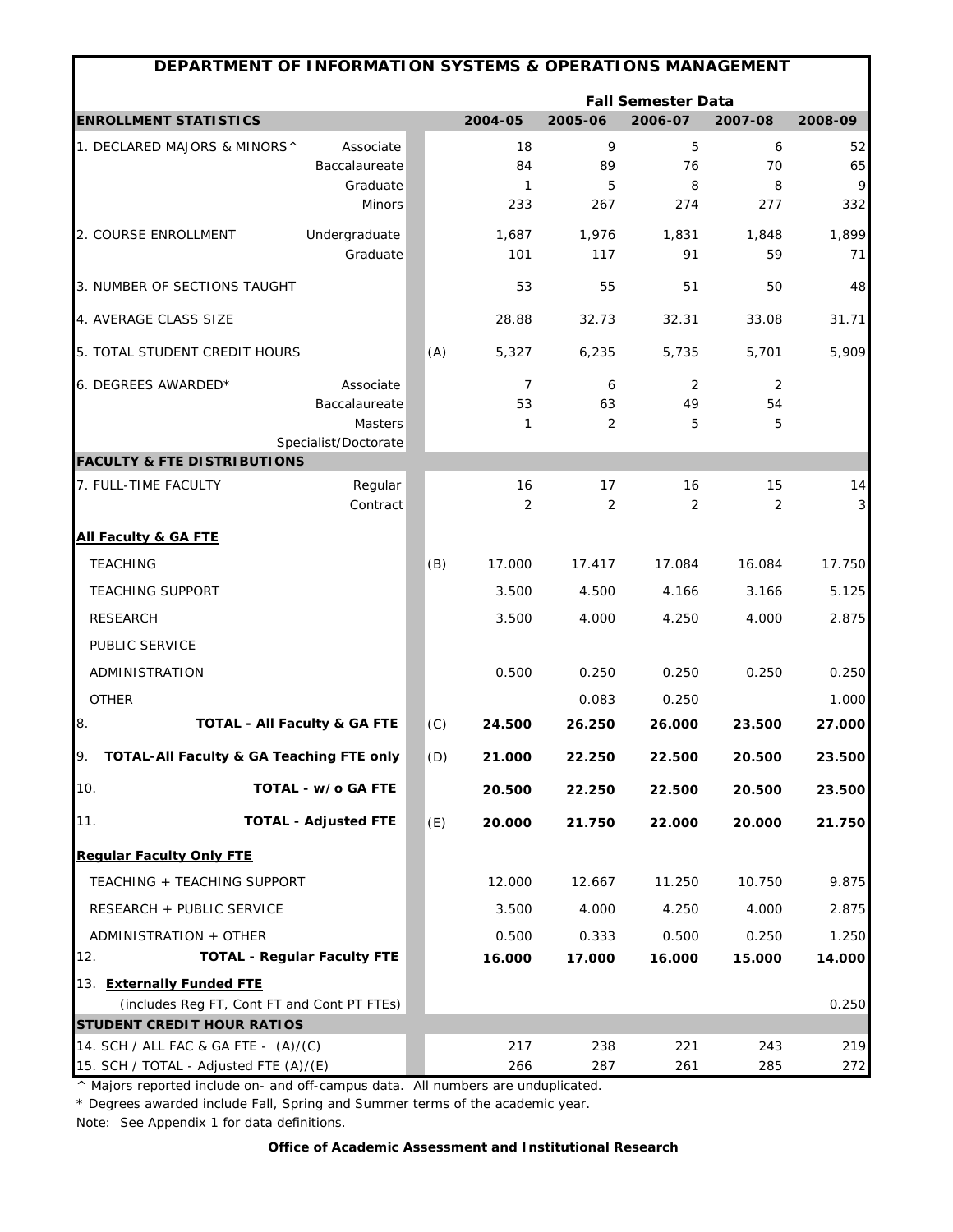# DEPARTMENT OF INFORMATION SYSTEMS & OPERATIONS MANAGEMENT

| | | | Fall Semester Data | | | | |
|---|---|---|---|---|---|---|---|
| **ENROLLMENT STATISTICS** | | | 2004-05 | 2005-06 | 2006-07 | 2007-08 | 2008-09 |
| 1. DECLARED MAJORS & MINORS^ | Associate | | 18 | 9 | 5 | 6 | 52 |
| | Baccalaureate | | 84 | 89 | 76 | 70 | 65 |
| | Graduate | | 1 | 5 | 8 | 8 | 9 |
| | Minors | | 233 | 267 | 274 | 277 | 332 |
| 2. COURSE ENROLLMENT | Undergraduate | | 1,687 | 1,976 | 1,831 | 1,848 | 1,899 |
| | Graduate | | 101 | 117 | 91 | 59 | 71 |
| 3. NUMBER OF SECTIONS TAUGHT | | | 53 | 55 | 51 | 50 | 48 |
| 4. AVERAGE CLASS SIZE | | | 28.88 | 32.73 | 32.31 | 33.08 | 31.71 |
| 5. TOTAL STUDENT CREDIT HOURS | | (A) | 5,327 | 6,235 | 5,735 | 5,701 | 5,909 |
| 6. DEGREES AWARDED* | Associate | | 7 | 6 | 2 | 2 | |
| | Baccalaureate | | 53 | 63 | 49 | 54 | |
| | Masters | | 1 | 2 | 5 | 5 | |
| | Specialist/Doctorate | | | | | | |
| **FACULTY & FTE DISTRIBUTIONS** | | | | | | | |
| 7. FULL-TIME FACULTY | Regular | | 16 | 17 | 16 | 15 | 14 |
| | Contract | | 2 | 2 | 2 | 2 | 3 |
| **All Faculty & GA FTE** | | | | | | | |
| TEACHING | | (B) | 17.000 | 17.417 | 17.084 | 16.084 | 17.750 |
| TEACHING SUPPORT | | | 3.500 | 4.500 | 4.166 | 3.166 | 5.125 |
| RESEARCH | | | 3.500 | 4.000 | 4.250 | 4.000 | 2.875 |
| PUBLIC SERVICE | | | | | | | |
| ADMINISTRATION | | | 0.500 | 0.250 | 0.250 | 0.250 | 0.250 |
| OTHER | | | | 0.083 | 0.250 | | 1.000 |
| 8. | **TOTAL - All Faculty & GA FTE** | (C) | **24.500** | **26.250** | **26.000** | **23.500** | **27.000** |
| 9. | **TOTAL-All Faculty & GA Teaching FTE only** | (D) | **21.000** | **22.250** | **22.500** | **20.500** | **23.500** |
| 10. | **TOTAL - w/o GA FTE** | | **20.500** | **22.250** | **22.500** | **20.500** | **23.500** |
| 11. | **TOTAL - Adjusted FTE** | (E) | **20.000** | **21.750** | **22.000** | **20.000** | **21.750** |
| **Regular Faculty Only FTE** | | | | | | | |
| TEACHING + TEACHING SUPPORT | | | 12.000 | 12.667 | 11.250 | 10.750 | 9.875 |
| RESEARCH + PUBLIC SERVICE | | | 3.500 | 4.000 | 4.250 | 4.000 | 2.875 |
| ADMINISTRATION + OTHER | | | 0.500 | 0.333 | 0.500 | 0.250 | 1.250 |
| 12. | **TOTAL - Regular Faculty FTE** | | **16.000** | **17.000** | **16.000** | **15.000** | **14.000** |
| 13. **Externally Funded FTE** (includes Reg FT, Cont FT and Cont PT FTEs) | | | | | | | 0.250 |
| **STUDENT CREDIT HOUR RATIOS** | | | | | | | |
| 14. SCH / ALL FAC & GA FTE - (A)/(C) | | | 217 | 238 | 221 | 243 | 219 |
| 15. SCH / TOTAL - Adjusted FTE (A)/(E) | | | 266 | 287 | 261 | 285 | 272 |

^ Majors reported include on- and off-campus data. All numbers are unduplicated.

* Degrees awarded include Fall, Spring and Summer terms of the academic year.

Note: See Appendix 1 for data definitions.

**Office of Academic Assessment and Institutional Research**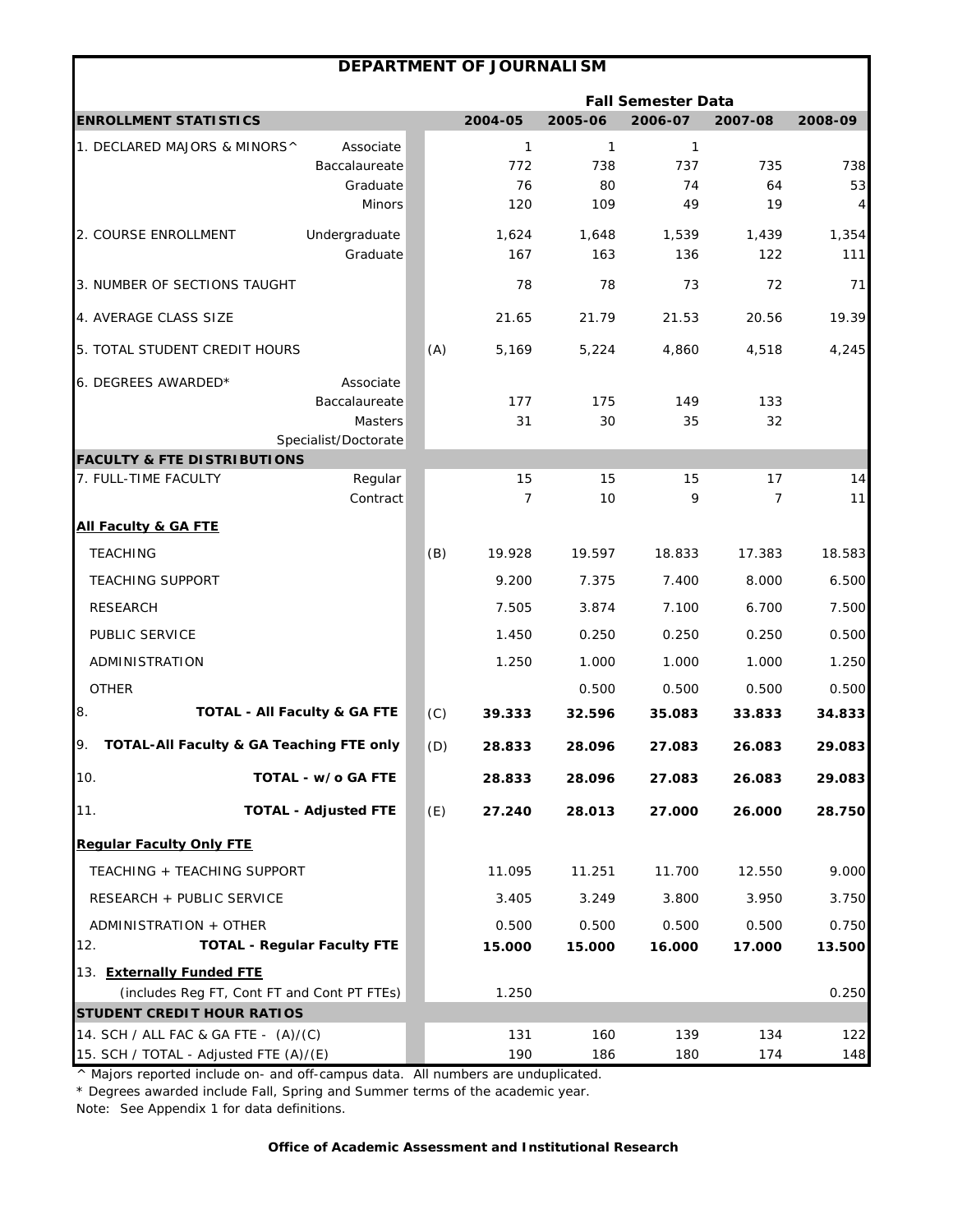# DEPARTMENT OF JOURNALISM

| | | | Fall Semester Data | | | | |
|---|---|---|---|---|---|---|---|
| **ENROLLMENT STATISTICS** | | | **2004-05** | **2005-06** | **2006-07** | **2007-08** | **2008-09** |
| 1. DECLARED MAJORS & MINORS^ | Associate | | 1 | 1 | 1 | | |
| | Baccalaureate | | 772 | 738 | 737 | 735 | 738 |
| | Graduate | | 76 | 80 | 74 | 64 | 53 |
| | Minors | | 120 | 109 | 49 | 19 | 4 |
| 2. COURSE ENROLLMENT | Undergraduate | | 1,624 | 1,648 | 1,539 | 1,439 | 1,354 |
| | Graduate | | 167 | 163 | 136 | 122 | 111 |
| 3. NUMBER OF SECTIONS TAUGHT | | | 78 | 78 | 73 | 72 | 71 |
| 4. AVERAGE CLASS SIZE | | | 21.65 | 21.79 | 21.53 | 20.56 | 19.39 |
| 5. TOTAL STUDENT CREDIT HOURS | | (A) | 5,169 | 5,224 | 4,860 | 4,518 | 4,245 |
| 6. DEGREES AWARDED* | Associate | | | | | | |
| | Baccalaureate | | 177 | 175 | 149 | 133 | |
| | Masters | | 31 | 30 | 35 | 32 | |
| | Specialist/Doctorate | | | | | | |
| **FACULTY & FTE DISTRIBUTIONS** | | | | | | | |
| 7. FULL-TIME FACULTY | Regular | | 15 | 15 | 15 | 17 | 14 |
| | Contract | | 7 | 10 | 9 | 7 | 11 |
| **All Faculty & GA FTE** | | | | | | | |
| TEACHING | | (B) | 19.928 | 19.597 | 18.833 | 17.383 | 18.583 |
| TEACHING SUPPORT | | | 9.200 | 7.375 | 7.400 | 8.000 | 6.500 |
| RESEARCH | | | 7.505 | 3.874 | 7.100 | 6.700 | 7.500 |
| PUBLIC SERVICE | | | 1.450 | 0.250 | 0.250 | 0.250 | 0.500 |
| ADMINISTRATION | | | 1.250 | 1.000 | 1.000 | 1.000 | 1.250 |
| OTHER | | | | 0.500 | 0.500 | 0.500 | 0.500 |
| 8. **TOTAL - All Faculty & GA FTE** | | (C) | **39.333** | **32.596** | **35.083** | **33.833** | **34.833** |
| 9. **TOTAL-All Faculty & GA Teaching FTE only** | | (D) | **28.833** | **28.096** | **27.083** | **26.083** | **29.083** |
| 10. **TOTAL - w/o GA FTE** | | | **28.833** | **28.096** | **27.083** | **26.083** | **29.083** |
| 11. **TOTAL - Adjusted FTE** | | (E) | **27.240** | **28.013** | **27.000** | **26.000** | **28.750** |
| **Regular Faculty Only FTE** | | | | | | | |
| TEACHING + TEACHING SUPPORT | | | 11.095 | 11.251 | 11.700 | 12.550 | 9.000 |
| RESEARCH + PUBLIC SERVICE | | | 3.405 | 3.249 | 3.800 | 3.950 | 3.750 |
| ADMINISTRATION + OTHER | | | 0.500 | 0.500 | 0.500 | 0.500 | 0.750 |
| 12. **TOTAL - Regular Faculty FTE** | | | **15.000** | **15.000** | **16.000** | **17.000** | **13.500** |
| 13. **Externally Funded FTE** (includes Reg FT, Cont FT and Cont PT FTEs) | | | 1.250 | | | | 0.250 |
| **STUDENT CREDIT HOUR RATIOS** | | | | | | | |
| 14. SCH / ALL FAC & GA FTE - (A)/(C) | | | 131 | 160 | 139 | 134 | 122 |
| 15. SCH / TOTAL - Adjusted FTE (A)/(E) | | | 190 | 186 | 180 | 174 | 148 |

^ Majors reported include on- and off-campus data. All numbers are unduplicated.

* Degrees awarded include Fall, Spring and Summer terms of the academic year.

Note: See Appendix 1 for data definitions.

**Office of Academic Assessment and Institutional Research**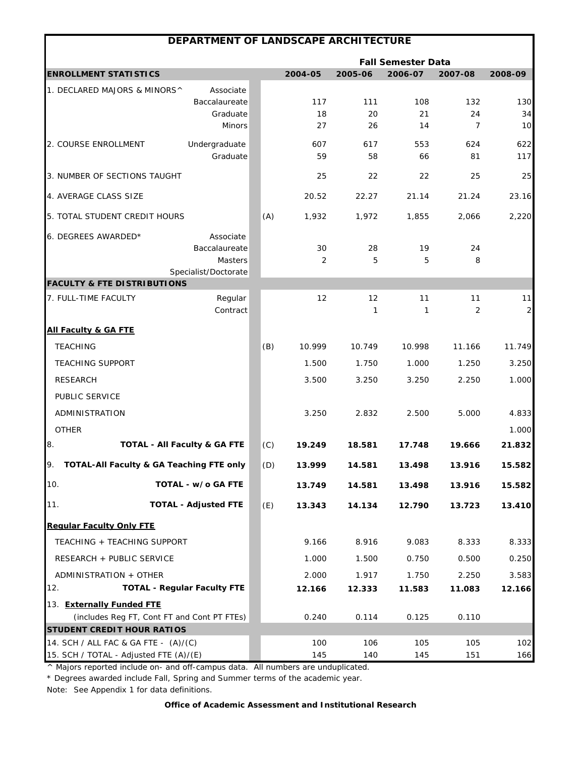# DEPARTMENT OF LANDSCAPE ARCHITECTURE

| ENROLLMENT STATISTICS | | | 2004-05 | 2005-06 | 2006-07 | 2007-08 | 2008-09 |
|---|---|---|---|---|---|---|---|
| | | | **Fall Semester Data** | | | | |
| 1. DECLARED MAJORS & MINORS^ | Associate | | | | | | |
| | Baccalaureate | | 117 | 111 | 108 | 132 | 130 |
| | Graduate | | 18 | 20 | 21 | 24 | 34 |
| | Minors | | 27 | 26 | 14 | 7 | 10 |
| 2. COURSE ENROLLMENT | Undergraduate | | 607 | 617 | 553 | 624 | 622 |
| | Graduate | | 59 | 58 | 66 | 81 | 117 |
| 3. NUMBER OF SECTIONS TAUGHT | | | 25 | 22 | 22 | 25 | 25 |
| 4. AVERAGE CLASS SIZE | | | 20.52 | 22.27 | 21.14 | 21.24 | 23.16 |
| 5. TOTAL STUDENT CREDIT HOURS | | (A) | 1,932 | 1,972 | 1,855 | 2,066 | 2,220 |
| 6. DEGREES AWARDED* | Associate | | | | | | |
| | Baccalaureate | | 30 | 28 | 19 | 24 | |
| | Masters | | 2 | 5 | 5 | 8 | |
| | Specialist/Doctorate | | | | | | |
| **FACULTY & FTE DISTRIBUTIONS** | | | | | | | |
| 7. FULL-TIME FACULTY | Regular | | 12 | 12 | 11 | 11 | 11 |
| | Contract | | | 1 | 1 | 2 | 2 |
| **All Faculty & GA FTE** | | | | | | | |
| TEACHING | | (B) | 10.999 | 10.749 | 10.998 | 11.166 | 11.749 |
| TEACHING SUPPORT | | | 1.500 | 1.750 | 1.000 | 1.250 | 3.250 |
| RESEARCH | | | 3.500 | 3.250 | 3.250 | 2.250 | 1.000 |
| PUBLIC SERVICE | | | | | | | |
| ADMINISTRATION | | | 3.250 | 2.832 | 2.500 | 5.000 | 4.833 |
| OTHER | | | | | | | 1.000 |
| 8. **TOTAL - All Faculty & GA FTE** | | (C) | **19.249** | **18.581** | **17.748** | **19.666** | **21.832** |
| 9. **TOTAL-All Faculty & GA Teaching FTE only** | | (D) | **13.999** | **14.581** | **13.498** | **13.916** | **15.582** |
| 10. **TOTAL - w/o GA FTE** | | | **13.749** | **14.581** | **13.498** | **13.916** | **15.582** |
| 11. **TOTAL - Adjusted FTE** | | (E) | **13.343** | **14.134** | **12.790** | **13.723** | **13.410** |
| **Regular Faculty Only FTE** | | | | | | | |
| TEACHING + TEACHING SUPPORT | | | 9.166 | 8.916 | 9.083 | 8.333 | 8.333 |
| RESEARCH + PUBLIC SERVICE | | | 1.000 | 1.500 | 0.750 | 0.500 | 0.250 |
| ADMINISTRATION + OTHER | | | 2.000 | 1.917 | 1.750 | 2.250 | 3.583 |
| 12. **TOTAL - Regular Faculty FTE** | | | **12.166** | **12.333** | **11.583** | **11.083** | **12.166** |
| 13. **Externally Funded FTE** (includes Reg FT, Cont FT and Cont PT FTEs) | | | 0.240 | 0.114 | 0.125 | 0.110 | |
| **STUDENT CREDIT HOUR RATIOS** | | | | | | | |
| 14. SCH / ALL FAC & GA FTE - (A)/(C) | | | 100 | 106 | 105 | 105 | 102 |
| 15. SCH / TOTAL - Adjusted FTE (A)/(E) | | | 145 | 140 | 145 | 151 | 166 |

^ Majors reported include on- and off-campus data. All numbers are unduplicated.

* Degrees awarded include Fall, Spring and Summer terms of the academic year.

Note: See Appendix 1 for data definitions.

**Office of Academic Assessment and Institutional Research**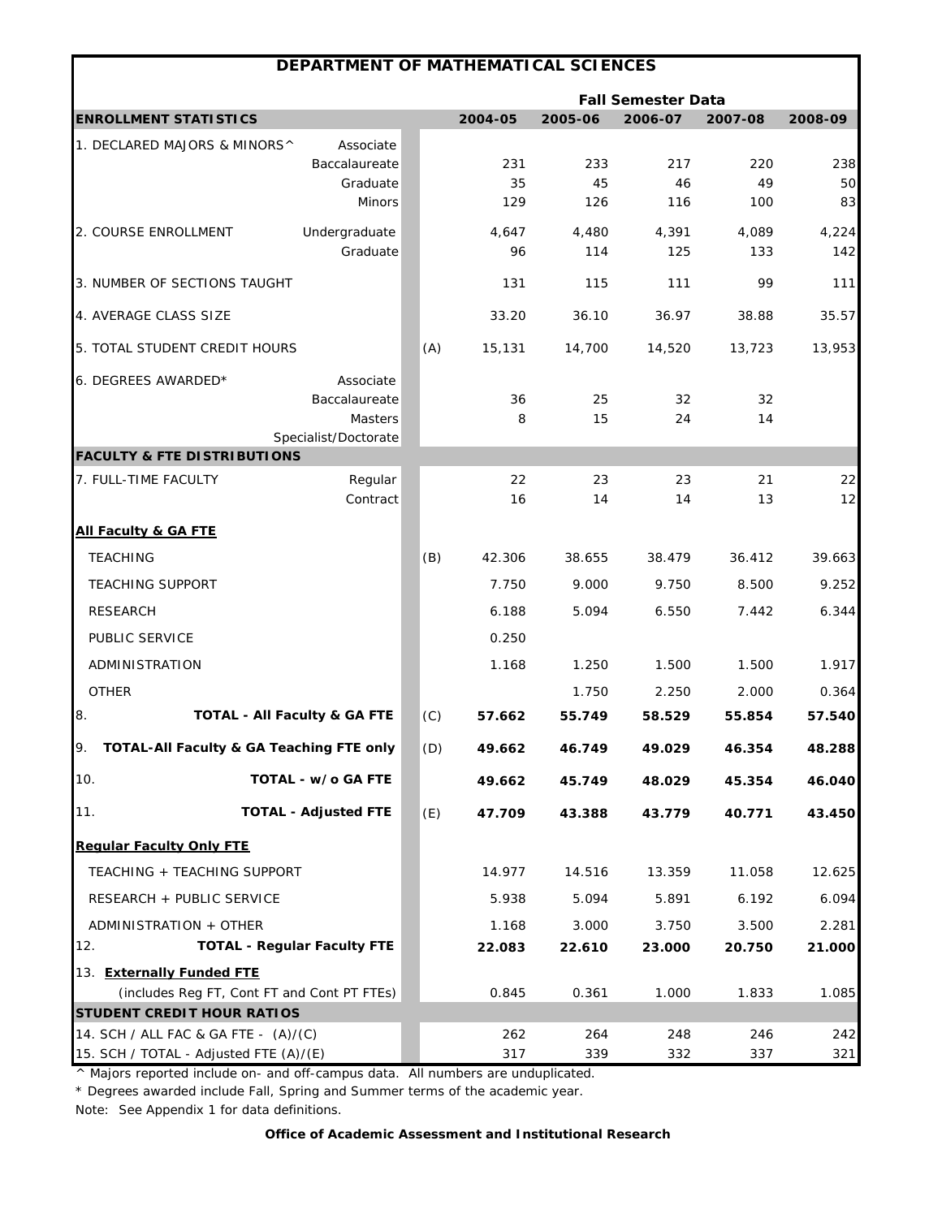# DEPARTMENT OF MATHEMATICAL SCIENCES

| ENROLLMENT STATISTICS | | | 2004-05 | 2005-06 | 2006-07 | 2007-08 | 2008-09 |
|---|---|---|---|---|---|---|---|
| | | | **Fall Semester Data** | | | | |
| 1. DECLARED MAJORS & MINORS^ | Associate | | | | | | |
| | Baccalaureate | | 231 | 233 | 217 | 220 | 238 |
| | Graduate | | 35 | 45 | 46 | 49 | 50 |
| | Minors | | 129 | 126 | 116 | 100 | 83 |
| 2. COURSE ENROLLMENT | Undergraduate | | 4,647 | 4,480 | 4,391 | 4,089 | 4,224 |
| | Graduate | | 96 | 114 | 125 | 133 | 142 |
| 3. NUMBER OF SECTIONS TAUGHT | | | 131 | 115 | 111 | 99 | 111 |
| 4. AVERAGE CLASS SIZE | | | 33.20 | 36.10 | 36.97 | 38.88 | 35.57 |
| 5. TOTAL STUDENT CREDIT HOURS | | (A) | 15,131 | 14,700 | 14,520 | 13,723 | 13,953 |
| 6. DEGREES AWARDED* | Associate | | | | | | |
| | Baccalaureate | | 36 | 25 | 32 | 32 | |
| | Masters | | 8 | 15 | 24 | 14 | |
| | Specialist/Doctorate | | | | | | |
| **FACULTY & FTE DISTRIBUTIONS** | | | | | | | |
| 7. FULL-TIME FACULTY | Regular | | 22 | 23 | 23 | 21 | 22 |
| | Contract | | 16 | 14 | 14 | 13 | 12 |
| **All Faculty & GA FTE** | | | | | | | |
| TEACHING | | (B) | 42.306 | 38.655 | 38.479 | 36.412 | 39.663 |
| TEACHING SUPPORT | | | 7.750 | 9.000 | 9.750 | 8.500 | 9.252 |
| RESEARCH | | | 6.188 | 5.094 | 6.550 | 7.442 | 6.344 |
| PUBLIC SERVICE | | | 0.250 | | | | |
| ADMINISTRATION | | | 1.168 | 1.250 | 1.500 | 1.500 | 1.917 |
| OTHER | | | | 1.750 | 2.250 | 2.000 | 0.364 |
| 8. **TOTAL - All Faculty & GA FTE** | | (C) | **57.662** | **55.749** | **58.529** | **55.854** | **57.540** |
| 9. **TOTAL-All Faculty & GA Teaching FTE only** | | (D) | **49.662** | **46.749** | **49.029** | **46.354** | **48.288** |
| 10. **TOTAL - w/o GA FTE** | | | **49.662** | **45.749** | **48.029** | **45.354** | **46.040** |
| 11. **TOTAL - Adjusted FTE** | | (E) | **47.709** | **43.388** | **43.779** | **40.771** | **43.450** |
| **Regular Faculty Only FTE** | | | | | | | |
| TEACHING + TEACHING SUPPORT | | | 14.977 | 14.516 | 13.359 | 11.058 | 12.625 |
| RESEARCH + PUBLIC SERVICE | | | 5.938 | 5.094 | 5.891 | 6.192 | 6.094 |
| ADMINISTRATION + OTHER | | | 1.168 | 3.000 | 3.750 | 3.500 | 2.281 |
| 12. **TOTAL - Regular Faculty FTE** | | | **22.083** | **22.610** | **23.000** | **20.750** | **21.000** |
| 13. **Externally Funded FTE** (includes Reg FT, Cont FT and Cont PT FTEs) | | | 0.845 | 0.361 | 1.000 | 1.833 | 1.085 |
| **STUDENT CREDIT HOUR RATIOS** | | | | | | | |
| 14. SCH / ALL FAC & GA FTE - (A)/(C) | | | 262 | 264 | 248 | 246 | 242 |
| 15. SCH / TOTAL - Adjusted FTE (A)/(E) | | | 317 | 339 | 332 | 337 | 321 |

^ Majors reported include on- and off-campus data. All numbers are unduplicated.

* Degrees awarded include Fall, Spring and Summer terms of the academic year.

Note: See Appendix 1 for data definitions.

**Office of Academic Assessment and Institutional Research**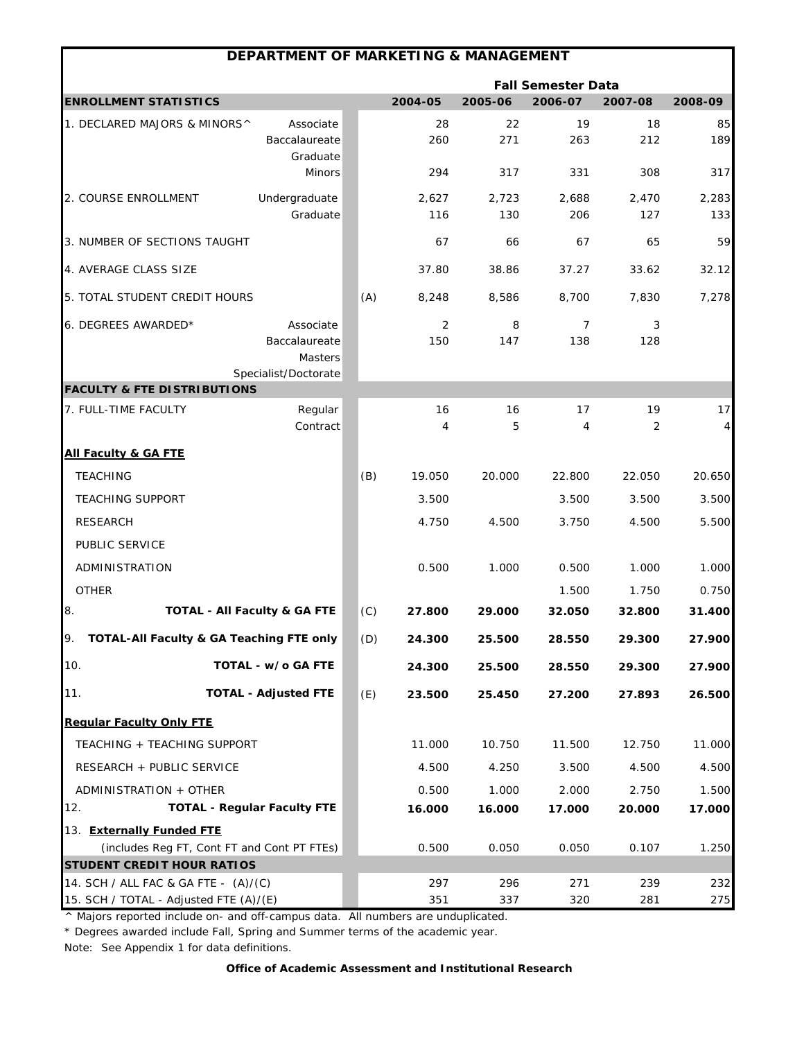# DEPARTMENT OF MARKETING & MANAGEMENT

| ENROLLMENT STATISTICS | | | 2004-05 | 2005-06 | 2006-07 | 2007-08 | 2008-09 |
|---|---|---|---|---|---|---|---|
| | | | **Fall Semester Data** | | | | |
| 1. DECLARED MAJORS & MINORS^ | Associate | | 28 | 22 | 19 | 18 | 85 |
| | Baccalaureate | | 260 | 271 | 263 | 212 | 189 |
| | Graduate | | | | | | |
| | Minors | | 294 | 317 | 331 | 308 | 317 |
| 2. COURSE ENROLLMENT | Undergraduate | | 2,627 | 2,723 | 2,688 | 2,470 | 2,283 |
| | Graduate | | 116 | 130 | 206 | 127 | 133 |
| 3. NUMBER OF SECTIONS TAUGHT | | | 67 | 66 | 67 | 65 | 59 |
| 4. AVERAGE CLASS SIZE | | | 37.80 | 38.86 | 37.27 | 33.62 | 32.12 |
| 5. TOTAL STUDENT CREDIT HOURS | | (A) | 8,248 | 8,586 | 8,700 | 7,830 | 7,278 |
| 6. DEGREES AWARDED* | Associate | | 2 | 8 | 7 | 3 | |
| | Baccalaureate | | 150 | 147 | 138 | 128 | |
| | Masters | | | | | | |
| | Specialist/Doctorate | | | | | | |
| **FACULTY & FTE DISTRIBUTIONS** | | | | | | | |
| 7. FULL-TIME FACULTY | Regular | | 16 | 16 | 17 | 19 | 17 |
| | Contract | | 4 | 5 | 4 | 2 | 4 |
| **All Faculty & GA FTE** | | | | | | | |
| TEACHING | | (B) | 19.050 | 20.000 | 22.800 | 22.050 | 20.650 |
| TEACHING SUPPORT | | | 3.500 | | 3.500 | 3.500 | 3.500 |
| RESEARCH | | | 4.750 | 4.500 | 3.750 | 4.500 | 5.500 |
| PUBLIC SERVICE | | | | | | | |
| ADMINISTRATION | | | 0.500 | 1.000 | 0.500 | 1.000 | 1.000 |
| OTHER | | | | | 1.500 | 1.750 | 0.750 |
| 8. **TOTAL - All Faculty & GA FTE** | | (C) | **27.800** | **29.000** | **32.050** | **32.800** | **31.400** |
| 9. **TOTAL-All Faculty & GA Teaching FTE only** | | (D) | **24.300** | **25.500** | **28.550** | **29.300** | **27.900** |
| 10. **TOTAL - w/o GA FTE** | | | **24.300** | **25.500** | **28.550** | **29.300** | **27.900** |
| 11. **TOTAL - Adjusted FTE** | | (E) | **23.500** | **25.450** | **27.200** | **27.893** | **26.500** |
| **Regular Faculty Only FTE** | | | | | | | |
| TEACHING + TEACHING SUPPORT | | | 11.000 | 10.750 | 11.500 | 12.750 | 11.000 |
| RESEARCH + PUBLIC SERVICE | | | 4.500 | 4.250 | 3.500 | 4.500 | 4.500 |
| ADMINISTRATION + OTHER | | | 0.500 | 1.000 | 2.000 | 2.750 | 1.500 |
| 12. **TOTAL - Regular Faculty FTE** | | | **16.000** | **16.000** | **17.000** | **20.000** | **17.000** |
| 13. **Externally Funded FTE** (includes Reg FT, Cont FT and Cont PT FTEs) | | | 0.500 | 0.050 | 0.050 | 0.107 | 1.250 |
| **STUDENT CREDIT HOUR RATIOS** | | | | | | | |
| 14. SCH / ALL FAC & GA FTE - (A)/(C) | | | 297 | 296 | 271 | 239 | 232 |
| 15. SCH / TOTAL - Adjusted FTE (A)/(E) | | | 351 | 337 | 320 | 281 | 275 |

^ Majors reported include on- and off-campus data. All numbers are unduplicated.

* Degrees awarded include Fall, Spring and Summer terms of the academic year.

Note: See Appendix 1 for data definitions.

**Office of Academic Assessment and Institutional Research**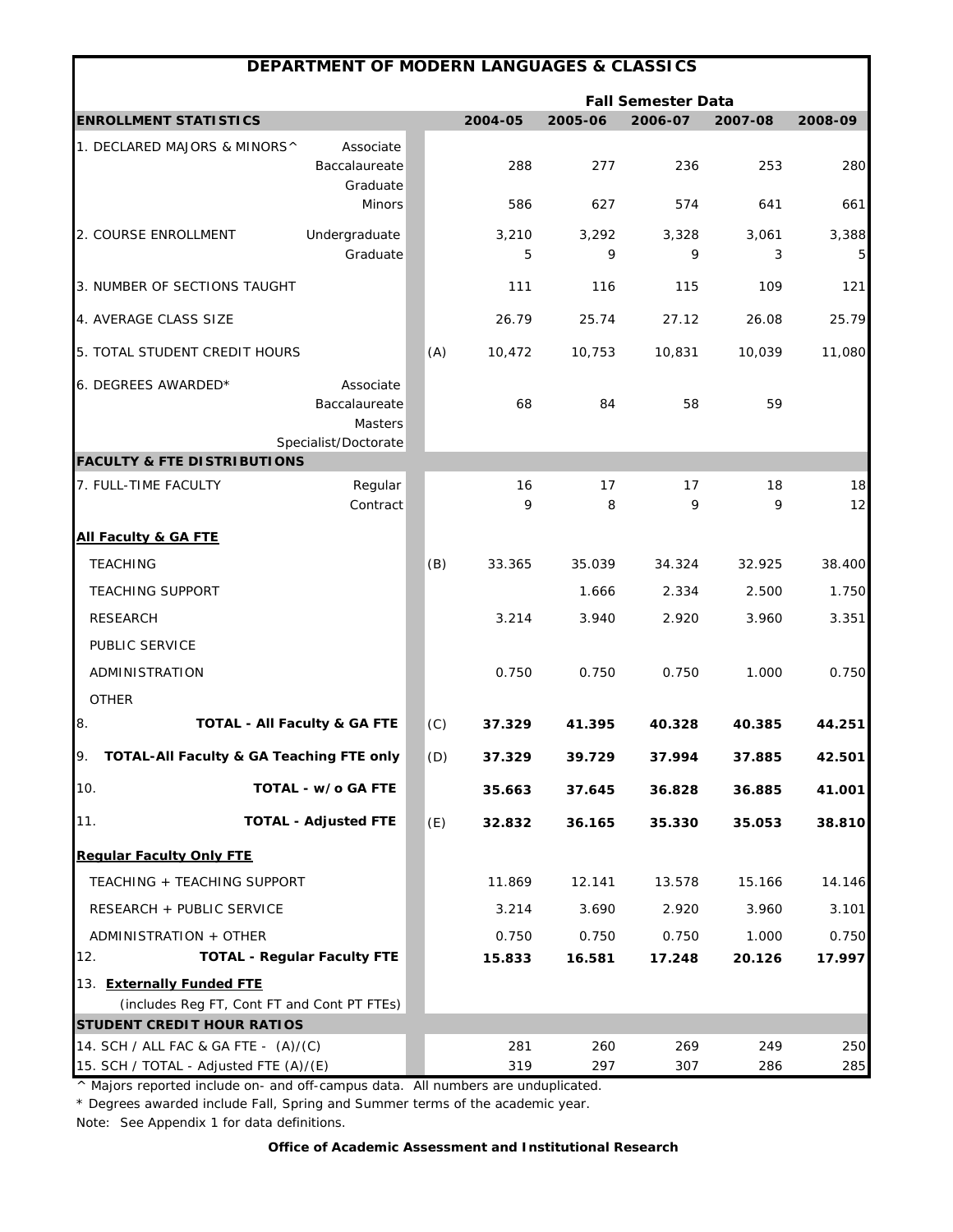# DEPARTMENT OF MODERN LANGUAGES & CLASSICS

| ENROLLMENT STATISTICS | | | 2004-05 | 2005-06 | 2006-07 | 2007-08 | 2008-09 |
|---|---|---|---|---|---|---|---|
| | | | Fall Semester Data | | | | |
| 1. DECLARED MAJORS & MINORS^ | Associate | | | | | | |
| | Baccalaureate | | 288 | 277 | 236 | 253 | 280 |
| | Graduate | | | | | | |
| | Minors | | 586 | 627 | 574 | 641 | 661 |
| 2. COURSE ENROLLMENT | Undergraduate | | 3,210 | 3,292 | 3,328 | 3,061 | 3,388 |
| | Graduate | | 5 | 9 | 9 | 3 | 5 |
| 3. NUMBER OF SECTIONS TAUGHT | | | 111 | 116 | 115 | 109 | 121 |
| 4. AVERAGE CLASS SIZE | | | 26.79 | 25.74 | 27.12 | 26.08 | 25.79 |
| 5. TOTAL STUDENT CREDIT HOURS | | (A) | 10,472 | 10,753 | 10,831 | 10,039 | 11,080 |
| 6. DEGREES AWARDED* | Associate | | | | | | |
| | Baccalaureate | | 68 | 84 | 58 | 59 | |
| | Masters | | | | | | |
| | Specialist/Doctorate | | | | | | |
| **FACULTY & FTE DISTRIBUTIONS** | | | | | | | |
| 7. FULL-TIME FACULTY | Regular | | 16 | 17 | 17 | 18 | 18 |
| | Contract | | 9 | 8 | 9 | 9 | 12 |
| **All Faculty & GA FTE** | | | | | | | |
| TEACHING | | (B) | 33.365 | 35.039 | 34.324 | 32.925 | 38.400 |
| TEACHING SUPPORT | | | | 1.666 | 2.334 | 2.500 | 1.750 |
| RESEARCH | | | 3.214 | 3.940 | 2.920 | 3.960 | 3.351 |
| PUBLIC SERVICE | | | | | | | |
| ADMINISTRATION | | | 0.750 | 0.750 | 0.750 | 1.000 | 0.750 |
| OTHER | | | | | | | |
| 8. **TOTAL - All Faculty & GA FTE** | | (C) | **37.329** | **41.395** | **40.328** | **40.385** | **44.251** |
| 9. **TOTAL-All Faculty & GA Teaching FTE only** | | (D) | **37.329** | **39.729** | **37.994** | **37.885** | **42.501** |
| 10. **TOTAL - w/o GA FTE** | | | **35.663** | **37.645** | **36.828** | **36.885** | **41.001** |
| 11. **TOTAL - Adjusted FTE** | | (E) | **32.832** | **36.165** | **35.330** | **35.053** | **38.810** |
| **Regular Faculty Only FTE** | | | | | | | |
| TEACHING + TEACHING SUPPORT | | | 11.869 | 12.141 | 13.578 | 15.166 | 14.146 |
| RESEARCH + PUBLIC SERVICE | | | 3.214 | 3.690 | 2.920 | 3.960 | 3.101 |
| ADMINISTRATION + OTHER | | | 0.750 | 0.750 | 0.750 | 1.000 | 0.750 |
| 12. **TOTAL - Regular Faculty FTE** | | | **15.833** | **16.581** | **17.248** | **20.126** | **17.997** |
| 13. **Externally Funded FTE** (includes Reg FT, Cont FT and Cont PT FTEs) | | | | | | | |
| **STUDENT CREDIT HOUR RATIOS** | | | | | | | |
| 14. SCH / ALL FAC & GA FTE - (A)/(C) | | | 281 | 260 | 269 | 249 | 250 |
| 15. SCH / TOTAL - Adjusted FTE (A)/(E) | | | 319 | 297 | 307 | 286 | 285 |

^ Majors reported include on- and off-campus data. All numbers are unduplicated.

* Degrees awarded include Fall, Spring and Summer terms of the academic year.

Note: See Appendix 1 for data definitions.

**Office of Academic Assessment and Institutional Research**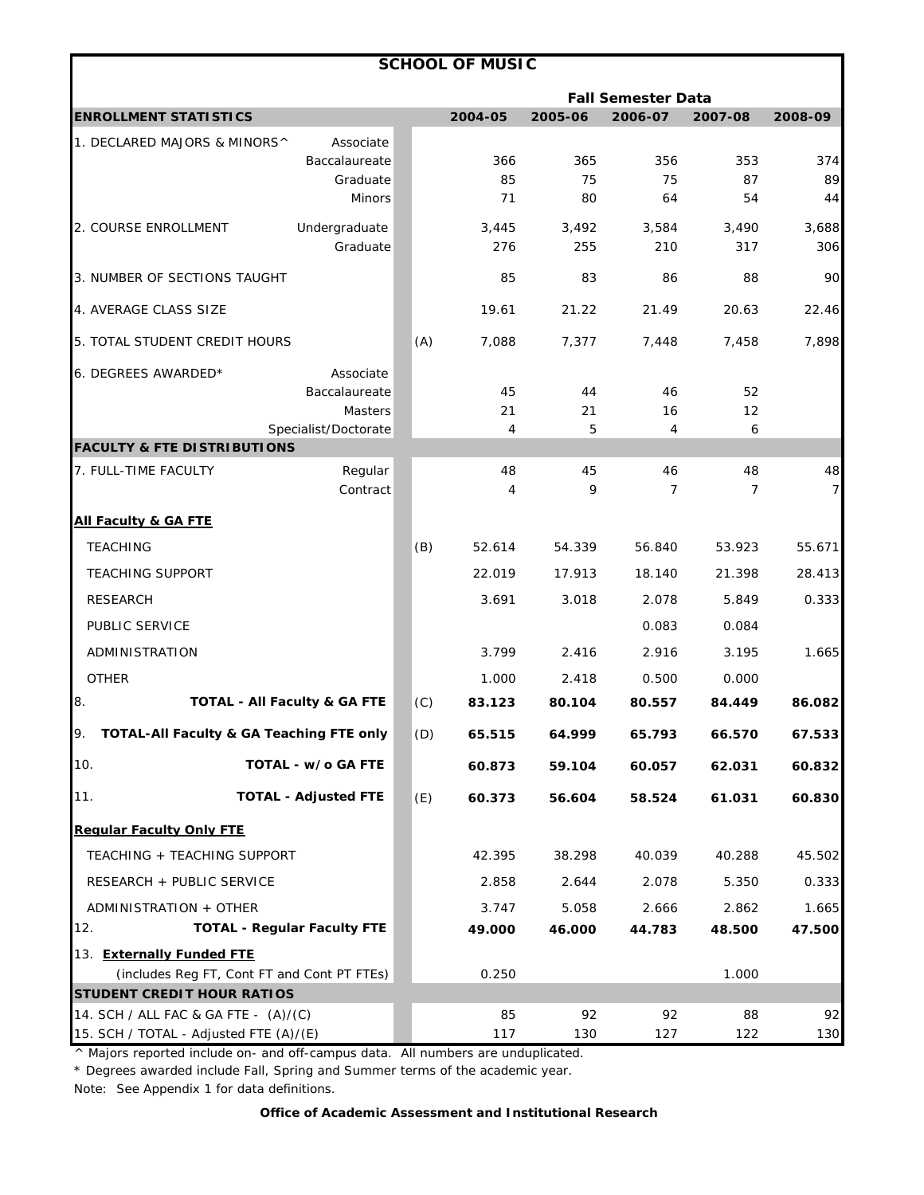# SCHOOL OF MUSIC

| ENROLLMENT STATISTICS | | | 2004-05 | 2005-06 | 2006-07 | 2007-08 | 2008-09 |
|---|---|---|---|---|---|---|---|
| | | | **Fall Semester Data** | | | | |
| 1. DECLARED MAJORS & MINORS^ | Associate | | | | | | |
| | Baccalaureate | | 366 | 365 | 356 | 353 | 374 |
| | Graduate | | 85 | 75 | 75 | 87 | 89 |
| | Minors | | 71 | 80 | 64 | 54 | 44 |
| 2. COURSE ENROLLMENT | Undergraduate | | 3,445 | 3,492 | 3,584 | 3,490 | 3,688 |
| | Graduate | | 276 | 255 | 210 | 317 | 306 |
| 3. NUMBER OF SECTIONS TAUGHT | | | 85 | 83 | 86 | 88 | 90 |
| 4. AVERAGE CLASS SIZE | | | 19.61 | 21.22 | 21.49 | 20.63 | 22.46 |
| 5. TOTAL STUDENT CREDIT HOURS | | (A) | 7,088 | 7,377 | 7,448 | 7,458 | 7,898 |
| 6. DEGREES AWARDED* | Associate | | | | | | |
| | Baccalaureate | | 45 | 44 | 46 | 52 | |
| | Masters | | 21 | 21 | 16 | 12 | |
| | Specialist/Doctorate | | 4 | 5 | 4 | 6 | |
| **FACULTY & FTE DISTRIBUTIONS** | | | | | | | |
| 7. FULL-TIME FACULTY | Regular | | 48 | 45 | 46 | 48 | 48 |
| | Contract | | 4 | 9 | 7 | 7 | 7 |
| **All Faculty & GA FTE** | | | | | | | |
| TEACHING | | (B) | 52.614 | 54.339 | 56.840 | 53.923 | 55.671 |
| TEACHING SUPPORT | | | 22.019 | 17.913 | 18.140 | 21.398 | 28.413 |
| RESEARCH | | | 3.691 | 3.018 | 2.078 | 5.849 | 0.333 |
| PUBLIC SERVICE | | | | | 0.083 | 0.084 | |
| ADMINISTRATION | | | 3.799 | 2.416 | 2.916 | 3.195 | 1.665 |
| OTHER | | | 1.000 | 2.418 | 0.500 | 0.000 | |
| 8. **TOTAL - All Faculty & GA FTE** | | (C) | **83.123** | **80.104** | **80.557** | **84.449** | **86.082** |
| 9. **TOTAL-All Faculty & GA Teaching FTE only** | | (D) | **65.515** | **64.999** | **65.793** | **66.570** | **67.533** |
| 10. **TOTAL - w/o GA FTE** | | | **60.873** | **59.104** | **60.057** | **62.031** | **60.832** |
| 11. **TOTAL - Adjusted FTE** | | (E) | **60.373** | **56.604** | **58.524** | **61.031** | **60.830** |
| **Regular Faculty Only FTE** | | | | | | | |
| TEACHING + TEACHING SUPPORT | | | 42.395 | 38.298 | 40.039 | 40.288 | 45.502 |
| RESEARCH + PUBLIC SERVICE | | | 2.858 | 2.644 | 2.078 | 5.350 | 0.333 |
| ADMINISTRATION + OTHER | | | 3.747 | 5.058 | 2.666 | 2.862 | 1.665 |
| 12. **TOTAL - Regular Faculty FTE** | | | **49.000** | **46.000** | **44.783** | **48.500** | **47.500** |
| 13. **Externally Funded FTE** (includes Reg FT, Cont FT and Cont PT FTEs) | | | 0.250 | | | 1.000 | |
| **STUDENT CREDIT HOUR RATIOS** | | | | | | | |
| 14. SCH / ALL FAC & GA FTE - (A)/(C) | | | 85 | 92 | 92 | 88 | 92 |
| 15. SCH / TOTAL - Adjusted FTE (A)/(E) | | | 117 | 130 | 127 | 122 | 130 |

^ Majors reported include on- and off-campus data. All numbers are unduplicated.

* Degrees awarded include Fall, Spring and Summer terms of the academic year.

Note: See Appendix 1 for data definitions.

**Office of Academic Assessment and Institutional Research**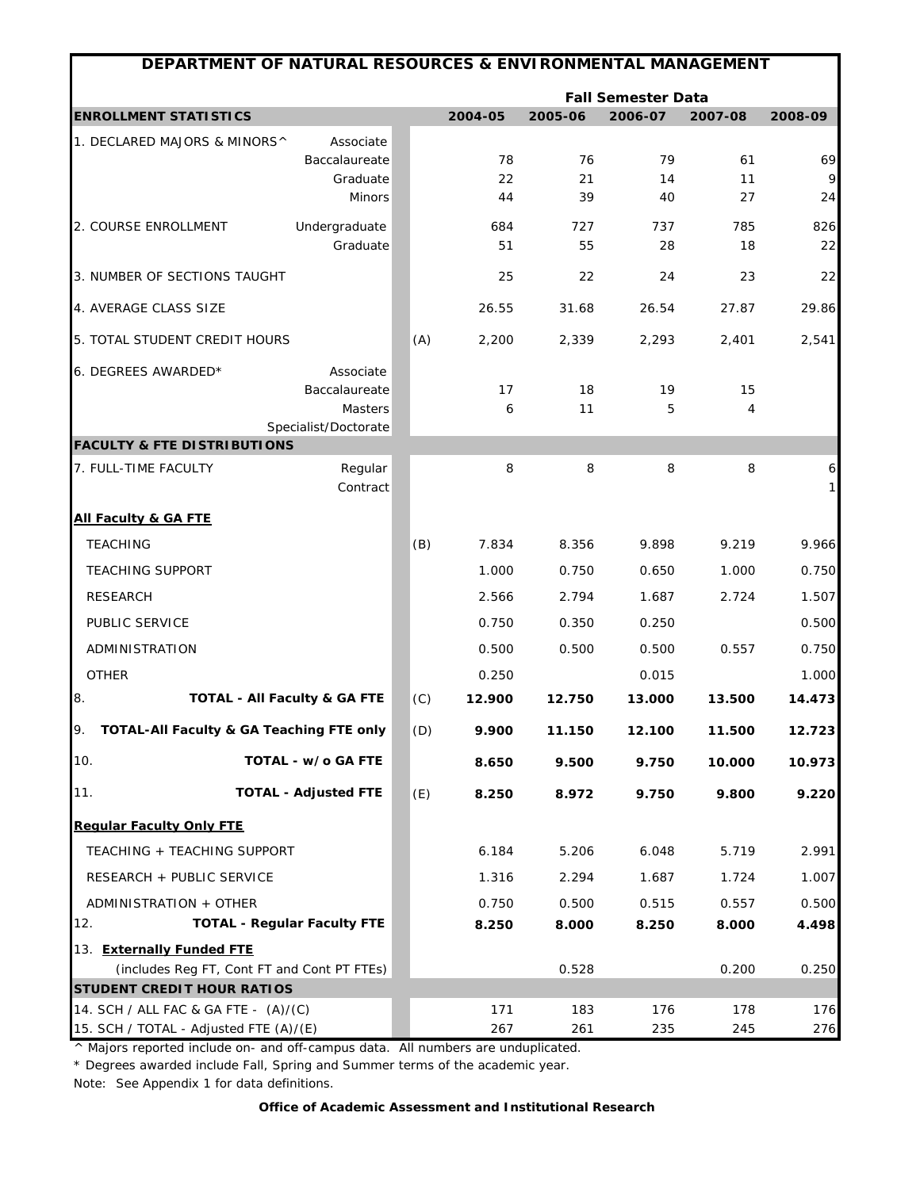# DEPARTMENT OF NATURAL RESOURCES & ENVIRONMENTAL MANAGEMENT

| ENROLLMENT STATISTICS | | | 2004-05 | 2005-06 | 2006-07 | 2007-08 | 2008-09 |
|---|---|---|---|---|---|---|---|
| | | | **Fall Semester Data** | | | | |
| 1. DECLARED MAJORS & MINORS^ | Associate | | | | | | |
| | Baccalaureate | | 78 | 76 | 79 | 61 | 69 |
| | Graduate | | 22 | 21 | 14 | 11 | 9 |
| | Minors | | 44 | 39 | 40 | 27 | 24 |
| 2. COURSE ENROLLMENT | Undergraduate | | 684 | 727 | 737 | 785 | 826 |
| | Graduate | | 51 | 55 | 28 | 18 | 22 |
| 3. NUMBER OF SECTIONS TAUGHT | | | 25 | 22 | 24 | 23 | 22 |
| 4. AVERAGE CLASS SIZE | | | 26.55 | 31.68 | 26.54 | 27.87 | 29.86 |
| 5. TOTAL STUDENT CREDIT HOURS | | (A) | 2,200 | 2,339 | 2,293 | 2,401 | 2,541 |
| 6. DEGREES AWARDED* | Associate | | | | | | |
| | Baccalaureate | | 17 | 18 | 19 | 15 | |
| | Masters | | 6 | 11 | 5 | 4 | |
| | Specialist/Doctorate | | | | | | |
| **FACULTY & FTE DISTRIBUTIONS** | | | | | | | |
| 7. FULL-TIME FACULTY | Regular | | 8 | 8 | 8 | 8 | 6 |
| | Contract | | | | | | 1 |
| **All Faculty & GA FTE** | | | | | | | |
| TEACHING | | (B) | 7.834 | 8.356 | 9.898 | 9.219 | 9.966 |
| TEACHING SUPPORT | | | 1.000 | 0.750 | 0.650 | 1.000 | 0.750 |
| RESEARCH | | | 2.566 | 2.794 | 1.687 | 2.724 | 1.507 |
| PUBLIC SERVICE | | | 0.750 | 0.350 | 0.250 | | 0.500 |
| ADMINISTRATION | | | 0.500 | 0.500 | 0.500 | 0.557 | 0.750 |
| OTHER | | | 0.250 | | 0.015 | | 1.000 |
| 8. **TOTAL - All Faculty & GA FTE** | | (C) | **12.900** | **12.750** | **13.000** | **13.500** | **14.473** |
| 9. **TOTAL-All Faculty & GA Teaching FTE only** | | (D) | **9.900** | **11.150** | **12.100** | **11.500** | **12.723** |
| 10. **TOTAL - w/o GA FTE** | | | **8.650** | **9.500** | **9.750** | **10.000** | **10.973** |
| 11. **TOTAL - Adjusted FTE** | | (E) | **8.250** | **8.972** | **9.750** | **9.800** | **9.220** |
| **Regular Faculty Only FTE** | | | | | | | |
| TEACHING + TEACHING SUPPORT | | | 6.184 | 5.206 | 6.048 | 5.719 | 2.991 |
| RESEARCH + PUBLIC SERVICE | | | 1.316 | 2.294 | 1.687 | 1.724 | 1.007 |
| ADMINISTRATION + OTHER | | | 0.750 | 0.500 | 0.515 | 0.557 | 0.500 |
| 12. **TOTAL - Regular Faculty FTE** | | | **8.250** | **8.000** | **8.250** | **8.000** | **4.498** |
| 13. **Externally Funded FTE** (includes Reg FT, Cont FT and Cont PT FTEs) | | | | 0.528 | | 0.200 | 0.250 |
| **STUDENT CREDIT HOUR RATIOS** | | | | | | | |
| 14. SCH / ALL FAC & GA FTE - (A)/(C) | | | 171 | 183 | 176 | 178 | 176 |
| 15. SCH / TOTAL - Adjusted FTE (A)/(E) | | | 267 | 261 | 235 | 245 | 276 |

^ Majors reported include on- and off-campus data. All numbers are unduplicated.

* Degrees awarded include Fall, Spring and Summer terms of the academic year.

Note: See Appendix 1 for data definitions.

**Office of Academic Assessment and Institutional Research**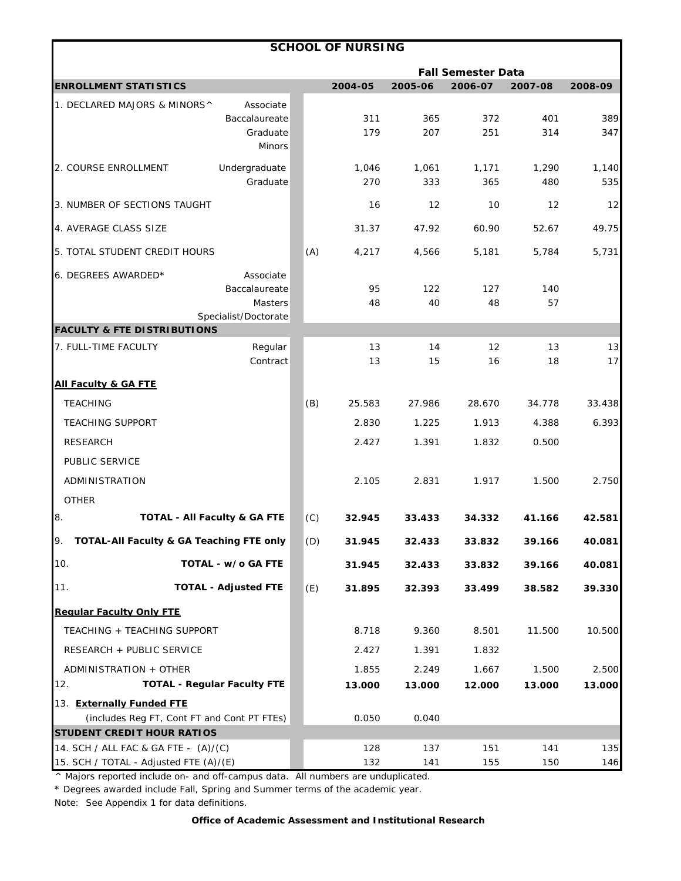# SCHOOL OF NURSING

| ENROLLMENT STATISTICS | | | 2004-05 | 2005-06 | 2006-07 | 2007-08 | 2008-09 |
|---|---|---|---|---|---|---|---|
| | | | **Fall Semester Data** | | | | |
| 1. DECLARED MAJORS & MINORS^ | Associate | | | | | | |
| | Baccalaureate | | 311 | 365 | 372 | 401 | 389 |
| | Graduate | | 179 | 207 | 251 | 314 | 347 |
| | Minors | | | | | | |
| 2. COURSE ENROLLMENT | Undergraduate | | 1,046 | 1,061 | 1,171 | 1,290 | 1,140 |
| | Graduate | | 270 | 333 | 365 | 480 | 535 |
| 3. NUMBER OF SECTIONS TAUGHT | | | 16 | 12 | 10 | 12 | 12 |
| 4. AVERAGE CLASS SIZE | | | 31.37 | 47.92 | 60.90 | 52.67 | 49.75 |
| 5. TOTAL STUDENT CREDIT HOURS | | (A) | 4,217 | 4,566 | 5,181 | 5,784 | 5,731 |
| 6. DEGREES AWARDED* | Associate | | | | | | |
| | Baccalaureate | | 95 | 122 | 127 | 140 | |
| | Masters | | 48 | 40 | 48 | 57 | |
| | Specialist/Doctorate | | | | | | |
| **FACULTY & FTE DISTRIBUTIONS** | | | | | | | |
| 7. FULL-TIME FACULTY | Regular | | 13 | 14 | 12 | 13 | 13 |
| | Contract | | 13 | 15 | 16 | 18 | 17 |
| **All Faculty & GA FTE** | | | | | | | |
| TEACHING | | (B) | 25.583 | 27.986 | 28.670 | 34.778 | 33.438 |
| TEACHING SUPPORT | | | 2.830 | 1.225 | 1.913 | 4.388 | 6.393 |
| RESEARCH | | | 2.427 | 1.391 | 1.832 | 0.500 | |
| PUBLIC SERVICE | | | | | | | |
| ADMINISTRATION | | | 2.105 | 2.831 | 1.917 | 1.500 | 2.750 |
| OTHER | | | | | | | |
| 8. **TOTAL - All Faculty & GA FTE** | | (C) | **32.945** | **33.433** | **34.332** | **41.166** | **42.581** |
| 9. **TOTAL-All Faculty & GA Teaching FTE only** | | (D) | **31.945** | **32.433** | **33.832** | **39.166** | **40.081** |
| 10. **TOTAL - w/o GA FTE** | | | **31.945** | **32.433** | **33.832** | **39.166** | **40.081** |
| 11. **TOTAL - Adjusted FTE** | | (E) | **31.895** | **32.393** | **33.499** | **38.582** | **39.330** |
| **Regular Faculty Only FTE** | | | | | | | |
| TEACHING + TEACHING SUPPORT | | | 8.718 | 9.360 | 8.501 | 11.500 | 10.500 |
| RESEARCH + PUBLIC SERVICE | | | 2.427 | 1.391 | 1.832 | | |
| ADMINISTRATION + OTHER | | | 1.855 | 2.249 | 1.667 | 1.500 | 2.500 |
| 12. **TOTAL - Regular Faculty FTE** | | | **13.000** | **13.000** | **12.000** | **13.000** | **13.000** |
| 13. **Externally Funded FTE** (includes Reg FT, Cont FT and Cont PT FTEs) | | | 0.050 | 0.040 | | | |
| **STUDENT CREDIT HOUR RATIOS** | | | | | | | |
| 14. SCH / ALL FAC & GA FTE - (A)/(C) | | | 128 | 137 | 151 | 141 | 135 |
| 15. SCH / TOTAL - Adjusted FTE (A)/(E) | | | 132 | 141 | 155 | 150 | 146 |

^ Majors reported include on- and off-campus data. All numbers are unduplicated.

* Degrees awarded include Fall, Spring and Summer terms of the academic year.

Note: See Appendix 1 for data definitions.

**Office of Academic Assessment and Institutional Research**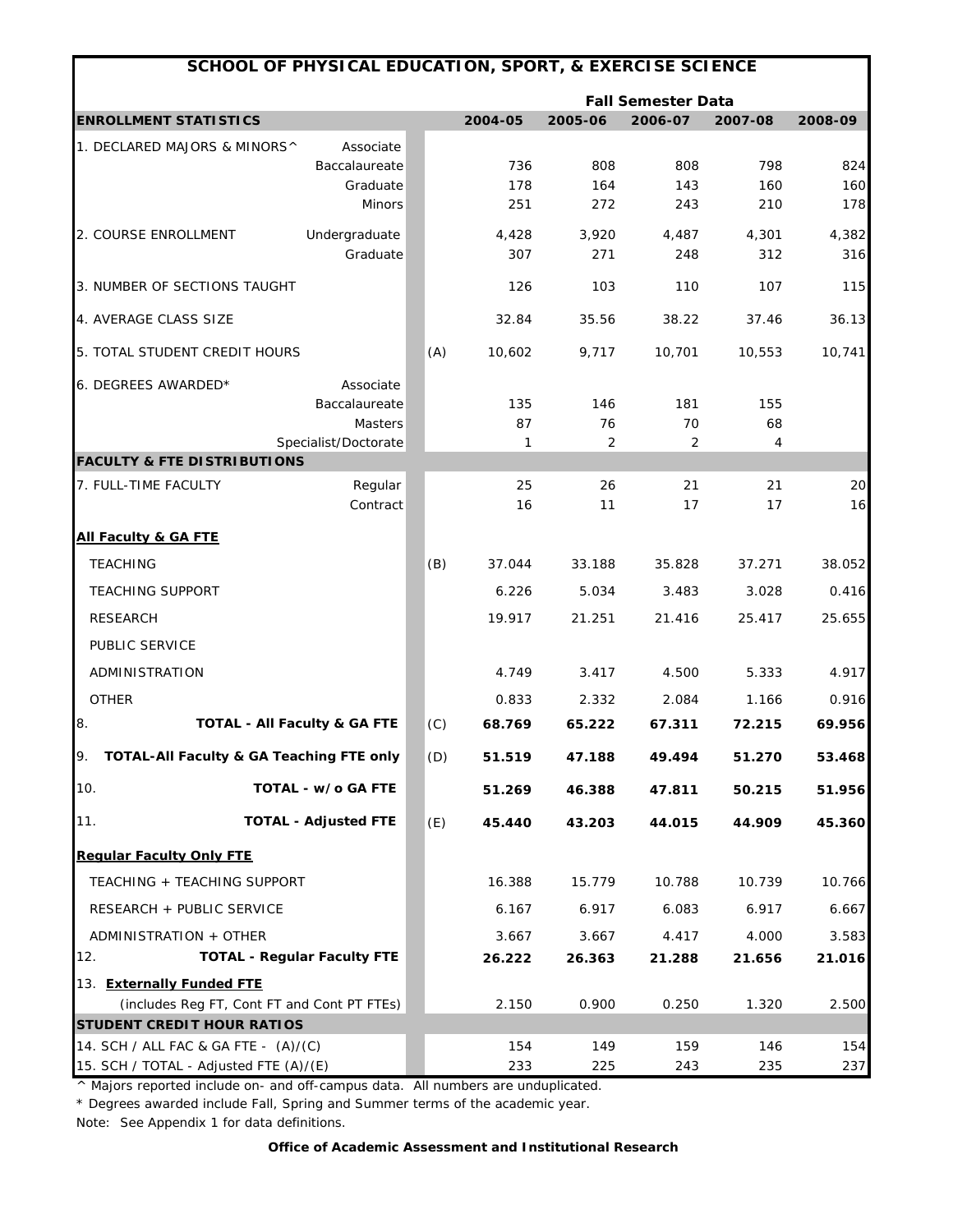# SCHOOL OF PHYSICAL EDUCATION, SPORT, & EXERCISE SCIENCE

| | | | Fall Semester Data | | | | |
|---|---|---|---|---|---|---|---|
| **ENROLLMENT STATISTICS** | | | 2004-05 | 2005-06 | 2006-07 | 2007-08 | 2008-09 |
| 1. DECLARED MAJORS & MINORS^ | Associate | | | | | | |
| | Baccalaureate | | 736 | 808 | 808 | 798 | 824 |
| | Graduate | | 178 | 164 | 143 | 160 | 160 |
| | Minors | | 251 | 272 | 243 | 210 | 178 |
| 2. COURSE ENROLLMENT | Undergraduate | | 4,428 | 3,920 | 4,487 | 4,301 | 4,382 |
| | Graduate | | 307 | 271 | 248 | 312 | 316 |
| 3. NUMBER OF SECTIONS TAUGHT | | | 126 | 103 | 110 | 107 | 115 |
| 4. AVERAGE CLASS SIZE | | | 32.84 | 35.56 | 38.22 | 37.46 | 36.13 |
| 5. TOTAL STUDENT CREDIT HOURS | | (A) | 10,602 | 9,717 | 10,701 | 10,553 | 10,741 |
| 6. DEGREES AWARDED* | Associate | | | | | | |
| | Baccalaureate | | 135 | 146 | 181 | 155 | |
| | Masters | | 87 | 76 | 70 | 68 | |
| | Specialist/Doctorate | | 1 | 2 | 2 | 4 | |
| **FACULTY & FTE DISTRIBUTIONS** | | | | | | | |
| 7. FULL-TIME FACULTY | Regular | | 25 | 26 | 21 | 21 | 20 |
| | Contract | | 16 | 11 | 17 | 17 | 16 |
| **All Faculty & GA FTE** | | | | | | | |
| TEACHING | | (B) | 37.044 | 33.188 | 35.828 | 37.271 | 38.052 |
| TEACHING SUPPORT | | | 6.226 | 5.034 | 3.483 | 3.028 | 0.416 |
| RESEARCH | | | 19.917 | 21.251 | 21.416 | 25.417 | 25.655 |
| PUBLIC SERVICE | | | | | | | |
| ADMINISTRATION | | | 4.749 | 3.417 | 4.500 | 5.333 | 4.917 |
| OTHER | | | 0.833 | 2.332 | 2.084 | 1.166 | 0.916 |
| 8. **TOTAL - All Faculty & GA FTE** | | (C) | **68.769** | **65.222** | **67.311** | **72.215** | **69.956** |
| 9. **TOTAL-All Faculty & GA Teaching FTE only** | | (D) | **51.519** | **47.188** | **49.494** | **51.270** | **53.468** |
| 10. **TOTAL - w/o GA FTE** | | | **51.269** | **46.388** | **47.811** | **50.215** | **51.956** |
| 11. **TOTAL - Adjusted FTE** | | (E) | **45.440** | **43.203** | **44.015** | **44.909** | **45.360** |
| **Regular Faculty Only FTE** | | | | | | | |
| TEACHING + TEACHING SUPPORT | | | 16.388 | 15.779 | 10.788 | 10.739 | 10.766 |
| RESEARCH + PUBLIC SERVICE | | | 6.167 | 6.917 | 6.083 | 6.917 | 6.667 |
| ADMINISTRATION + OTHER | | | 3.667 | 3.667 | 4.417 | 4.000 | 3.583 |
| 12. **TOTAL - Regular Faculty FTE** | | | **26.222** | **26.363** | **21.288** | **21.656** | **21.016** |
| 13. **Externally Funded FTE** (includes Reg FT, Cont FT and Cont PT FTEs) | | | 2.150 | 0.900 | 0.250 | 1.320 | 2.500 |
| **STUDENT CREDIT HOUR RATIOS** | | | | | | | |
| 14. SCH / ALL FAC & GA FTE - (A)/(C) | | | 154 | 149 | 159 | 146 | 154 |
| 15. SCH / TOTAL - Adjusted FTE (A)/(E) | | | 233 | 225 | 243 | 235 | 237 |

^ Majors reported include on- and off-campus data. All numbers are unduplicated.

\* Degrees awarded include Fall, Spring and Summer terms of the academic year.

Note: See Appendix 1 for data definitions.

**Office of Academic Assessment and Institutional Research**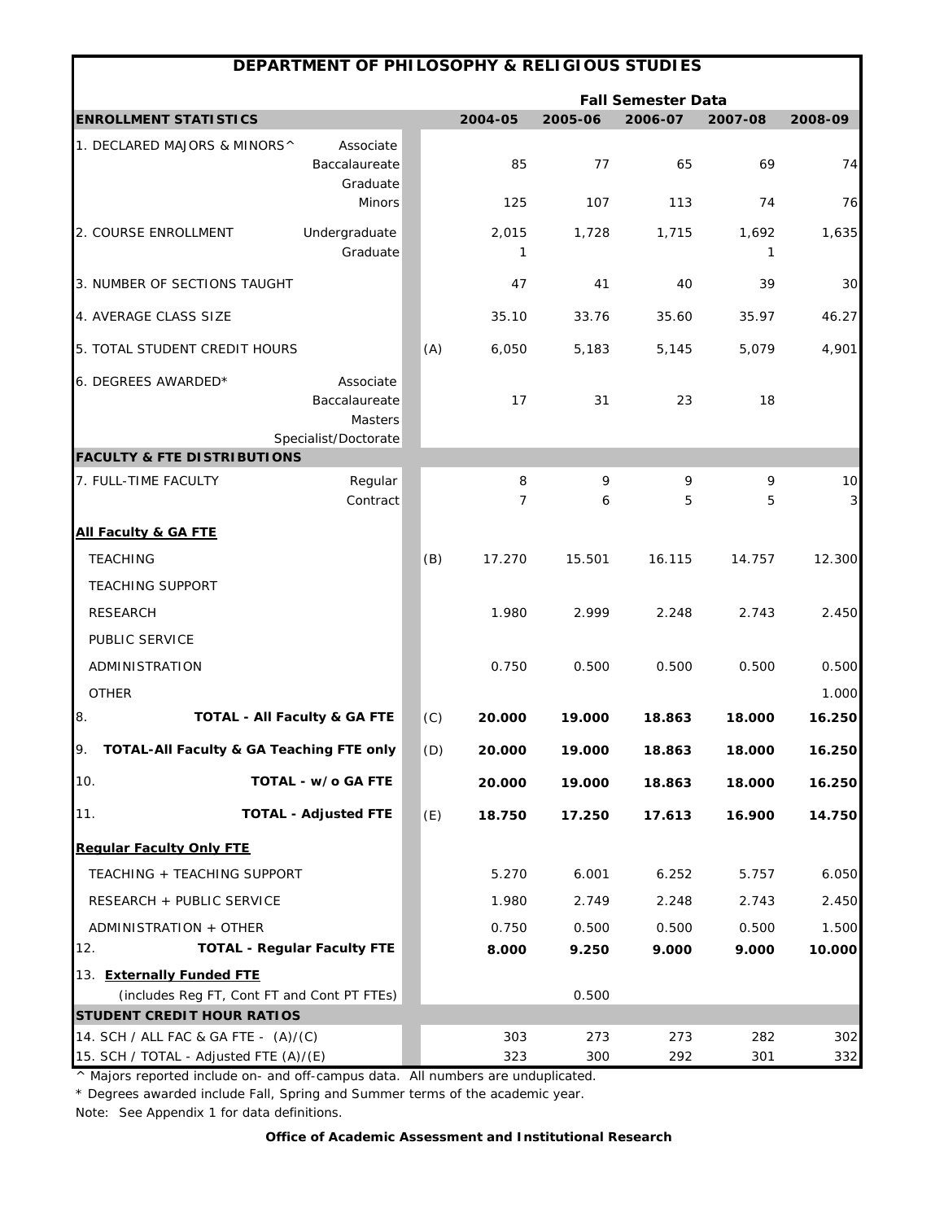# DEPARTMENT OF PHILOSOPHY & RELIGIOUS STUDIES

| ENROLLMENT STATISTICS | | | 2004-05 | 2005-06 | 2006-07 | 2007-08 | 2008-09 |
|---|---|---|---|---|---|---|---|
| | | | **Fall Semester Data** | | | | |
| 1. DECLARED MAJORS & MINORS^ | Associate | | | | | | |
| | Baccalaureate | | 85 | 77 | 65 | 69 | 74 |
| | Graduate | | | | | | |
| | Minors | | 125 | 107 | 113 | 74 | 76 |
| 2. COURSE ENROLLMENT | Undergraduate | | 2,015 | 1,728 | 1,715 | 1,692 | 1,635 |
| | Graduate | | 1 | | | 1 | |
| 3. NUMBER OF SECTIONS TAUGHT | | | 47 | 41 | 40 | 39 | 30 |
| 4. AVERAGE CLASS SIZE | | | 35.10 | 33.76 | 35.60 | 35.97 | 46.27 |
| 5. TOTAL STUDENT CREDIT HOURS | | (A) | 6,050 | 5,183 | 5,145 | 5,079 | 4,901 |
| 6. DEGREES AWARDED* | Associate | | | | | | |
| | Baccalaureate | | 17 | 31 | 23 | 18 | |
| | Masters | | | | | | |
| | Specialist/Doctorate | | | | | | |
| **FACULTY & FTE DISTRIBUTIONS** | | | | | | | |
| 7. FULL-TIME FACULTY | Regular | | 8 | 9 | 9 | 9 | 10 |
| | Contract | | 7 | 6 | 5 | 5 | 3 |
| **All Faculty & GA FTE** | | | | | | | |
| TEACHING | | (B) | 17.270 | 15.501 | 16.115 | 14.757 | 12.300 |
| TEACHING SUPPORT | | | | | | | |
| RESEARCH | | | 1.980 | 2.999 | 2.248 | 2.743 | 2.450 |
| PUBLIC SERVICE | | | | | | | |
| ADMINISTRATION | | | 0.750 | 0.500 | 0.500 | 0.500 | 0.500 |
| OTHER | | | | | | | 1.000 |
| 8. **TOTAL - All Faculty & GA FTE** | | (C) | **20.000** | **19.000** | **18.863** | **18.000** | **16.250** |
| 9. **TOTAL-All Faculty & GA Teaching FTE only** | | (D) | **20.000** | **19.000** | **18.863** | **18.000** | **16.250** |
| 10. **TOTAL - w/o GA FTE** | | | **20.000** | **19.000** | **18.863** | **18.000** | **16.250** |
| 11. **TOTAL - Adjusted FTE** | | (E) | **18.750** | **17.250** | **17.613** | **16.900** | **14.750** |
| **Regular Faculty Only FTE** | | | | | | | |
| TEACHING + TEACHING SUPPORT | | | 5.270 | 6.001 | 6.252 | 5.757 | 6.050 |
| RESEARCH + PUBLIC SERVICE | | | 1.980 | 2.749 | 2.248 | 2.743 | 2.450 |
| ADMINISTRATION + OTHER | | | 0.750 | 0.500 | 0.500 | 0.500 | 1.500 |
| 12. **TOTAL - Regular Faculty FTE** | | | **8.000** | **9.250** | **9.000** | **9.000** | **10.000** |
| 13. **Externally Funded FTE** (includes Reg FT, Cont FT and Cont PT FTEs) | | | | 0.500 | | | |
| **STUDENT CREDIT HOUR RATIOS** | | | | | | | |
| 14. SCH / ALL FAC & GA FTE - (A)/(C) | | | 303 | 273 | 273 | 282 | 302 |
| 15. SCH / TOTAL - Adjusted FTE (A)/(E) | | | 323 | 300 | 292 | 301 | 332 |

^ Majors reported include on- and off-campus data. All numbers are unduplicated.

* Degrees awarded include Fall, Spring and Summer terms of the academic year.

Note: See Appendix 1 for data definitions.

**Office of Academic Assessment and Institutional Research**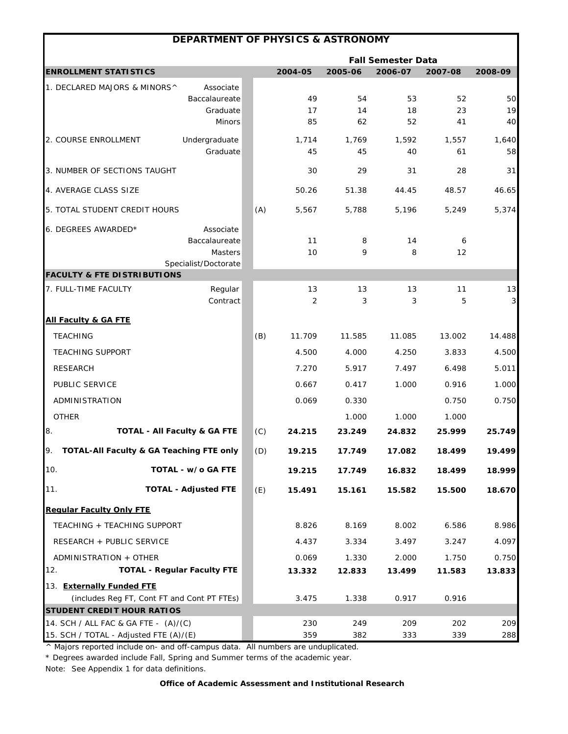## DEPARTMENT OF PHYSICS & ASTRONOMY

| ENROLLMENT STATISTICS | | | 2004-05 | 2005-06 | 2006-07 | 2007-08 | 2008-09 |
|---|---|---|---|---|---|---|---|
| | | | **Fall Semester Data** | | | | |
| 1. DECLARED MAJORS & MINORS^ | Associate | | | | | | |
| | Baccalaureate | | 49 | 54 | 53 | 52 | 50 |
| | Graduate | | 17 | 14 | 18 | 23 | 19 |
| | Minors | | 85 | 62 | 52 | 41 | 40 |
| 2. COURSE ENROLLMENT | Undergraduate | | 1,714 | 1,769 | 1,592 | 1,557 | 1,640 |
| | Graduate | | 45 | 45 | 40 | 61 | 58 |
| 3. NUMBER OF SECTIONS TAUGHT | | | 30 | 29 | 31 | 28 | 31 |
| 4. AVERAGE CLASS SIZE | | | 50.26 | 51.38 | 44.45 | 48.57 | 46.65 |
| 5. TOTAL STUDENT CREDIT HOURS | | (A) | 5,567 | 5,788 | 5,196 | 5,249 | 5,374 |
| 6. DEGREES AWARDED* | Associate | | | | | | |
| | Baccalaureate | | 11 | 8 | 14 | 6 | |
| | Masters | | 10 | 9 | 8 | 12 | |
| | Specialist/Doctorate | | | | | | |
| **FACULTY & FTE DISTRIBUTIONS** | | | | | | | |
| 7. FULL-TIME FACULTY | Regular | | 13 | 13 | 13 | 11 | 13 |
| | Contract | | 2 | 3 | 3 | 5 | 3 |
| **All Faculty & GA FTE** | | | | | | | |
| TEACHING | | (B) | 11.709 | 11.585 | 11.085 | 13.002 | 14.488 |
| TEACHING SUPPORT | | | 4.500 | 4.000 | 4.250 | 3.833 | 4.500 |
| RESEARCH | | | 7.270 | 5.917 | 7.497 | 6.498 | 5.011 |
| PUBLIC SERVICE | | | 0.667 | 0.417 | 1.000 | 0.916 | 1.000 |
| ADMINISTRATION | | | 0.069 | 0.330 | | 0.750 | 0.750 |
| OTHER | | | | 1.000 | 1.000 | 1.000 | |
| 8. | **TOTAL - All Faculty & GA FTE** | (C) | **24.215** | **23.249** | **24.832** | **25.999** | **25.749** |
| 9. **TOTAL-All Faculty & GA Teaching FTE only** | | (D) | **19.215** | **17.749** | **17.082** | **18.499** | **19.499** |
| 10. | **TOTAL - w/o GA FTE** | | **19.215** | **17.749** | **16.832** | **18.499** | **18.999** |
| 11. | **TOTAL - Adjusted FTE** | (E) | **15.491** | **15.161** | **15.582** | **15.500** | **18.670** |
| **Regular Faculty Only FTE** | | | | | | | |
| TEACHING + TEACHING SUPPORT | | | 8.826 | 8.169 | 8.002 | 6.586 | 8.986 |
| RESEARCH + PUBLIC SERVICE | | | 4.437 | 3.334 | 3.497 | 3.247 | 4.097 |
| ADMINISTRATION + OTHER | | | 0.069 | 1.330 | 2.000 | 1.750 | 0.750 |
| 12. | **TOTAL - Regular Faculty FTE** | | **13.332** | **12.833** | **13.499** | **11.583** | **13.833** |
| 13. **Externally Funded FTE** (includes Reg FT, Cont FT and Cont PT FTEs) | | | 3.475 | 1.338 | 0.917 | 0.916 | |
| **STUDENT CREDIT HOUR RATIOS** | | | | | | | |
| 14. SCH / ALL FAC & GA FTE - (A)/(C) | | | 230 | 249 | 209 | 202 | 209 |
| 15. SCH / TOTAL - Adjusted FTE (A)/(E) | | | 359 | 382 | 333 | 339 | 288 |

^ Majors reported include on- and off-campus data. All numbers are unduplicated.

* Degrees awarded include Fall, Spring and Summer terms of the academic year.

Note: See Appendix 1 for data definitions.

**Office of Academic Assessment and Institutional Research**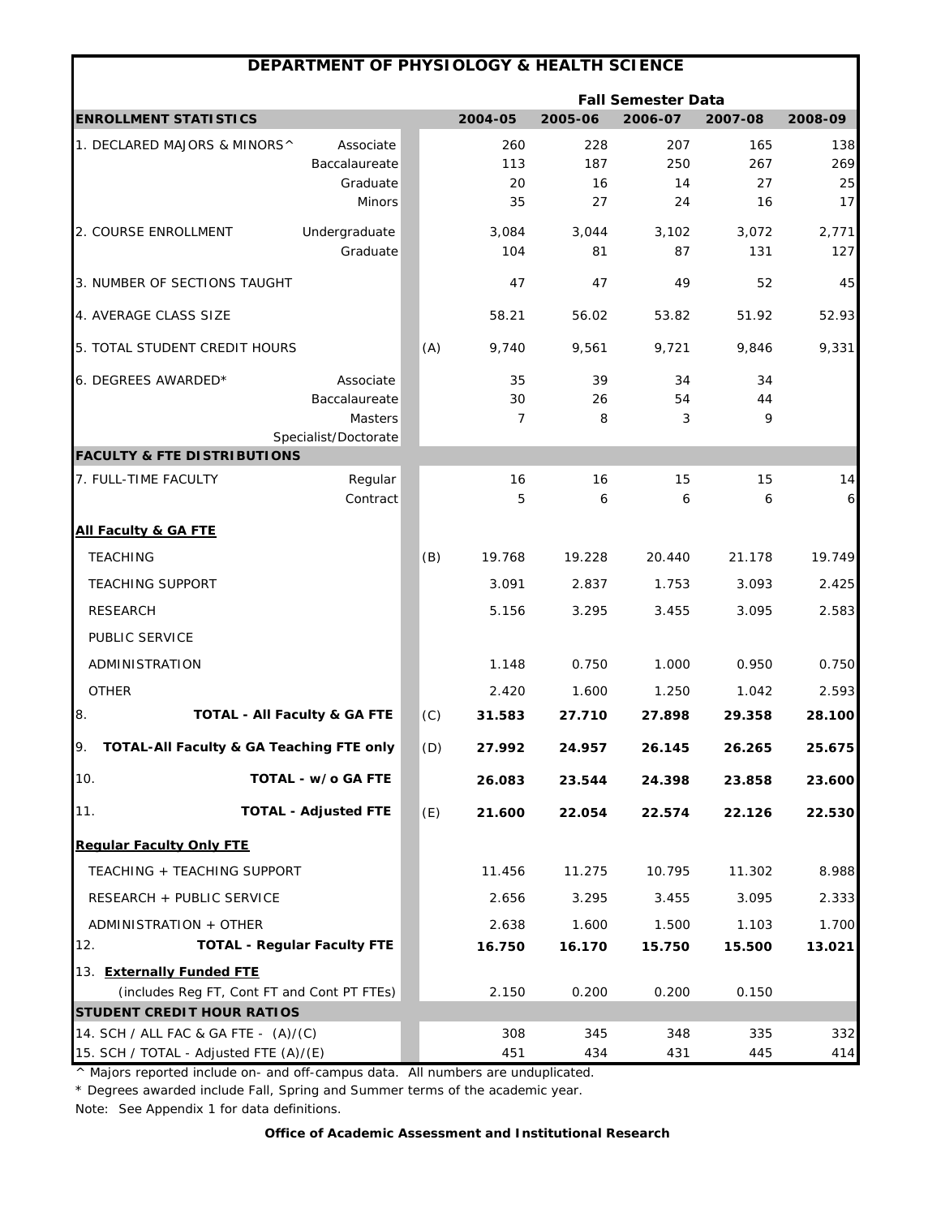# DEPARTMENT OF PHYSIOLOGY & HEALTH SCIENCE

| ENROLLMENT STATISTICS | | | 2004-05 | 2005-06 | 2006-07 | 2007-08 | 2008-09 |
|---|---|---|---|---|---|---|---|
| | | | **Fall Semester Data** | | | | |
| 1. DECLARED MAJORS & MINORS^ | Associate | | 260 | 228 | 207 | 165 | 138 |
| | Baccalaureate | | 113 | 187 | 250 | 267 | 269 |
| | Graduate | | 20 | 16 | 14 | 27 | 25 |
| | Minors | | 35 | 27 | 24 | 16 | 17 |
| 2. COURSE ENROLLMENT | Undergraduate | | 3,084 | 3,044 | 3,102 | 3,072 | 2,771 |
| | Graduate | | 104 | 81 | 87 | 131 | 127 |
| 3. NUMBER OF SECTIONS TAUGHT | | | 47 | 47 | 49 | 52 | 45 |
| 4. AVERAGE CLASS SIZE | | | 58.21 | 56.02 | 53.82 | 51.92 | 52.93 |
| 5. TOTAL STUDENT CREDIT HOURS | | (A) | 9,740 | 9,561 | 9,721 | 9,846 | 9,331 |
| 6. DEGREES AWARDED* | Associate | | 35 | 39 | 34 | 34 | |
| | Baccalaureate | | 30 | 26 | 54 | 44 | |
| | Masters | | 7 | 8 | 3 | 9 | |
| | Specialist/Doctorate | | | | | | |
| **FACULTY & FTE DISTRIBUTIONS** | | | | | | | |
| 7. FULL-TIME FACULTY | Regular | | 16 | 16 | 15 | 15 | 14 |
| | Contract | | 5 | 6 | 6 | 6 | 6 |
| **All Faculty & GA FTE** | | | | | | | |
| TEACHING | | (B) | 19.768 | 19.228 | 20.440 | 21.178 | 19.749 |
| TEACHING SUPPORT | | | 3.091 | 2.837 | 1.753 | 3.093 | 2.425 |
| RESEARCH | | | 5.156 | 3.295 | 3.455 | 3.095 | 2.583 |
| PUBLIC SERVICE | | | | | | | |
| ADMINISTRATION | | | 1.148 | 0.750 | 1.000 | 0.950 | 0.750 |
| OTHER | | | 2.420 | 1.600 | 1.250 | 1.042 | 2.593 |
| 8. **TOTAL - All Faculty & GA FTE** | | (C) | **31.583** | **27.710** | **27.898** | **29.358** | **28.100** |
| 9. **TOTAL-All Faculty & GA Teaching FTE only** | | (D) | **27.992** | **24.957** | **26.145** | **26.265** | **25.675** |
| 10. **TOTAL - w/o GA FTE** | | | **26.083** | **23.544** | **24.398** | **23.858** | **23.600** |
| 11. **TOTAL - Adjusted FTE** | | (E) | **21.600** | **22.054** | **22.574** | **22.126** | **22.530** |
| **Regular Faculty Only FTE** | | | | | | | |
| TEACHING + TEACHING SUPPORT | | | 11.456 | 11.275 | 10.795 | 11.302 | 8.988 |
| RESEARCH + PUBLIC SERVICE | | | 2.656 | 3.295 | 3.455 | 3.095 | 2.333 |
| ADMINISTRATION + OTHER | | | 2.638 | 1.600 | 1.500 | 1.103 | 1.700 |
| 12. **TOTAL - Regular Faculty FTE** | | | **16.750** | **16.170** | **15.750** | **15.500** | **13.021** |
| 13. **Externally Funded FTE** (includes Reg FT, Cont FT and Cont PT FTEs) | | | 2.150 | 0.200 | 0.200 | 0.150 | |
| **STUDENT CREDIT HOUR RATIOS** | | | | | | | |
| 14. SCH / ALL FAC & GA FTE - (A)/(C) | | | 308 | 345 | 348 | 335 | 332 |
| 15. SCH / TOTAL - Adjusted FTE (A)/(E) | | | 451 | 434 | 431 | 445 | 414 |

^ Majors reported include on- and off-campus data. All numbers are unduplicated.

* Degrees awarded include Fall, Spring and Summer terms of the academic year.

Note: See Appendix 1 for data definitions.

**Office of Academic Assessment and Institutional Research**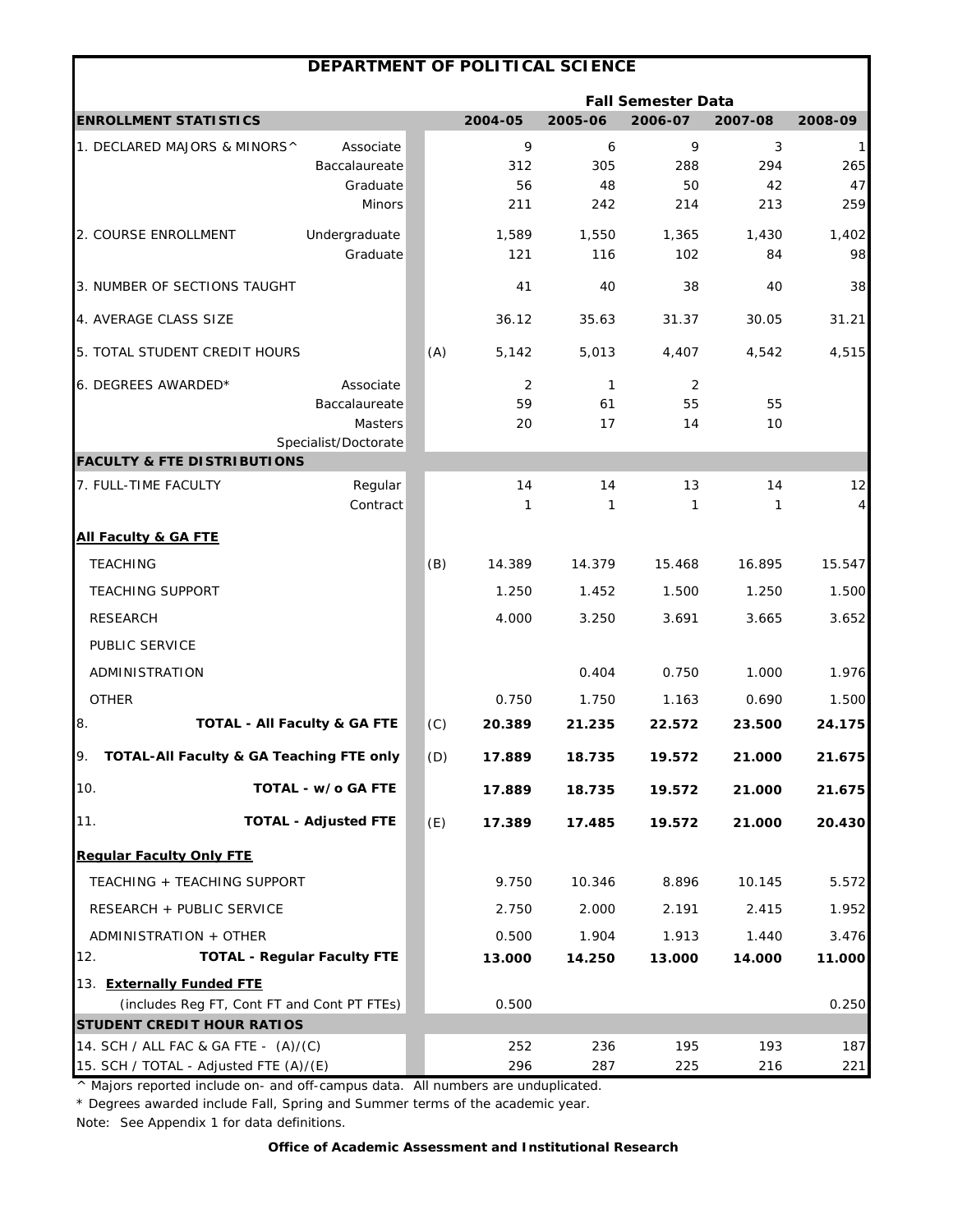# DEPARTMENT OF POLITICAL SCIENCE

| ENROLLMENT STATISTICS | | | 2004-05 | 2005-06 | 2006-07 | 2007-08 | 2008-09 |
|---|---|---|---|---|---|---|---|
| | | | **Fall Semester Data** | | | | |
| 1. DECLARED MAJORS & MINORS^ | Associate | | 9 | 6 | 9 | 3 | 1 |
| | Baccalaureate | | 312 | 305 | 288 | 294 | 265 |
| | Graduate | | 56 | 48 | 50 | 42 | 47 |
| | Minors | | 211 | 242 | 214 | 213 | 259 |
| 2. COURSE ENROLLMENT | Undergraduate | | 1,589 | 1,550 | 1,365 | 1,430 | 1,402 |
| | Graduate | | 121 | 116 | 102 | 84 | 98 |
| 3. NUMBER OF SECTIONS TAUGHT | | | 41 | 40 | 38 | 40 | 38 |
| 4. AVERAGE CLASS SIZE | | | 36.12 | 35.63 | 31.37 | 30.05 | 31.21 |
| 5. TOTAL STUDENT CREDIT HOURS | | (A) | 5,142 | 5,013 | 4,407 | 4,542 | 4,515 |
| 6. DEGREES AWARDED* | Associate | | 2 | 1 | 2 | | |
| | Baccalaureate | | 59 | 61 | 55 | 55 | |
| | Masters | | 20 | 17 | 14 | 10 | |
| | Specialist/Doctorate | | | | | | |
| **FACULTY & FTE DISTRIBUTIONS** | | | | | | | |
| 7. FULL-TIME FACULTY | Regular | | 14 | 14 | 13 | 14 | 12 |
| | Contract | | 1 | 1 | 1 | 1 | 4 |
| **All Faculty & GA FTE** | | | | | | | |
| TEACHING | | (B) | 14.389 | 14.379 | 15.468 | 16.895 | 15.547 |
| TEACHING SUPPORT | | | 1.250 | 1.452 | 1.500 | 1.250 | 1.500 |
| RESEARCH | | | 4.000 | 3.250 | 3.691 | 3.665 | 3.652 |
| PUBLIC SERVICE | | | | | | | |
| ADMINISTRATION | | | | 0.404 | 0.750 | 1.000 | 1.976 |
| OTHER | | | 0.750 | 1.750 | 1.163 | 0.690 | 1.500 |
| 8. | **TOTAL - All Faculty & GA FTE** | (C) | **20.389** | **21.235** | **22.572** | **23.500** | **24.175** |
| 9. **TOTAL-All Faculty & GA Teaching FTE only** | | (D) | **17.889** | **18.735** | **19.572** | **21.000** | **21.675** |
| 10. | **TOTAL - w/o GA FTE** | | **17.889** | **18.735** | **19.572** | **21.000** | **21.675** |
| 11. | **TOTAL - Adjusted FTE** | (E) | **17.389** | **17.485** | **19.572** | **21.000** | **20.430** |
| **Regular Faculty Only FTE** | | | | | | | |
| TEACHING + TEACHING SUPPORT | | | 9.750 | 10.346 | 8.896 | 10.145 | 5.572 |
| RESEARCH + PUBLIC SERVICE | | | 2.750 | 2.000 | 2.191 | 2.415 | 1.952 |
| ADMINISTRATION + OTHER | | | 0.500 | 1.904 | 1.913 | 1.440 | 3.476 |
| 12. | **TOTAL - Regular Faculty FTE** | | **13.000** | **14.250** | **13.000** | **14.000** | **11.000** |
| 13. **Externally Funded FTE** (includes Reg FT, Cont FT and Cont PT FTEs) | | | 0.500 | | | | 0.250 |
| **STUDENT CREDIT HOUR RATIOS** | | | | | | | |
| 14. SCH / ALL FAC & GA FTE - (A)/(C) | | | 252 | 236 | 195 | 193 | 187 |
| 15. SCH / TOTAL - Adjusted FTE (A)/(E) | | | 296 | 287 | 225 | 216 | 221 |

^ Majors reported include on- and off-campus data. All numbers are unduplicated.

* Degrees awarded include Fall, Spring and Summer terms of the academic year.

Note: See Appendix 1 for data definitions.

**Office of Academic Assessment and Institutional Research**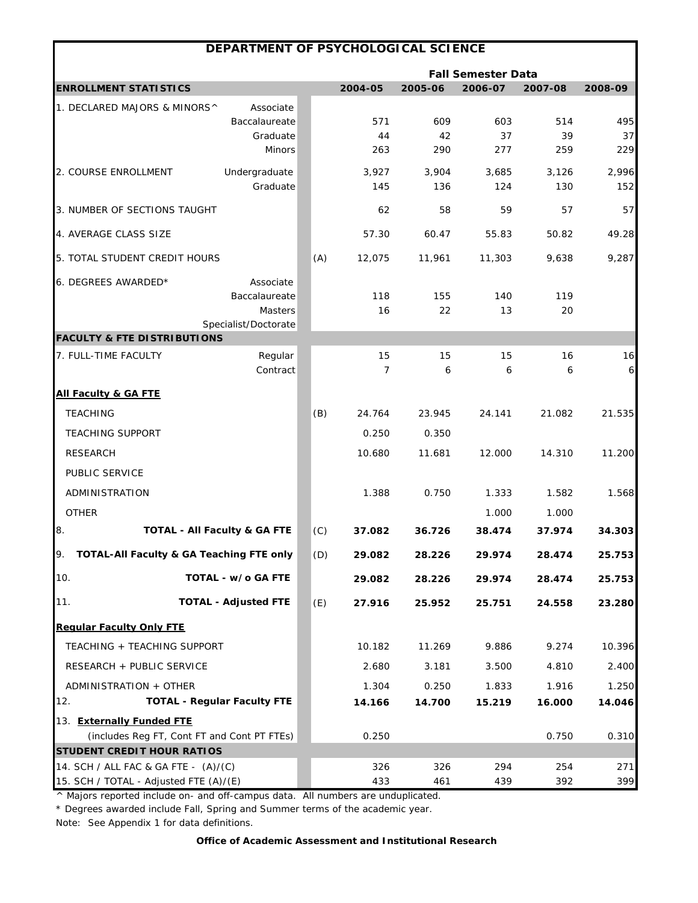# DEPARTMENT OF PSYCHOLOGICAL SCIENCE

| | | | Fall Semester Data | | | | |
|---|---|---|---|---|---|---|---|
| **ENROLLMENT STATISTICS** | | | **2004-05** | **2005-06** | **2006-07** | **2007-08** | **2008-09** |
| 1. DECLARED MAJORS & MINORS^ | Associate | | | | | | |
| | Baccalaureate | | 571 | 609 | 603 | 514 | 495 |
| | Graduate | | 44 | 42 | 37 | 39 | 37 |
| | Minors | | 263 | 290 | 277 | 259 | 229 |
| 2. COURSE ENROLLMENT | Undergraduate | | 3,927 | 3,904 | 3,685 | 3,126 | 2,996 |
| | Graduate | | 145 | 136 | 124 | 130 | 152 |
| 3. NUMBER OF SECTIONS TAUGHT | | | 62 | 58 | 59 | 57 | 57 |
| 4. AVERAGE CLASS SIZE | | | 57.30 | 60.47 | 55.83 | 50.82 | 49.28 |
| 5. TOTAL STUDENT CREDIT HOURS | | (A) | 12,075 | 11,961 | 11,303 | 9,638 | 9,287 |
| 6. DEGREES AWARDED* | Associate | | | | | | |
| | Baccalaureate | | 118 | 155 | 140 | 119 | |
| | Masters | | 16 | 22 | 13 | 20 | |
| | Specialist/Doctorate | | | | | | |
| **FACULTY & FTE DISTRIBUTIONS** | | | | | | | |
| 7. FULL-TIME FACULTY | Regular | | 15 | 15 | 15 | 16 | 16 |
| | Contract | | 7 | 6 | 6 | 6 | 6 |
| **All Faculty & GA FTE** | | | | | | | |
| TEACHING | | (B) | 24.764 | 23.945 | 24.141 | 21.082 | 21.535 |
| TEACHING SUPPORT | | | 0.250 | 0.350 | | | |
| RESEARCH | | | 10.680 | 11.681 | 12.000 | 14.310 | 11.200 |
| PUBLIC SERVICE | | | | | | | |
| ADMINISTRATION | | | 1.388 | 0.750 | 1.333 | 1.582 | 1.568 |
| OTHER | | | | | 1.000 | 1.000 | |
| 8. **TOTAL - All Faculty & GA FTE** | | (C) | **37.082** | **36.726** | **38.474** | **37.974** | **34.303** |
| 9. **TOTAL-All Faculty & GA Teaching FTE only** | | (D) | **29.082** | **28.226** | **29.974** | **28.474** | **25.753** |
| 10. **TOTAL - w/o GA FTE** | | | **29.082** | **28.226** | **29.974** | **28.474** | **25.753** |
| 11. **TOTAL - Adjusted FTE** | | (E) | **27.916** | **25.952** | **25.751** | **24.558** | **23.280** |
| **Regular Faculty Only FTE** | | | | | | | |
| TEACHING + TEACHING SUPPORT | | | 10.182 | 11.269 | 9.886 | 9.274 | 10.396 |
| RESEARCH + PUBLIC SERVICE | | | 2.680 | 3.181 | 3.500 | 4.810 | 2.400 |
| ADMINISTRATION + OTHER | | | 1.304 | 0.250 | 1.833 | 1.916 | 1.250 |
| 12. **TOTAL - Regular Faculty FTE** | | | **14.166** | **14.700** | **15.219** | **16.000** | **14.046** |
| 13. **Externally Funded FTE** (includes Reg FT, Cont FT and Cont PT FTEs) | | | 0.250 | | | 0.750 | 0.310 |
| **STUDENT CREDIT HOUR RATIOS** | | | | | | | |
| 14. SCH / ALL FAC & GA FTE - (A)/(C) | | | 326 | 326 | 294 | 254 | 271 |
| 15. SCH / TOTAL - Adjusted FTE (A)/(E) | | | 433 | 461 | 439 | 392 | 399 |

^ Majors reported include on- and off-campus data. All numbers are unduplicated.

* Degrees awarded include Fall, Spring and Summer terms of the academic year.

Note: See Appendix 1 for data definitions.

**Office of Academic Assessment and Institutional Research**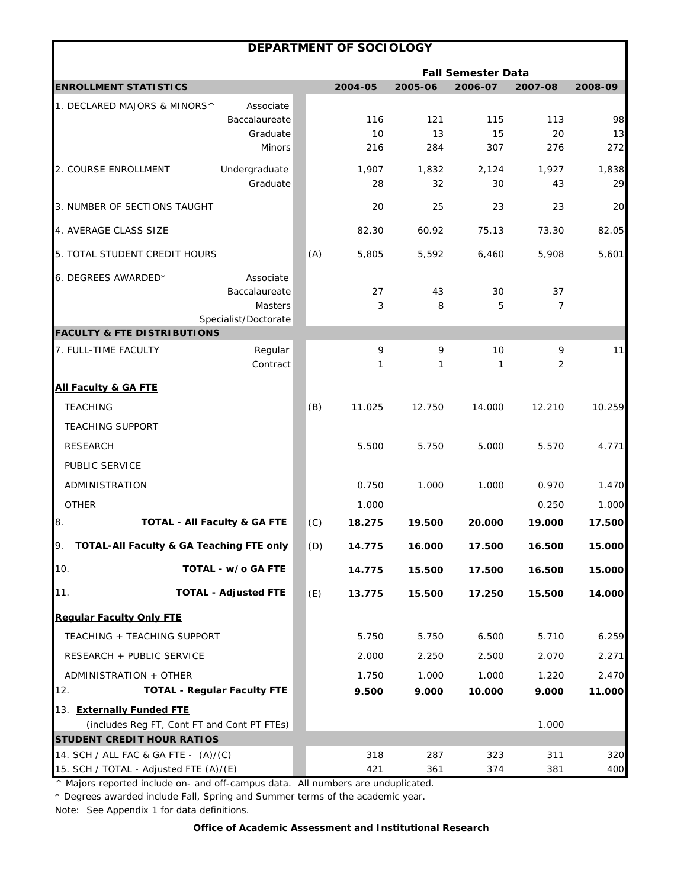# DEPARTMENT OF SOCIOLOGY

| ENROLLMENT STATISTICS | | | 2004-05 | 2005-06 | 2006-07 | 2007-08 | 2008-09 |
|---|---|---|---|---|---|---|---|
| | | | **Fall Semester Data** | | | | |
| 1. DECLARED MAJORS & MINORS^ | Associate | | | | | | |
| | Baccalaureate | | 116 | 121 | 115 | 113 | 98 |
| | Graduate | | 10 | 13 | 15 | 20 | 13 |
| | Minors | | 216 | 284 | 307 | 276 | 272 |
| 2. COURSE ENROLLMENT | Undergraduate | | 1,907 | 1,832 | 2,124 | 1,927 | 1,838 |
| | Graduate | | 28 | 32 | 30 | 43 | 29 |
| 3. NUMBER OF SECTIONS TAUGHT | | | 20 | 25 | 23 | 23 | 20 |
| 4. AVERAGE CLASS SIZE | | | 82.30 | 60.92 | 75.13 | 73.30 | 82.05 |
| 5. TOTAL STUDENT CREDIT HOURS | | (A) | 5,805 | 5,592 | 6,460 | 5,908 | 5,601 |
| 6. DEGREES AWARDED* | Associate | | | | | | |
| | Baccalaureate | | 27 | 43 | 30 | 37 | |
| | Masters | | 3 | 8 | 5 | 7 | |
| | Specialist/Doctorate | | | | | | |
| **FACULTY & FTE DISTRIBUTIONS** | | | | | | | |
| 7. FULL-TIME FACULTY | Regular | | 9 | 9 | 10 | 9 | 11 |
| | Contract | | 1 | 1 | 1 | 2 | |
| **All Faculty & GA FTE** | | | | | | | |
| TEACHING | | (B) | 11.025 | 12.750 | 14.000 | 12.210 | 10.259 |
| TEACHING SUPPORT | | | | | | | |
| RESEARCH | | | 5.500 | 5.750 | 5.000 | 5.570 | 4.771 |
| PUBLIC SERVICE | | | | | | | |
| ADMINISTRATION | | | 0.750 | 1.000 | 1.000 | 0.970 | 1.470 |
| OTHER | | | 1.000 | | | 0.250 | 1.000 |
| 8. **TOTAL - All Faculty & GA FTE** | | (C) | **18.275** | **19.500** | **20.000** | **19.000** | **17.500** |
| 9. **TOTAL-All Faculty & GA Teaching FTE only** | | (D) | **14.775** | **16.000** | **17.500** | **16.500** | **15.000** |
| 10. **TOTAL - w/o GA FTE** | | | **14.775** | **15.500** | **17.500** | **16.500** | **15.000** |
| 11. **TOTAL - Adjusted FTE** | | (E) | **13.775** | **15.500** | **17.250** | **15.500** | **14.000** |
| **Regular Faculty Only FTE** | | | | | | | |
| TEACHING + TEACHING SUPPORT | | | 5.750 | 5.750 | 6.500 | 5.710 | 6.259 |
| RESEARCH + PUBLIC SERVICE | | | 2.000 | 2.250 | 2.500 | 2.070 | 2.271 |
| ADMINISTRATION + OTHER | | | 1.750 | 1.000 | 1.000 | 1.220 | 2.470 |
| 12. **TOTAL - Regular Faculty FTE** | | | **9.500** | **9.000** | **10.000** | **9.000** | **11.000** |
| 13. **Externally Funded FTE** (includes Reg FT, Cont FT and Cont PT FTEs) | | | | | | 1.000 | |
| **STUDENT CREDIT HOUR RATIOS** | | | | | | | |
| 14. SCH / ALL FAC & GA FTE - (A)/(C) | | | 318 | 287 | 323 | 311 | 320 |
| 15. SCH / TOTAL - Adjusted FTE (A)/(E) | | | 421 | 361 | 374 | 381 | 400 |

^ Majors reported include on- and off-campus data. All numbers are unduplicated.

* Degrees awarded include Fall, Spring and Summer terms of the academic year.

Note: See Appendix 1 for data definitions.

**Office of Academic Assessment and Institutional Research**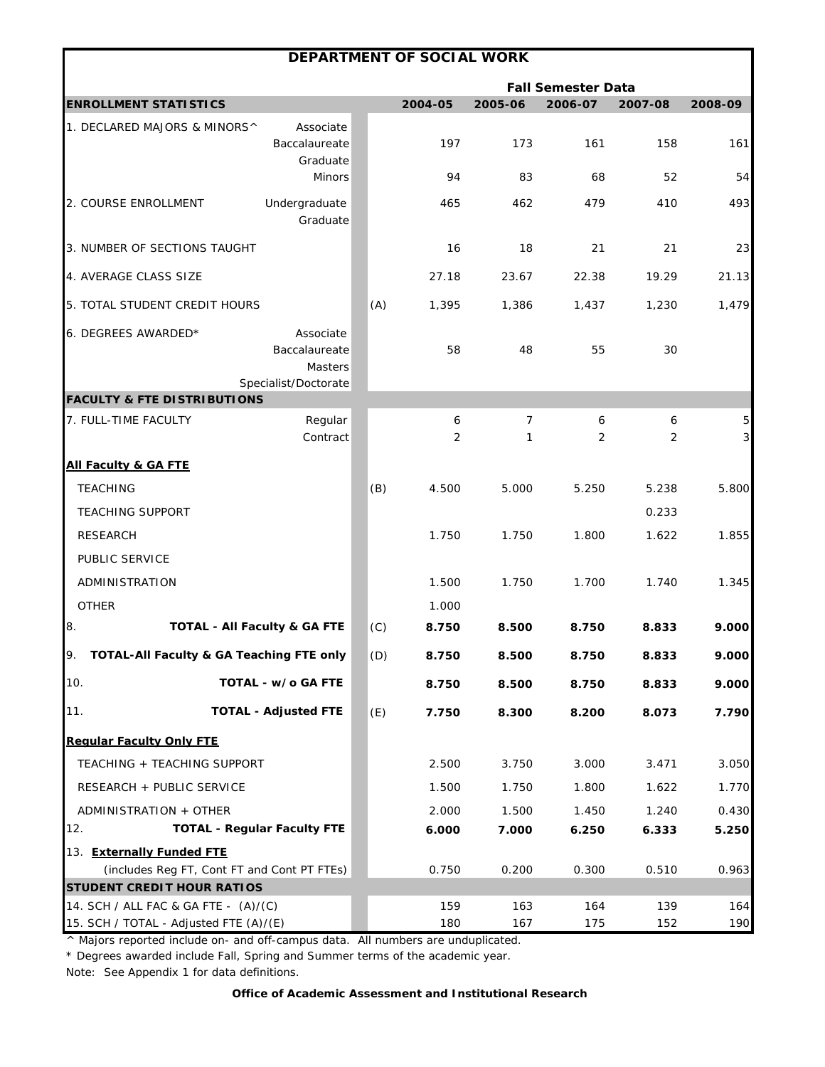# DEPARTMENT OF SOCIAL WORK

| | | | Fall Semester Data | | | | |
|---|---|---|---|---|---|---|---|
| **ENROLLMENT STATISTICS** | | | **2004-05** | **2005-06** | **2006-07** | **2007-08** | **2008-09** |
| 1. DECLARED MAJORS & MINORS^ | Associate | | | | | | |
| | Baccalaureate | | 197 | 173 | 161 | 158 | 161 |
| | Graduate | | | | | | |
| | Minors | | 94 | 83 | 68 | 52 | 54 |
| 2. COURSE ENROLLMENT | Undergraduate | | 465 | 462 | 479 | 410 | 493 |
| | Graduate | | | | | | |
| 3. NUMBER OF SECTIONS TAUGHT | | | 16 | 18 | 21 | 21 | 23 |
| 4. AVERAGE CLASS SIZE | | | 27.18 | 23.67 | 22.38 | 19.29 | 21.13 |
| 5. TOTAL STUDENT CREDIT HOURS | | (A) | 1,395 | 1,386 | 1,437 | 1,230 | 1,479 |
| 6. DEGREES AWARDED* | Associate | | | | | | |
| | Baccalaureate | | 58 | 48 | 55 | 30 | |
| | Masters | | | | | | |
| | Specialist/Doctorate | | | | | | |
| **FACULTY & FTE DISTRIBUTIONS** | | | | | | | |
| 7. FULL-TIME FACULTY | Regular | | 6 | 7 | 6 | 6 | 5 |
| | Contract | | 2 | 1 | 2 | 2 | 3 |
| **All Faculty & GA FTE** | | | | | | | |
| TEACHING | | (B) | 4.500 | 5.000 | 5.250 | 5.238 | 5.800 |
| TEACHING SUPPORT | | | | | | 0.233 | |
| RESEARCH | | | 1.750 | 1.750 | 1.800 | 1.622 | 1.855 |
| PUBLIC SERVICE | | | | | | | |
| ADMINISTRATION | | | 1.500 | 1.750 | 1.700 | 1.740 | 1.345 |
| OTHER | | | 1.000 | | | | |
| 8. **TOTAL - All Faculty & GA FTE** | | (C) | **8.750** | **8.500** | **8.750** | **8.833** | **9.000** |
| 9. **TOTAL-All Faculty & GA Teaching FTE only** | | (D) | **8.750** | **8.500** | **8.750** | **8.833** | **9.000** |
| 10. **TOTAL - w/o GA FTE** | | | **8.750** | **8.500** | **8.750** | **8.833** | **9.000** |
| 11. **TOTAL - Adjusted FTE** | | (E) | **7.750** | **8.300** | **8.200** | **8.073** | **7.790** |
| **Regular Faculty Only FTE** | | | | | | | |
| TEACHING + TEACHING SUPPORT | | | 2.500 | 3.750 | 3.000 | 3.471 | 3.050 |
| RESEARCH + PUBLIC SERVICE | | | 1.500 | 1.750 | 1.800 | 1.622 | 1.770 |
| ADMINISTRATION + OTHER | | | 2.000 | 1.500 | 1.450 | 1.240 | 0.430 |
| 12. **TOTAL - Regular Faculty FTE** | | | **6.000** | **7.000** | **6.250** | **6.333** | **5.250** |
| 13. **Externally Funded FTE** (includes Reg FT, Cont FT and Cont PT FTEs) | | | 0.750 | 0.200 | 0.300 | 0.510 | 0.963 |
| **STUDENT CREDIT HOUR RATIOS** | | | | | | | |
| 14. SCH / ALL FAC & GA FTE - (A)/(C) | | | 159 | 163 | 164 | 139 | 164 |
| 15. SCH / TOTAL - Adjusted FTE (A)/(E) | | | 180 | 167 | 175 | 152 | 190 |

^ Majors reported include on- and off-campus data. All numbers are unduplicated.

* Degrees awarded include Fall, Spring and Summer terms of the academic year.

Note: See Appendix 1 for data definitions.

**Office of Academic Assessment and Institutional Research**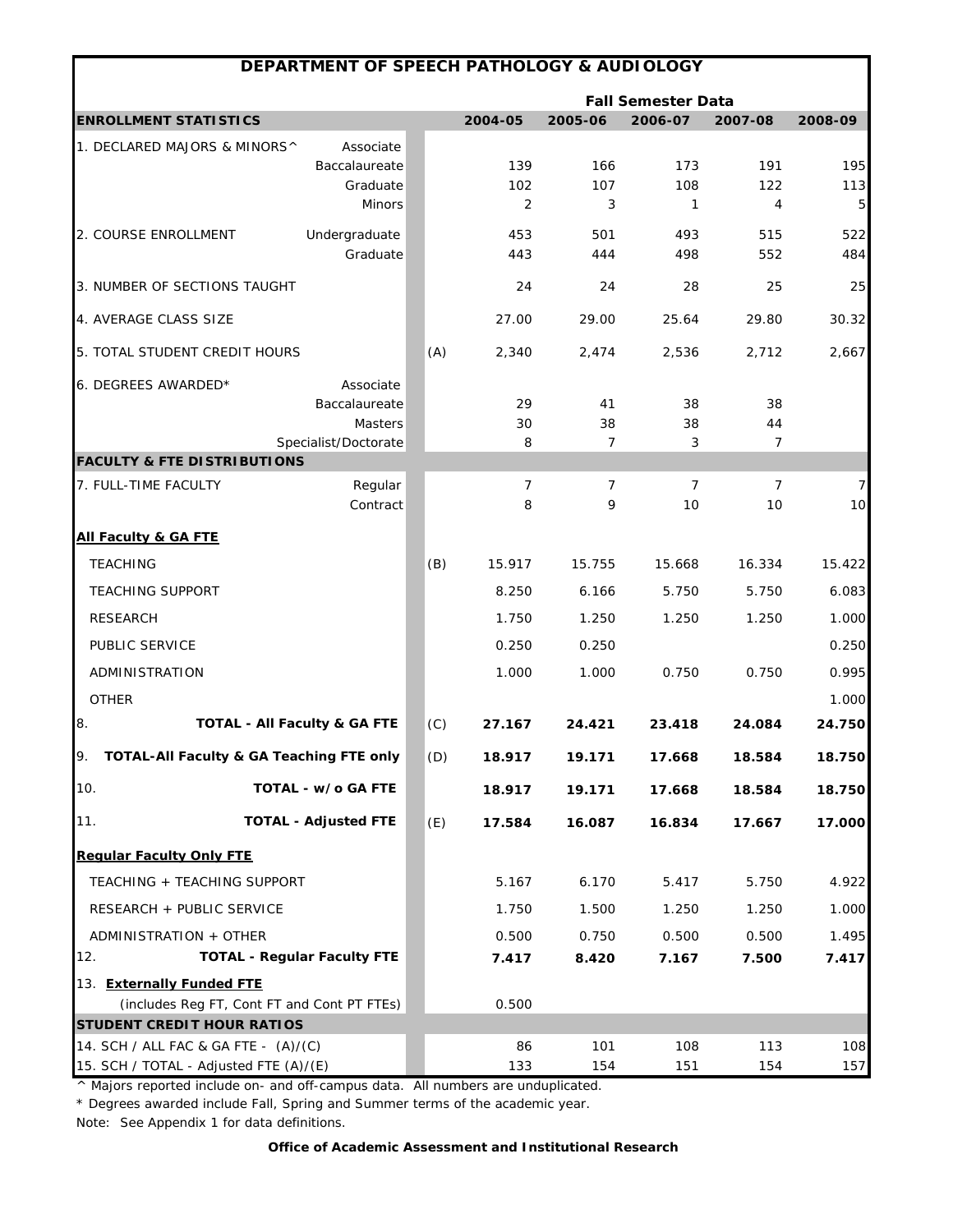# DEPARTMENT OF SPEECH PATHOLOGY & AUDIOLOGY

| ENROLLMENT STATISTICS | | | 2004-05 | 2005-06 | 2006-07 | 2007-08 | 2008-09 |
|---|---|---|---|---|---|---|---|
| | | | **Fall Semester Data** | | | | |
| 1. DECLARED MAJORS & MINORS^ | Associate | | | | | | |
| | Baccalaureate | | 139 | 166 | 173 | 191 | 195 |
| | Graduate | | 102 | 107 | 108 | 122 | 113 |
| | Minors | | 2 | 3 | 1 | 4 | 5 |
| 2. COURSE ENROLLMENT | Undergraduate | | 453 | 501 | 493 | 515 | 522 |
| | Graduate | | 443 | 444 | 498 | 552 | 484 |
| 3. NUMBER OF SECTIONS TAUGHT | | | 24 | 24 | 28 | 25 | 25 |
| 4. AVERAGE CLASS SIZE | | | 27.00 | 29.00 | 25.64 | 29.80 | 30.32 |
| 5. TOTAL STUDENT CREDIT HOURS | | (A) | 2,340 | 2,474 | 2,536 | 2,712 | 2,667 |
| 6. DEGREES AWARDED* | Associate | | | | | | |
| | Baccalaureate | | 29 | 41 | 38 | 38 | |
| | Masters | | 30 | 38 | 38 | 44 | |
| | Specialist/Doctorate | | 8 | 7 | 3 | 7 | |
| **FACULTY & FTE DISTRIBUTIONS** | | | | | | | |
| 7. FULL-TIME FACULTY | Regular | | 7 | 7 | 7 | 7 | 7 |
| | Contract | | 8 | 9 | 10 | 10 | 10 |
| **All Faculty & GA FTE** | | | | | | | |
| TEACHING | | (B) | 15.917 | 15.755 | 15.668 | 16.334 | 15.422 |
| TEACHING SUPPORT | | | 8.250 | 6.166 | 5.750 | 5.750 | 6.083 |
| RESEARCH | | | 1.750 | 1.250 | 1.250 | 1.250 | 1.000 |
| PUBLIC SERVICE | | | 0.250 | 0.250 | | | 0.250 |
| ADMINISTRATION | | | 1.000 | 1.000 | 0.750 | 0.750 | 0.995 |
| OTHER | | | | | | | 1.000 |
| 8. | **TOTAL - All Faculty & GA FTE** | (C) | **27.167** | **24.421** | **23.418** | **24.084** | **24.750** |
| 9. | **TOTAL-All Faculty & GA Teaching FTE only** | (D) | **18.917** | **19.171** | **17.668** | **18.584** | **18.750** |
| 10. | **TOTAL - w/o GA FTE** | | **18.917** | **19.171** | **17.668** | **18.584** | **18.750** |
| 11. | **TOTAL - Adjusted FTE** | (E) | **17.584** | **16.087** | **16.834** | **17.667** | **17.000** |
| **Regular Faculty Only FTE** | | | | | | | |
| TEACHING + TEACHING SUPPORT | | | 5.167 | 6.170 | 5.417 | 5.750 | 4.922 |
| RESEARCH + PUBLIC SERVICE | | | 1.750 | 1.500 | 1.250 | 1.250 | 1.000 |
| ADMINISTRATION + OTHER | | | 0.500 | 0.750 | 0.500 | 0.500 | 1.495 |
| 12. | **TOTAL - Regular Faculty FTE** | | **7.417** | **8.420** | **7.167** | **7.500** | **7.417** |
| 13. **Externally Funded FTE** (includes Reg FT, Cont FT and Cont PT FTEs) | | | 0.500 | | | | |
| **STUDENT CREDIT HOUR RATIOS** | | | | | | | |
| 14. SCH / ALL FAC & GA FTE - (A)/(C) | | | 86 | 101 | 108 | 113 | 108 |
| 15. SCH / TOTAL - Adjusted FTE (A)/(E) | | | 133 | 154 | 151 | 154 | 157 |

^ Majors reported include on- and off-campus data. All numbers are unduplicated.

* Degrees awarded include Fall, Spring and Summer terms of the academic year.

Note: See Appendix 1 for data definitions.

**Office of Academic Assessment and Institutional Research**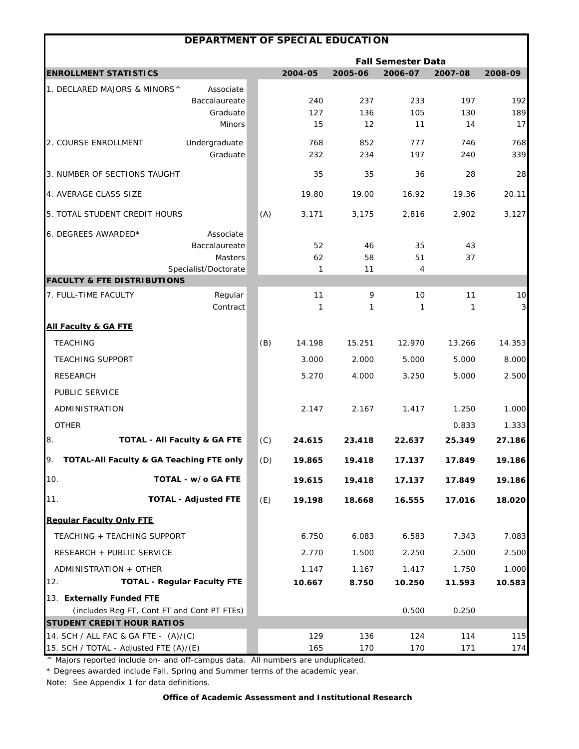# DEPARTMENT OF SPECIAL EDUCATION

| | | | Fall Semester Data | | | | |
|---|---|---|---|---|---|---|---|
| **ENROLLMENT STATISTICS** | | | **2004-05** | **2005-06** | **2006-07** | **2007-08** | **2008-09** |
| 1. DECLARED MAJORS & MINORS^ | Associate | | | | | | |
| | Baccalaureate | | 240 | 237 | 233 | 197 | 192 |
| | Graduate | | 127 | 136 | 105 | 130 | 189 |
| | Minors | | 15 | 12 | 11 | 14 | 17 |
| 2. COURSE ENROLLMENT | Undergraduate | | 768 | 852 | 777 | 746 | 768 |
| | Graduate | | 232 | 234 | 197 | 240 | 339 |
| 3. NUMBER OF SECTIONS TAUGHT | | | 35 | 35 | 36 | 28 | 28 |
| 4. AVERAGE CLASS SIZE | | | 19.80 | 19.00 | 16.92 | 19.36 | 20.11 |
| 5. TOTAL STUDENT CREDIT HOURS | | (A) | 3,171 | 3,175 | 2,816 | 2,902 | 3,127 |
| 6. DEGREES AWARDED* | Associate | | | | | | |
| | Baccalaureate | | 52 | 46 | 35 | 43 | |
| | Masters | | 62 | 58 | 51 | 37 | |
| | Specialist/Doctorate | | 1 | 11 | 4 | | |
| **FACULTY & FTE DISTRIBUTIONS** | | | | | | | |
| 7. FULL-TIME FACULTY | Regular | | 11 | 9 | 10 | 11 | 10 |
| | Contract | | 1 | 1 | 1 | 1 | 3 |
| **All Faculty & GA FTE** | | | | | | | |
| TEACHING | | (B) | 14.198 | 15.251 | 12.970 | 13.266 | 14.353 |
| TEACHING SUPPORT | | | 3.000 | 2.000 | 5.000 | 5.000 | 8.000 |
| RESEARCH | | | 5.270 | 4.000 | 3.250 | 5.000 | 2.500 |
| PUBLIC SERVICE | | | | | | | |
| ADMINISTRATION | | | 2.147 | 2.167 | 1.417 | 1.250 | 1.000 |
| OTHER | | | | | | 0.833 | 1.333 |
| 8. **TOTAL - All Faculty & GA FTE** | | (C) | **24.615** | **23.418** | **22.637** | **25.349** | **27.186** |
| 9. **TOTAL-All Faculty & GA Teaching FTE only** | | (D) | **19.865** | **19.418** | **17.137** | **17.849** | **19.186** |
| 10. **TOTAL - w/o GA FTE** | | | **19.615** | **19.418** | **17.137** | **17.849** | **19.186** |
| 11. **TOTAL - Adjusted FTE** | | (E) | **19.198** | **18.668** | **16.555** | **17.016** | **18.020** |
| **Regular Faculty Only FTE** | | | | | | | |
| TEACHING + TEACHING SUPPORT | | | 6.750 | 6.083 | 6.583 | 7.343 | 7.083 |
| RESEARCH + PUBLIC SERVICE | | | 2.770 | 1.500 | 2.250 | 2.500 | 2.500 |
| ADMINISTRATION + OTHER | | | 1.147 | 1.167 | 1.417 | 1.750 | 1.000 |
| 12. **TOTAL - Regular Faculty FTE** | | | **10.667** | **8.750** | **10.250** | **11.593** | **10.583** |
| 13. **Externally Funded FTE** (includes Reg FT, Cont FT and Cont PT FTEs) | | | | | 0.500 | 0.250 | |
| **STUDENT CREDIT HOUR RATIOS** | | | | | | | |
| 14. SCH / ALL FAC & GA FTE - (A)/(C) | | | 129 | 136 | 124 | 114 | 115 |
| 15. SCH / TOTAL - Adjusted FTE (A)/(E) | | | 165 | 170 | 170 | 171 | 174 |

^ Majors reported include on- and off-campus data. All numbers are unduplicated.

* Degrees awarded include Fall, Spring and Summer terms of the academic year.

Note: See Appendix 1 for data definitions.

**Office of Academic Assessment and Institutional Research**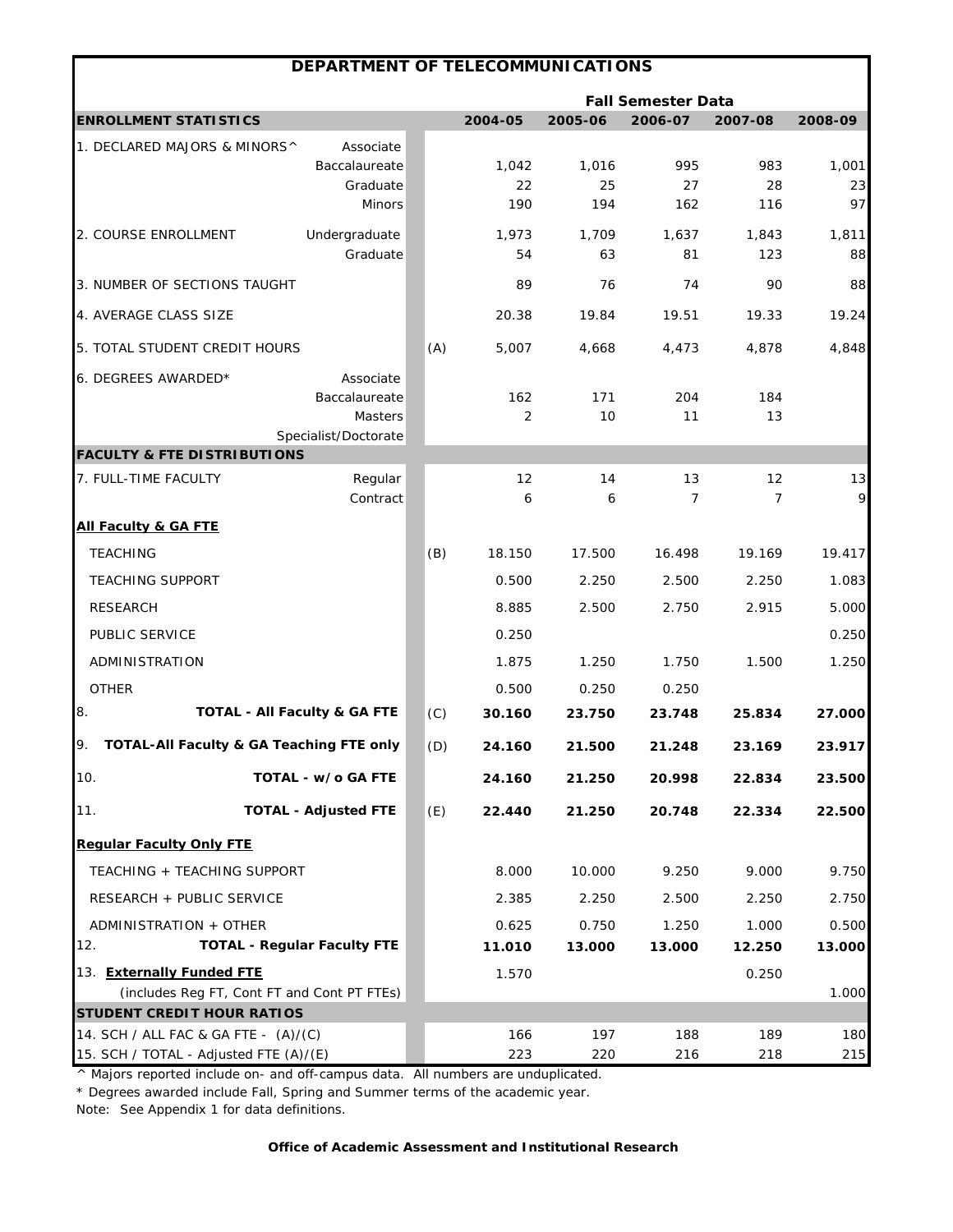## DEPARTMENT OF TELECOMMUNICATIONS

| | | | Fall Semester Data | | | | |
|---|---|---|---|---|---|---|---|
| **ENROLLMENT STATISTICS** | | | **2004-05** | **2005-06** | **2006-07** | **2007-08** | **2008-09** |
| 1. DECLARED MAJORS & MINORS^ | Associate | | | | | | |
| | Baccalaureate | | 1,042 | 1,016 | 995 | 983 | 1,001 |
| | Graduate | | 22 | 25 | 27 | 28 | 23 |
| | Minors | | 190 | 194 | 162 | 116 | 97 |
| 2. COURSE ENROLLMENT | Undergraduate | | 1,973 | 1,709 | 1,637 | 1,843 | 1,811 |
| | Graduate | | 54 | 63 | 81 | 123 | 88 |
| 3. NUMBER OF SECTIONS TAUGHT | | | 89 | 76 | 74 | 90 | 88 |
| 4. AVERAGE CLASS SIZE | | | 20.38 | 19.84 | 19.51 | 19.33 | 19.24 |
| 5. TOTAL STUDENT CREDIT HOURS | | (A) | 5,007 | 4,668 | 4,473 | 4,878 | 4,848 |
| 6. DEGREES AWARDED* | Associate | | | | | | |
| | Baccalaureate | | 162 | 171 | 204 | 184 | |
| | Masters | | 2 | 10 | 11 | 13 | |
| | Specialist/Doctorate | | | | | | |
| **FACULTY & FTE DISTRIBUTIONS** | | | | | | | |
| 7. FULL-TIME FACULTY | Regular | | 12 | 14 | 13 | 12 | 13 |
| | Contract | | 6 | 6 | 7 | 7 | 9 |
| **All Faculty & GA FTE** | | | | | | | |
| TEACHING | | (B) | 18.150 | 17.500 | 16.498 | 19.169 | 19.417 |
| TEACHING SUPPORT | | | 0.500 | 2.250 | 2.500 | 2.250 | 1.083 |
| RESEARCH | | | 8.885 | 2.500 | 2.750 | 2.915 | 5.000 |
| PUBLIC SERVICE | | | 0.250 | | | | 0.250 |
| ADMINISTRATION | | | 1.875 | 1.250 | 1.750 | 1.500 | 1.250 |
| OTHER | | | 0.500 | 0.250 | 0.250 | | |
| 8. | **TOTAL - All Faculty & GA FTE** | (C) | **30.160** | **23.750** | **23.748** | **25.834** | **27.000** |
| 9. **TOTAL-All Faculty & GA Teaching FTE only** | | (D) | **24.160** | **21.500** | **21.248** | **23.169** | **23.917** |
| 10. | **TOTAL - w/o GA FTE** | | **24.160** | **21.250** | **20.998** | **22.834** | **23.500** |
| 11. | **TOTAL - Adjusted FTE** | (E) | **22.440** | **21.250** | **20.748** | **22.334** | **22.500** |
| **Regular Faculty Only FTE** | | | | | | | |
| TEACHING + TEACHING SUPPORT | | | 8.000 | 10.000 | 9.250 | 9.000 | 9.750 |
| RESEARCH + PUBLIC SERVICE | | | 2.385 | 2.250 | 2.500 | 2.250 | 2.750 |
| ADMINISTRATION + OTHER | | | 0.625 | 0.750 | 1.250 | 1.000 | 0.500 |
| 12. | **TOTAL - Regular Faculty FTE** | | **11.010** | **13.000** | **13.000** | **12.250** | **13.000** |
| 13. **Externally Funded FTE** | | | 1.570 | | | 0.250 | |
| (includes Reg FT, Cont FT and Cont PT FTEs) | | | | | | | 1.000 |
| **STUDENT CREDIT HOUR RATIOS** | | | | | | | |
| 14. SCH / ALL FAC & GA FTE - (A)/(C) | | | 166 | 197 | 188 | 189 | 180 |
| 15. SCH / TOTAL - Adjusted FTE (A)/(E) | | | 223 | 220 | 216 | 218 | 215 |

^ Majors reported include on- and off-campus data. All numbers are unduplicated.

* Degrees awarded include Fall, Spring and Summer terms of the academic year.

Note: See Appendix 1 for data definitions.

**Office of Academic Assessment and Institutional Research**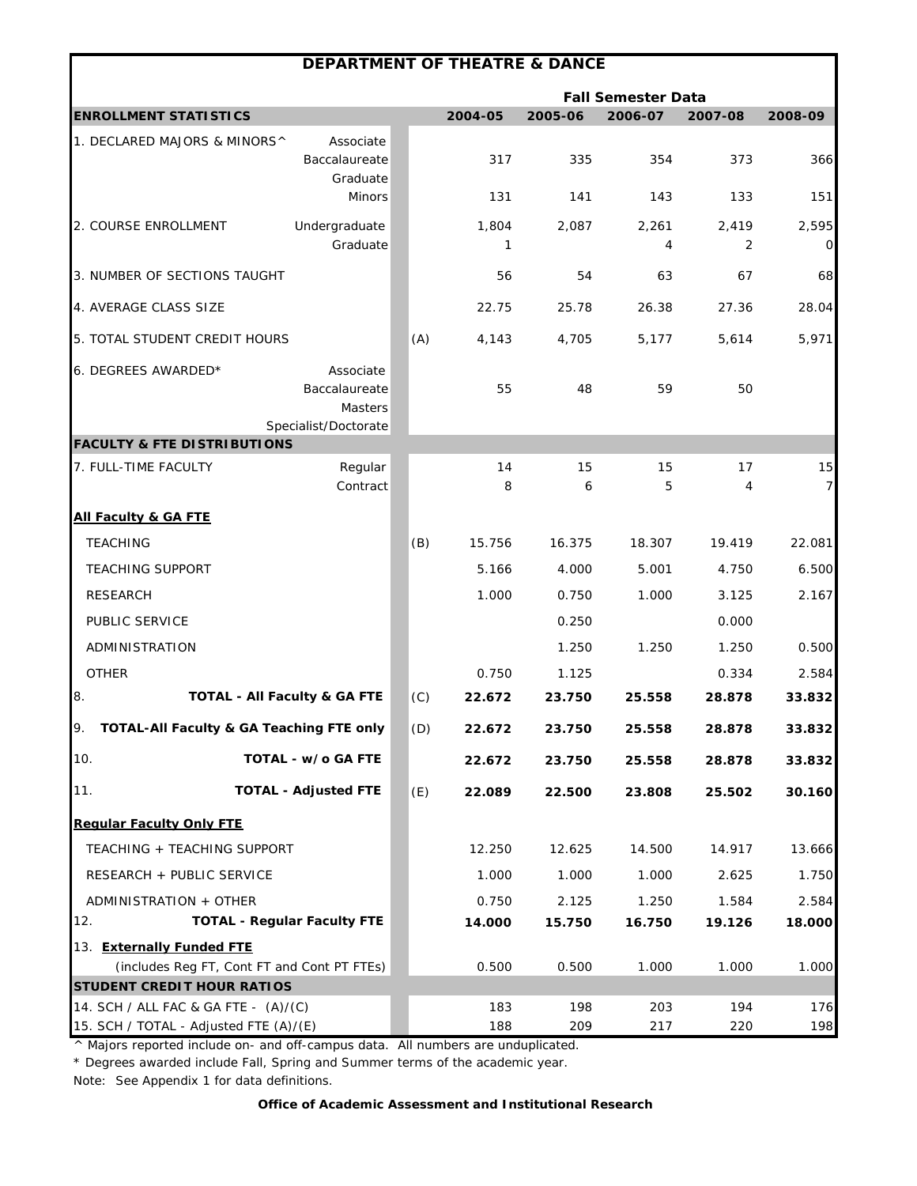## DEPARTMENT OF THEATRE & DANCE

| ENROLLMENT STATISTICS | | | 2004-05 | 2005-06 | 2006-07 | 2007-08 | 2008-09 |
|---|---|---|---|---|---|---|---|
| | | | **Fall Semester Data** | | | | |
| 1. DECLARED MAJORS & MINORS^ | Associate | | | | | | |
| | Baccalaureate | | 317 | 335 | 354 | 373 | 366 |
| | Graduate | | | | | | |
| | Minors | | 131 | 141 | 143 | 133 | 151 |
| 2. COURSE ENROLLMENT | Undergraduate | | 1,804 | 2,087 | 2,261 | 2,419 | 2,595 |
| | Graduate | | 1 | | 4 | 2 | 0 |
| 3. NUMBER OF SECTIONS TAUGHT | | | 56 | 54 | 63 | 67 | 68 |
| 4. AVERAGE CLASS SIZE | | | 22.75 | 25.78 | 26.38 | 27.36 | 28.04 |
| 5. TOTAL STUDENT CREDIT HOURS | | (A) | 4,143 | 4,705 | 5,177 | 5,614 | 5,971 |
| 6. DEGREES AWARDED* | Associate | | | | | | |
| | Baccalaureate | | 55 | 48 | 59 | 50 | |
| | Masters | | | | | | |
| | Specialist/Doctorate | | | | | | |
| **FACULTY & FTE DISTRIBUTIONS** | | | | | | | |
| 7. FULL-TIME FACULTY | Regular | | 14 | 15 | 15 | 17 | 15 |
| | Contract | | 8 | 6 | 5 | 4 | 7 |
| **All Faculty & GA FTE** | | | | | | | |
| TEACHING | | (B) | 15.756 | 16.375 | 18.307 | 19.419 | 22.081 |
| TEACHING SUPPORT | | | 5.166 | 4.000 | 5.001 | 4.750 | 6.500 |
| RESEARCH | | | 1.000 | 0.750 | 1.000 | 3.125 | 2.167 |
| PUBLIC SERVICE | | | | 0.250 | | 0.000 | |
| ADMINISTRATION | | | | 1.250 | 1.250 | 1.250 | 0.500 |
| OTHER | | | 0.750 | 1.125 | | 0.334 | 2.584 |
| 8. **TOTAL - All Faculty & GA FTE** | | (C) | **22.672** | **23.750** | **25.558** | **28.878** | **33.832** |
| 9. **TOTAL-All Faculty & GA Teaching FTE only** | | (D) | **22.672** | **23.750** | **25.558** | **28.878** | **33.832** |
| 10. **TOTAL - w/o GA FTE** | | | **22.672** | **23.750** | **25.558** | **28.878** | **33.832** |
| 11. **TOTAL - Adjusted FTE** | | (E) | **22.089** | **22.500** | **23.808** | **25.502** | **30.160** |
| **Regular Faculty Only FTE** | | | | | | | |
| TEACHING + TEACHING SUPPORT | | | 12.250 | 12.625 | 14.500 | 14.917 | 13.666 |
| RESEARCH + PUBLIC SERVICE | | | 1.000 | 1.000 | 1.000 | 2.625 | 1.750 |
| ADMINISTRATION + OTHER | | | 0.750 | 2.125 | 1.250 | 1.584 | 2.584 |
| 12. **TOTAL - Regular Faculty FTE** | | | **14.000** | **15.750** | **16.750** | **19.126** | **18.000** |
| 13. **Externally Funded FTE** (includes Reg FT, Cont FT and Cont PT FTEs) | | | 0.500 | 0.500 | 1.000 | 1.000 | 1.000 |
| **STUDENT CREDIT HOUR RATIOS** | | | | | | | |
| 14. SCH / ALL FAC & GA FTE - (A)/(C) | | | 183 | 198 | 203 | 194 | 176 |
| 15. SCH / TOTAL - Adjusted FTE (A)/(E) | | | 188 | 209 | 217 | 220 | 198 |

^ Majors reported include on- and off-campus data. All numbers are unduplicated.

* Degrees awarded include Fall, Spring and Summer terms of the academic year.

Note: See Appendix 1 for data definitions.

**Office of Academic Assessment and Institutional Research**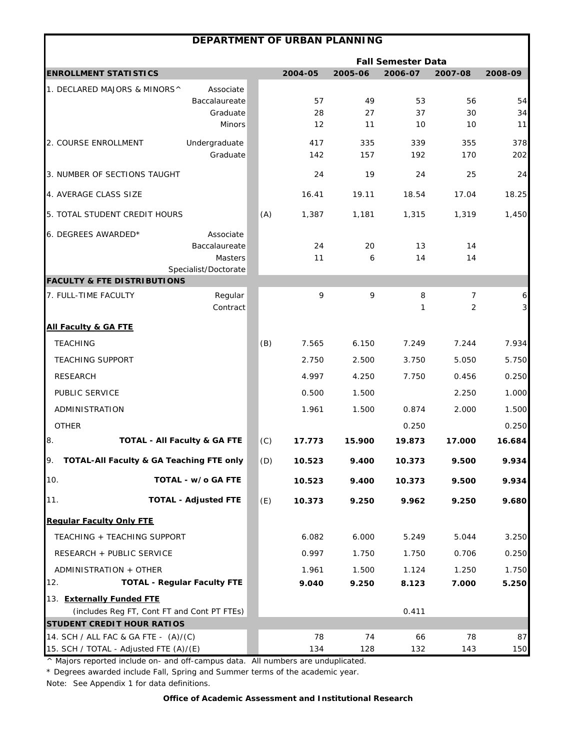# DEPARTMENT OF URBAN PLANNING

| | | | Fall Semester Data | | | | |
|---|---|---|---|---|---|---|---|
| **ENROLLMENT STATISTICS** | | | **2004-05** | **2005-06** | **2006-07** | **2007-08** | **2008-09** |
| 1. DECLARED MAJORS & MINORS^ | Associate | | | | | | |
| | Baccalaureate | | 57 | 49 | 53 | 56 | 54 |
| | Graduate | | 28 | 27 | 37 | 30 | 34 |
| | Minors | | 12 | 11 | 10 | 10 | 11 |
| 2. COURSE ENROLLMENT | Undergraduate | | 417 | 335 | 339 | 355 | 378 |
| | Graduate | | 142 | 157 | 192 | 170 | 202 |
| 3. NUMBER OF SECTIONS TAUGHT | | | 24 | 19 | 24 | 25 | 24 |
| 4. AVERAGE CLASS SIZE | | | 16.41 | 19.11 | 18.54 | 17.04 | 18.25 |
| 5. TOTAL STUDENT CREDIT HOURS | | (A) | 1,387 | 1,181 | 1,315 | 1,319 | 1,450 |
| 6. DEGREES AWARDED* | Associate | | | | | | |
| | Baccalaureate | | 24 | 20 | 13 | 14 | |
| | Masters | | 11 | 6 | 14 | 14 | |
| | Specialist/Doctorate | | | | | | |
| **FACULTY & FTE DISTRIBUTIONS** | | | | | | | |
| 7. FULL-TIME FACULTY | Regular | | 9 | 9 | 8 | 7 | 6 |
| | Contract | | | | 1 | 2 | 3 |
| **All Faculty & GA FTE** | | | | | | | |
| TEACHING | | (B) | 7.565 | 6.150 | 7.249 | 7.244 | 7.934 |
| TEACHING SUPPORT | | | 2.750 | 2.500 | 3.750 | 5.050 | 5.750 |
| RESEARCH | | | 4.997 | 4.250 | 7.750 | 0.456 | 0.250 |
| PUBLIC SERVICE | | | 0.500 | 1.500 | | 2.250 | 1.000 |
| ADMINISTRATION | | | 1.961 | 1.500 | 0.874 | 2.000 | 1.500 |
| OTHER | | | | | 0.250 | | 0.250 |
| 8. | **TOTAL - All Faculty & GA FTE** | (C) | **17.773** | **15.900** | **19.873** | **17.000** | **16.684** |
| 9. **TOTAL-All Faculty & GA Teaching FTE only** | | (D) | **10.523** | **9.400** | **10.373** | **9.500** | **9.934** |
| 10. | **TOTAL - w/o GA FTE** | | **10.523** | **9.400** | **10.373** | **9.500** | **9.934** |
| 11. | **TOTAL - Adjusted FTE** | (E) | **10.373** | **9.250** | **9.962** | **9.250** | **9.680** |
| **Regular Faculty Only FTE** | | | | | | | |
| TEACHING + TEACHING SUPPORT | | | 6.082 | 6.000 | 5.249 | 5.044 | 3.250 |
| RESEARCH + PUBLIC SERVICE | | | 0.997 | 1.750 | 1.750 | 0.706 | 0.250 |
| ADMINISTRATION + OTHER | | | 1.961 | 1.500 | 1.124 | 1.250 | 1.750 |
| 12. | **TOTAL - Regular Faculty FTE** | | **9.040** | **9.250** | **8.123** | **7.000** | **5.250** |
| 13. **Externally Funded FTE** | | | | | | | |
| (includes Reg FT, Cont FT and Cont PT FTEs) | | | | | 0.411 | | |
| **STUDENT CREDIT HOUR RATIOS** | | | | | | | |
| 14. SCH / ALL FAC & GA FTE - (A)/(C) | | | 78 | 74 | 66 | 78 | 87 |
| 15. SCH / TOTAL - Adjusted FTE (A)/(E) | | | 134 | 128 | 132 | 143 | 150 |

^ Majors reported include on- and off-campus data. All numbers are unduplicated.

* Degrees awarded include Fall, Spring and Summer terms of the academic year.

Note: See Appendix 1 for data definitions.

**Office of Academic Assessment and Institutional Research**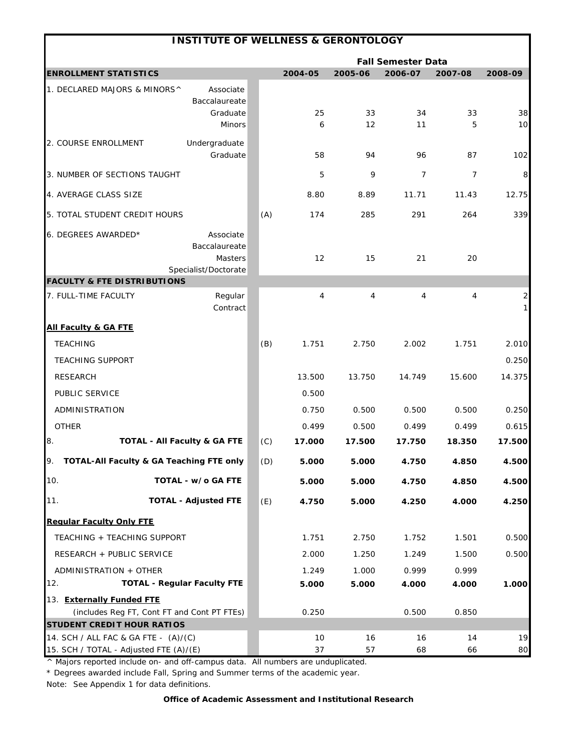# INSTITUTE OF WELLNESS & GERONTOLOGY

| ENROLLMENT STATISTICS | | | 2004-05 | 2005-06 | 2006-07 | 2007-08 | 2008-09 |
|---|---|---|---|---|---|---|---|
| | | | **Fall Semester Data** | | | | |
| 1. DECLARED MAJORS & MINORS^ | Associate | | | | | | |
| | Baccalaureate | | | | | | |
| | Graduate | | 25 | 33 | 34 | 33 | 38 |
| | Minors | | 6 | 12 | 11 | 5 | 10 |
| 2. COURSE ENROLLMENT | Undergraduate | | | | | | |
| | Graduate | | 58 | 94 | 96 | 87 | 102 |
| 3. NUMBER OF SECTIONS TAUGHT | | | 5 | 9 | 7 | 7 | 8 |
| 4. AVERAGE CLASS SIZE | | | 8.80 | 8.89 | 11.71 | 11.43 | 12.75 |
| 5. TOTAL STUDENT CREDIT HOURS | | (A) | 174 | 285 | 291 | 264 | 339 |
| 6. DEGREES AWARDED* | Associate | | | | | | |
| | Baccalaureate | | | | | | |
| | Masters | | 12 | 15 | 21 | 20 | |
| | Specialist/Doctorate | | | | | | |
| **FACULTY & FTE DISTRIBUTIONS** | | | | | | | |
| 7. FULL-TIME FACULTY | Regular | | 4 | 4 | 4 | 4 | 2 |
| | Contract | | | | | | 1 |
| **All Faculty & GA FTE** | | | | | | | |
| TEACHING | | (B) | 1.751 | 2.750 | 2.002 | 1.751 | 2.010 |
| TEACHING SUPPORT | | | | | | | 0.250 |
| RESEARCH | | | 13.500 | 13.750 | 14.749 | 15.600 | 14.375 |
| PUBLIC SERVICE | | | 0.500 | | | | |
| ADMINISTRATION | | | 0.750 | 0.500 | 0.500 | 0.500 | 0.250 |
| OTHER | | | 0.499 | 0.500 | 0.499 | 0.499 | 0.615 |
| 8. **TOTAL - All Faculty & GA FTE** | | (C) | **17.000** | **17.500** | **17.750** | **18.350** | **17.500** |
| 9. **TOTAL-All Faculty & GA Teaching FTE only** | | (D) | **5.000** | **5.000** | **4.750** | **4.850** | **4.500** |
| 10. **TOTAL - w/o GA FTE** | | | **5.000** | **5.000** | **4.750** | **4.850** | **4.500** |
| 11. **TOTAL - Adjusted FTE** | | (E) | **4.750** | **5.000** | **4.250** | **4.000** | **4.250** |
| **Regular Faculty Only FTE** | | | | | | | |
| TEACHING + TEACHING SUPPORT | | | 1.751 | 2.750 | 1.752 | 1.501 | 0.500 |
| RESEARCH + PUBLIC SERVICE | | | 2.000 | 1.250 | 1.249 | 1.500 | 0.500 |
| ADMINISTRATION + OTHER | | | 1.249 | 1.000 | 0.999 | 0.999 | |
| 12. **TOTAL - Regular Faculty FTE** | | | **5.000** | **5.000** | **4.000** | **4.000** | **1.000** |
| 13. **Externally Funded FTE** (includes Reg FT, Cont FT and Cont PT FTEs) | | | 0.250 | | 0.500 | 0.850 | |
| **STUDENT CREDIT HOUR RATIOS** | | | | | | | |
| 14. SCH / ALL FAC & GA FTE - (A)/(C) | | | 10 | 16 | 16 | 14 | 19 |
| 15. SCH / TOTAL - Adjusted FTE (A)/(E) | | | 37 | 57 | 68 | 66 | 80 |

^ Majors reported include on- and off-campus data. All numbers are unduplicated.

* Degrees awarded include Fall, Spring and Summer terms of the academic year.

Note: See Appendix 1 for data definitions.

**Office of Academic Assessment and Institutional Research**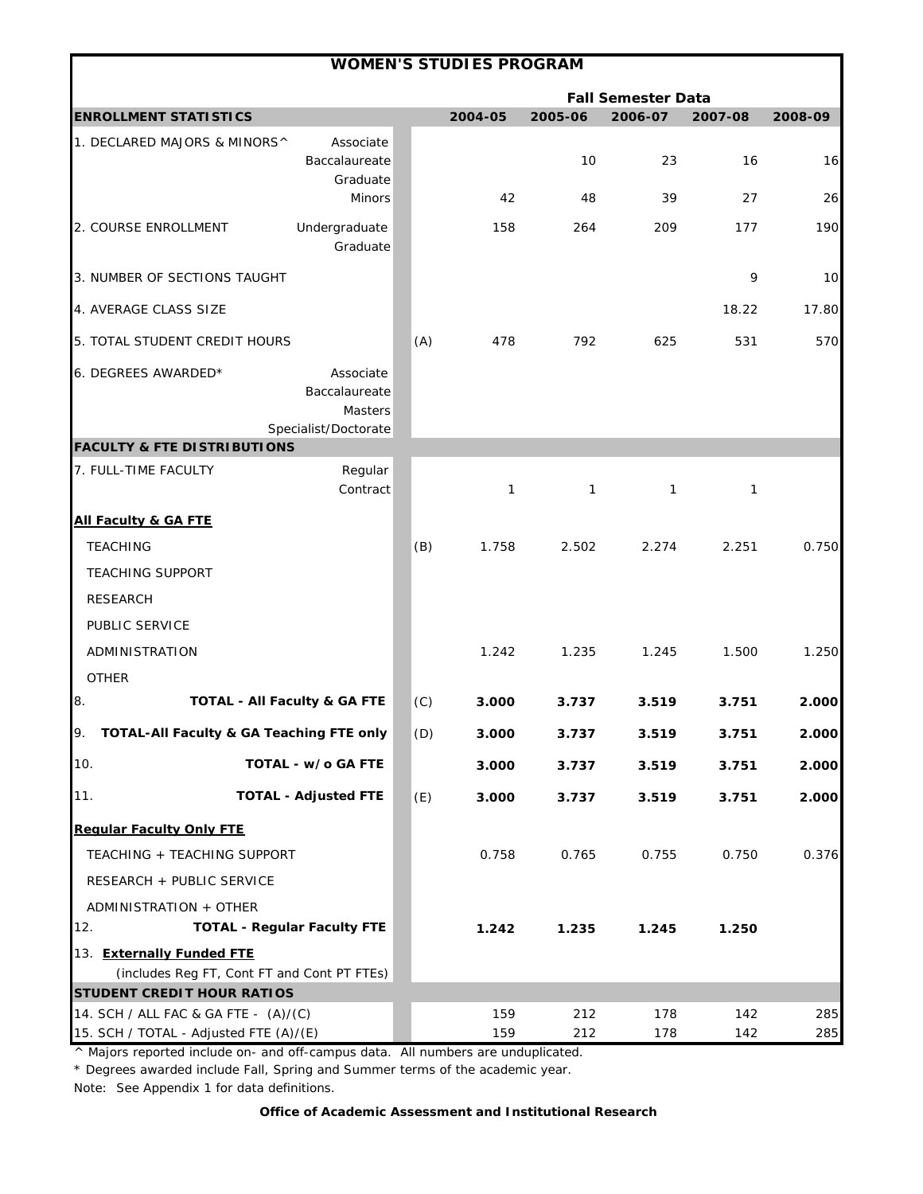# WOMEN'S STUDIES PROGRAM

| | | | Fall Semester Data | | | | |
|---|---|---|---|---|---|---|---|
| **ENROLLMENT STATISTICS** | | | 2004-05 | 2005-06 | 2006-07 | 2007-08 | 2008-09 |
| 1. DECLARED MAJORS & MINORS^ | Associate | | | | | | |
| | Baccalaureate | | | 10 | 23 | 16 | 16 |
| | Graduate | | | | | | |
| | Minors | | 42 | 48 | 39 | 27 | 26 |
| 2. COURSE ENROLLMENT | Undergraduate | | 158 | 264 | 209 | 177 | 190 |
| | Graduate | | | | | | |
| 3. NUMBER OF SECTIONS TAUGHT | | | | | | 9 | 10 |
| 4. AVERAGE CLASS SIZE | | | | | | 18.22 | 17.80 |
| 5. TOTAL STUDENT CREDIT HOURS | | (A) | 478 | 792 | 625 | 531 | 570 |
| 6. DEGREES AWARDED* | Associate | | | | | | |
| | Baccalaureate | | | | | | |
| | Masters | | | | | | |
| | Specialist/Doctorate | | | | | | |
| **FACULTY & FTE DISTRIBUTIONS** | | | | | | | |
| 7. FULL-TIME FACULTY | Regular | | | | | | |
| | Contract | | 1 | 1 | 1 | 1 | |
| **All Faculty & GA FTE** | | | | | | | |
| TEACHING | | (B) | 1.758 | 2.502 | 2.274 | 2.251 | 0.750 |
| TEACHING SUPPORT | | | | | | | |
| RESEARCH | | | | | | | |
| PUBLIC SERVICE | | | | | | | |
| ADMINISTRATION | | | 1.242 | 1.235 | 1.245 | 1.500 | 1.250 |
| OTHER | | | | | | | |
| 8. **TOTAL - All Faculty & GA FTE** | | (C) | **3.000** | **3.737** | **3.519** | **3.751** | **2.000** |
| 9. **TOTAL-All Faculty & GA Teaching FTE only** | | (D) | **3.000** | **3.737** | **3.519** | **3.751** | **2.000** |
| 10. **TOTAL - w/o GA FTE** | | | **3.000** | **3.737** | **3.519** | **3.751** | **2.000** |
| 11. **TOTAL - Adjusted FTE** | | (E) | **3.000** | **3.737** | **3.519** | **3.751** | **2.000** |
| **Regular Faculty Only FTE** | | | | | | | |
| TEACHING + TEACHING SUPPORT | | | 0.758 | 0.765 | 0.755 | 0.750 | 0.376 |
| RESEARCH + PUBLIC SERVICE | | | | | | | |
| ADMINISTRATION + OTHER | | | | | | | |
| 12. **TOTAL - Regular Faculty FTE** | | | **1.242** | **1.235** | **1.245** | **1.250** | |
| 13. **Externally Funded FTE** (includes Reg FT, Cont FT and Cont PT FTEs) | | | | | | | |
| **STUDENT CREDIT HOUR RATIOS** | | | | | | | |
| 14. SCH / ALL FAC & GA FTE - (A)/(C) | | | 159 | 212 | 178 | 142 | 285 |
| 15. SCH / TOTAL - Adjusted FTE (A)/(E) | | | 159 | 212 | 178 | 142 | 285 |

^ Majors reported include on- and off-campus data. All numbers are unduplicated.

* Degrees awarded include Fall, Spring and Summer terms of the academic year.

Note: See Appendix 1 for data definitions.

**Office of Academic Assessment and Institutional Research**